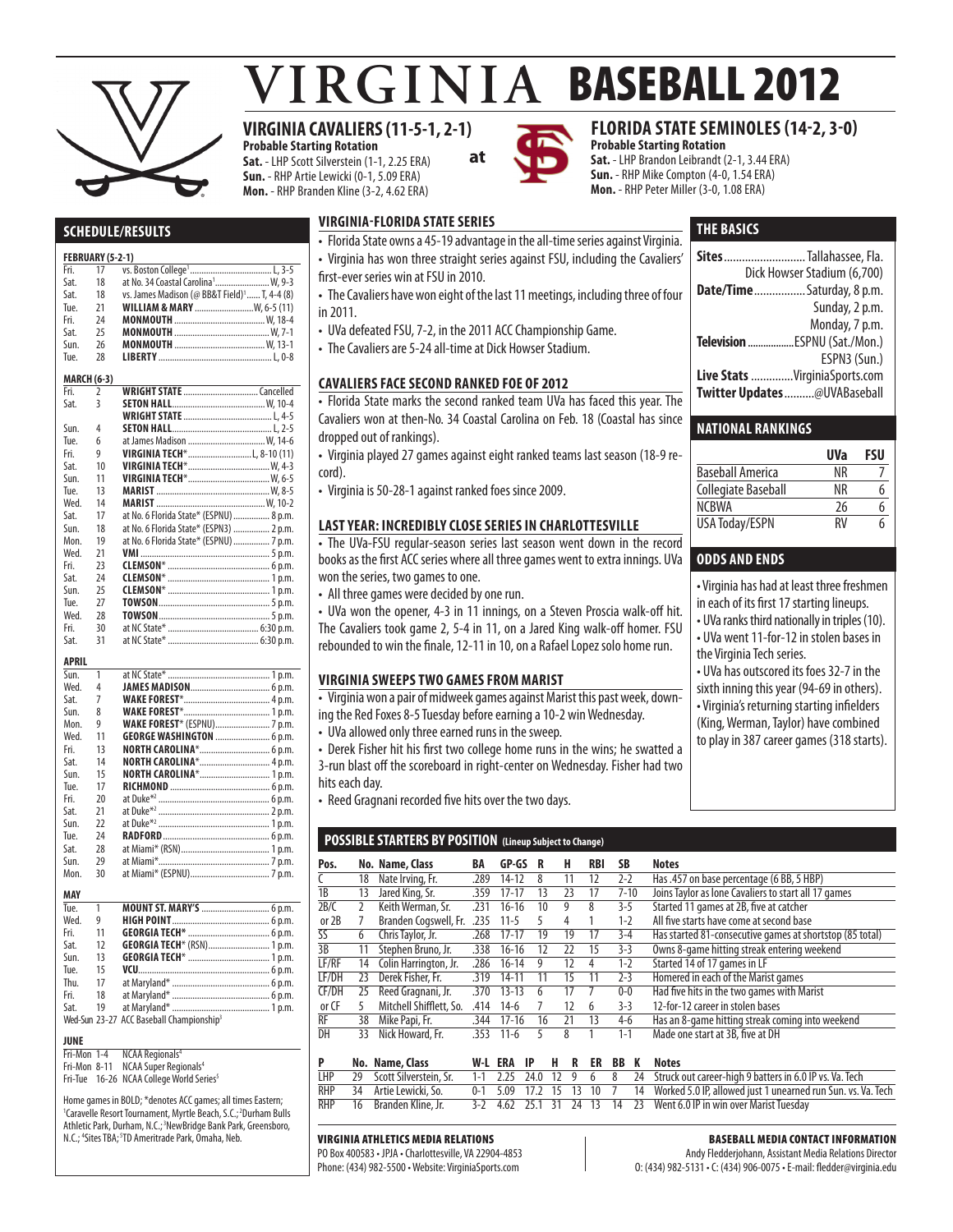# VIRGINIA BASEBALL 2012

## VIRGINIA CAVALIERS (11-5-1, 2-1)

**Probable Starting Rotation**
**Sat.** - LHP Scott Silverstein (1-1, 2.25 ERA)
**Sun.** - RHP Artie Lewicki (0-1, 5.09 ERA)
**Mon.** - RHP Branden Kline (3-2, 4.62 ERA)

**at**

## FLORIDA STATE SEMINOLES (14-2, 3-0)

**Probable Starting Rotation**
**Sat.** - LHP Brandon Leibrandt (2-1, 3.44 ERA)
**Sun.** - RHP Mike Compton (4-0, 1.54 ERA)
**Mon.** - RHP Peter Miller (3-0, 1.08 ERA)

## SCHEDULE/RESULTS

**FEBRUARY (5-2-1)**

| | | | |
|---|---|---|---|
| Fri. | 17 | vs. Boston College[1] | L, 3-5 |
| Sat. | 18 | at No. 34 Coastal Carolina[1] | W, 9-3 |
| Sat. | 18 | vs. James Madison (@ BB&T Field)[1] | T, 4-4 (8) |
| Tue. | 21 | **WILLIAM & MARY** | W, 6-5 (11) |
| Fri. | 24 | **MONMOUTH** | W, 18-4 |
| Sat. | 25 | **MONMOUTH** | W, 7-1 |
| Sun. | 26 | **MONMOUTH** | W, 13-1 |
| Tue. | 28 | **LIBERTY** | L, 0-8 |

**MARCH (6-3)**

| | | | |
|---|---|---|---|
| Fri. | 2 | **WRIGHT STATE** | Cancelled |
| Sat. | 3 | **SETON HALL** | W, 10-4 |
| | | **WRIGHT STATE** | L, 4-5 |
| Sun. | 4 | **SETON HALL** | L, 2-5 |
| Tue. | 6 | at James Madison | W, 14-6 |
| Fri. | 9 | **VIRGINIA TECH*** | L, 8-10 (11) |
| Sat. | 10 | **VIRGINIA TECH*** | W, 4-3 |
| Sun. | 11 | **VIRGINIA TECH*** | W, 6-5 |
| Tue. | 13 | **MARIST** | W, 8-5 |
| Wed. | 14 | **MARIST** | W, 10-2 |
| Sat. | 17 | at No. 6 Florida State* (ESPNU) | 8 p.m. |
| Sun. | 18 | at No. 6 Florida State* (ESPN3) | 2 p.m. |
| Mon. | 19 | at No. 6 Florida State* (ESPNU) | 7 p.m. |
| Wed. | 21 | **VMI** | 5 p.m. |
| Fri. | 23 | **CLEMSON*** | 6 p.m. |
| Sat. | 24 | **CLEMSON*** | 1 p.m. |
| Sun. | 25 | **CLEMSON*** | 1 p.m. |
| Tue. | 27 | **TOWSON** | 5 p.m. |
| Wed. | 28 | **TOWSON** | 5 p.m. |
| Fri. | 30 | at NC State* | 6:30 p.m. |
| Sat. | 31 | at NC State* | 6:30 p.m. |

**APRIL**

| | | | |
|---|---|---|---|
| Sun. | 1 | at NC State* | 1 p.m. |
| Wed. | 4 | **JAMES MADISON** | 6 p.m. |
| Sat. | 7 | **WAKE FOREST*** | 4 p.m. |
| Sun. | 8 | **WAKE FOREST*** | 1 p.m. |
| Mon. | 9 | **WAKE FOREST*** (ESPNU) | 7 p.m. |
| Wed. | 11 | **GEORGE WASHINGTON** | 6 p.m. |
| Fri. | 13 | **NORTH CAROLINA*** | 6 p.m. |
| Sat. | 14 | **NORTH CAROLINA*** | 4 p.m. |
| Sun. | 15 | **NORTH CAROLINA*** | 1 p.m. |
| Tue. | 17 | **RICHMOND** | 6 p.m. |
| Fri. | 20 | at Duke*[2] | 6 p.m. |
| Sat. | 21 | at Duke*[2] | 2 p.m. |
| Sun. | 22 | at Duke*[2] | 1 p.m. |
| Tue. | 24 | **RADFORD** | 6 p.m. |
| Sat. | 28 | at Miami* (RSN) | 1 p.m. |
| Sun. | 29 | at Miami* | 7 p.m. |
| Mon. | 30 | at Miami* (ESPNU) | 7 p.m. |

**MAY**

| | | | |
|---|---|---|---|
| Tue. | 1 | **MOUNT ST. MARY'S** | 6 p.m. |
| Wed. | 9 | **HIGH POINT** | 6 p.m. |
| Fri. | 11 | **GEORGIA TECH*** | 6 p.m. |
| Sat. | 12 | **GEORGIA TECH*** (RSN) | 1 p.m. |
| Sun. | 13 | **GEORGIA TECH*** | 1 p.m. |
| Tue. | 15 | **VCU** | 6 p.m. |
| Thu. | 17 | at Maryland* | 6 p.m. |
| Fri. | 18 | at Maryland* | 6 p.m. |
| Sat. | 19 | at Maryland* | 1 p.m. |
| Wed-Sun | 23-27 | ACC Baseball Championship[3] | |

**JUNE**

| | | |
|---|---|---|
| Fri-Mon | 1-4 | NCAA Regionals[4] |
| Fri-Mon | 8-11 | NCAA Super Regionals[4] |
| Fri-Tue | 16-26 | NCAA College World Series[5] |

Home games in BOLD; *denotes ACC games; all times Eastern; [1]Caravelle Resort Tournament, Myrtle Beach, S.C.; [2]Durham Bulls Athletic Park, Durham, N.C.; [3]NewBridge Bank Park, Greensboro, N.C.; [4]Sites TBA; [5]TD Ameritrade Park, Omaha, Neb.

## VIRGINIA-FLORIDA STATE SERIES

- Florida State owns a 45-19 advantage in the all-time series against Virginia.
- Virginia has won three straight series against FSU, including the Cavaliers' first-ever series win at FSU in 2010.
- The Cavaliers have won eight of the last 11 meetings, including three of four in 2011.
- UVa defeated FSU, 7-2, in the 2011 ACC Championship Game.
- The Cavaliers are 5-24 all-time at Dick Howser Stadium.

## CAVALIERS FACE SECOND RANKED FOE OF 2012

- Florida State marks the second ranked team UVa has faced this year. The Cavaliers won at then-No. 34 Coastal Carolina on Feb. 18 (Coastal has since dropped out of rankings).
- Virginia played 27 games against eight ranked teams last season (18-9 record).
- Virginia is 50-28-1 against ranked foes since 2009.

## LAST YEAR: INCREDIBLY CLOSE SERIES IN CHARLOTTESVILLE

- The UVa-FSU regular-season series last season went down in the record books as the first ACC series where all three games went to extra innings. UVa won the series, two games to one.
- All three games were decided by one run.
- UVa won the opener, 4-3 in 11 innings, on a Steven Proscia walk-off hit. The Cavaliers took game 2, 5-4 in 11, on a Jared King walk-off homer. FSU rebounded to win the finale, 12-11 in 10, on a Rafael Lopez solo home run.

## VIRGINIA SWEEPS TWO GAMES FROM MARIST

- Virginia won a pair of midweek games against Marist this past week, downing the Red Foxes 8-5 Tuesday before earning a 10-2 win Wednesday.
- UVa allowed only three earned runs in the sweep.
- Derek Fisher hit his first two college home runs in the wins; he swatted a 3-run blast off the scoreboard in right-center on Wednesday. Fisher had two hits each day.
- Reed Gragnani recorded five hits over the two days.

## THE BASICS

**Sites** ........ Tallahassee, Fla.
Dick Howser Stadium (6,700)
**Date/Time** ........ Saturday, 8 p.m.
Sunday, 2 p.m.
Monday, 7 p.m.
**Television** ........ ESPNU (Sat./Mon.)
ESPN3 (Sun.)
**Live Stats** ........ VirginiaSports.com
**Twitter Updates** ........ @UVABaseball

## NATIONAL RANKINGS

| | UVa | FSU |
|---|---|---|
| Baseball America | NR | 7 |
| Collegiate Baseball | NR | 6 |
| NCBWA | 26 | 6 |
| USA Today/ESPN | RV | 6 |

## ODDS AND ENDS

- Virginia has had at least three freshmen in each of its first 17 starting lineups.
- UVa ranks third nationally in triples (10).
- UVa went 11-for-12 in stolen bases in the Virginia Tech series.
- UVa has outscored its foes 32-7 in the sixth inning this year (94-69 in others).
- Virginia's returning starting infielders (King, Werman, Taylor) have combined to play in 387 career games (318 starts).

## POSSIBLE STARTERS BY POSITION (Lineup Subject to Change)

| Pos. | No. | Name, Class | BA | GP-GS | R | H | RBI | SB | Notes |
|---|---|---|---|---|---|---|---|---|---|
| C | 18 | Nate Irving, Fr. | .289 | 14-12 | 8 | 11 | 12 | 2-2 | Has .457 on base percentage (6 BB, 5 HBP) |
| 1B | 13 | Jared King, Sr. | .359 | 17-17 | 13 | 23 | 17 | 7-10 | Joins Taylor as lone Cavaliers to start all 17 games |
| 2B/C | 2 | Keith Werman, Sr. | .231 | 16-16 | 10 | 9 | 8 | 3-5 | Started 11 games at 2B, five at catcher |
| or 2B | 7 | Branden Cogswell, Fr. | .235 | 11-5 | 5 | 4 | 1 | 1-2 | All five starts have come at second base |
| SS | 6 | Chris Taylor, Jr. | .268 | 17-17 | 19 | 19 | 17 | 3-4 | Has started 81-consecutive games at shortstop (85 total) |
| 3B | 11 | Stephen Bruno, Jr. | .338 | 16-16 | 12 | 22 | 15 | 3-3 | Owns 8-game hitting streak entering weekend |
| LF/RF | 14 | Colin Harrington, Jr. | .286 | 16-14 | 9 | 12 | 4 | 1-2 | Started 14 of 17 games in LF |
| LF/DH | 23 | Derek Fisher, Fr. | .319 | 14-11 | 11 | 15 | 11 | 2-3 | Homered in each of the Marist games |
| CF/DH | 25 | Reed Gragnani, Jr. | .370 | 13-13 | 6 | 17 | 7 | 0-0 | Had five hits in the two games with Marist |
| or CF | 5 | Mitchell Shifflett, So. | .414 | 14-6 | 7 | 12 | 6 | 3-3 | 12-for-12 career in stolen bases |
| RF | 38 | Mike Papi, Fr. | .344 | 17-16 | 16 | 21 | 13 | 4-6 | Has an 8-game hitting streak coming into weekend |
| DH | 33 | Nick Howard, Fr. | .353 | 11-6 | 5 | 8 | 1 | 1-1 | Made one start at 3B, five at DH |

| P | No. | Name, Class | W-L | ERA | IP | H | R | ER | BB | K | Notes |
|---|---|---|---|---|---|---|---|---|---|---|---|
| LHP | 29 | Scott Silverstein, Sr. | 1-1 | 2.25 | 24.0 | 12 | 9 | 6 | 8 | 24 | Struck out career-high 9 batters in 6.0 IP vs. Va. Tech |
| RHP | 34 | Artie Lewicki, So. | 0-1 | 5.09 | 17.2 | 15 | 13 | 10 | 7 | 14 | Worked 5.0 IP, allowed just 1 unearned run Sun. vs. Va. Tech |
| RHP | 16 | Branden Kline, Jr. | 3-2 | 4.62 | 25.1 | 31 | 24 | 13 | 14 | 23 | Went 6.0 IP in win over Marist Tuesday |

**VIRGINIA ATHLETICS MEDIA RELATIONS**
PO Box 400583 • JPJA • Charlottesville, VA 22904-4853
Phone: (434) 982-5500 • Website: VirginiaSports.com

**BASEBALL MEDIA CONTACT INFORMATION**
Andy Fledderjohann, Assistant Media Relations Director
O: (434) 982-5131 • C: (434) 906-0075 • E-mail: fledder@virginia.edu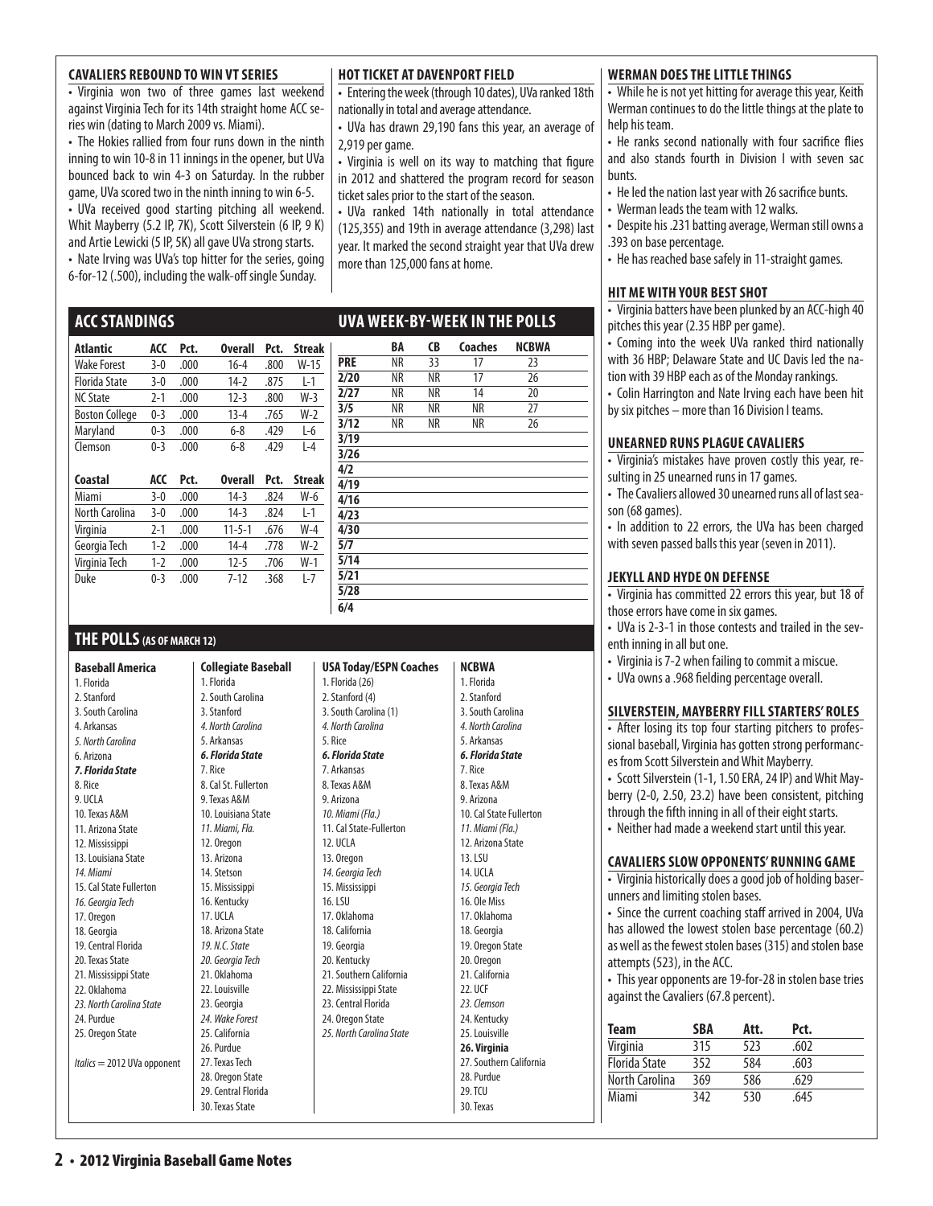## CAVALIERS REBOUND TO WIN VT SERIES

- Virginia won two of three games last weekend against Virginia Tech for its 14th straight home ACC series win (dating to March 2009 vs. Miami).
- The Hokies rallied from four runs down in the ninth inning to win 10-8 in 11 innings in the opener, but UVa bounced back to win 4-3 on Saturday. In the rubber game, UVa scored two in the ninth inning to win 6-5.
- UVa received good starting pitching all weekend. Whit Mayberry (5.2 IP, 7K), Scott Silverstein (6 IP, 9 K) and Artie Lewicki (5 IP, 5K) all gave UVa strong starts.
- Nate Irving was UVa's top hitter for the series, going 6-for-12 (.500), including the walk-off single Sunday.

## HOT TICKET AT DAVENPORT FIELD

- Entering the week (through 10 dates), UVa ranked 18th nationally in total and average attendance.
- UVa has drawn 29,190 fans this year, an average of 2,919 per game.
- Virginia is well on its way to matching that figure in 2012 and shattered the program record for season ticket sales prior to the start of the season.
- UVa ranked 14th nationally in total attendance (125,355) and 19th in average attendance (3,298) last year. It marked the second straight year that UVa drew more than 125,000 fans at home.

## ACC STANDINGS

| Atlantic | ACC | Pct. | Overall | Pct. | Streak |
|---|---|---|---|---|---|
| Wake Forest | 3-0 | .000 | 16-4 | .800 | W-15 |
| Florida State | 3-0 | .000 | 14-2 | .875 | L-1 |
| NC State | 2-1 | .000 | 12-3 | .800 | W-3 |
| Boston College | 0-3 | .000 | 13-4 | .765 | W-2 |
| Maryland | 0-3 | .000 | 6-8 | .429 | L-6 |
| Clemson | 0-3 | .000 | 6-8 | .429 | L-4 |

| Coastal | ACC | Pct. | Overall | Pct. | Streak |
|---|---|---|---|---|---|
| Miami | 3-0 | .000 | 14-3 | .824 | W-6 |
| North Carolina | 3-0 | .000 | 14-3 | .824 | L-1 |
| Virginia | 2-1 | .000 | 11-5-1 | .676 | W-4 |
| Georgia Tech | 1-2 | .000 | 14-4 | .778 | W-2 |
| Virginia Tech | 1-2 | .000 | 12-5 | .706 | W-1 |
| Duke | 0-3 | .000 | 7-12 | .368 | L-7 |

## UVA WEEK-BY-WEEK IN THE POLLS

| | BA | CB | Coaches | NCBWA |
|---|---|---|---|---|
| PRE | NR | 33 | 17 | 23 |
| 2/20 | NR | NR | 17 | 26 |
| 2/27 | NR | NR | 14 | 20 |
| 3/5 | NR | NR | NR | 27 |
| 3/12 | NR | NR | NR | 26 |
| 3/19 | | | | |
| 3/26 | | | | |
| 4/2 | | | | |
| 4/19 | | | | |
| 4/16 | | | | |
| 4/23 | | | | |
| 4/30 | | | | |
| 5/7 | | | | |
| 5/14 | | | | |
| 5/21 | | | | |
| 5/28 | | | | |
| 6/4 | | | | |

## THE POLLS (AS OF MARCH 12)

**Baseball America**
1. Florida
2. Stanford
3. South Carolina
4. Arkansas
5. *North Carolina*
6. Arizona
7. ***Florida State***
8. Rice
9. UCLA
10. Texas A&M
11. Arizona State
12. Mississippi
13. Louisiana State
14. *Miami*
15. Cal State Fullerton
16. *Georgia Tech*
17. Oregon
18. Georgia
19. Central Florida
20. Texas State
21. Mississippi State
22. Oklahoma
23. *North Carolina State*
24. Purdue
25. Oregon State

*Italics* = 2012 UVa opponent

**Collegiate Baseball**
1. Florida
2. South Carolina
3. Stanford
4. *North Carolina*
5. Arkansas
6. ***Florida State***
7. Rice
8. Cal St. Fullerton
9. Texas A&M
10. Louisiana State
11. *Miami, Fla.*
12. Oregon
13. Arizona
14. Stetson
15. Mississippi
16. Kentucky
17. UCLA
18. Arizona State
19. *N.C. State*
20. *Georgia Tech*
21. Oklahoma
22. Louisville
23. Georgia
24. *Wake Forest*
25. California
26. Purdue
27. Texas Tech
28. Oregon State
29. Central Florida
30. Texas State

**USA Today/ESPN Coaches**
1. Florida (26)
2. Stanford (4)
3. South Carolina (1)
4. *North Carolina*
5. Rice
6. ***Florida State***
7. Arkansas
8. Texas A&M
9. Arizona
10. *Miami (Fla.)*
11. Cal State-Fullerton
12. UCLA
13. Oregon
14. *Georgia Tech*
15. Mississippi
16. LSU
17. Oklahoma
18. California
19. Georgia
20. Kentucky
21. Southern California
22. Mississippi State
23. Central Florida
24. Oregon State
25. *North Carolina State*

**NCBWA**
1. Florida
2. Stanford
3. South Carolina
4. *North Carolina*
5. Arkansas
6. ***Florida State***
7. Rice
8. Texas A&M
9. Arizona
10. Cal State Fullerton
11. *Miami (Fla.)*
12. Arizona State
13. LSU
14. UCLA
15. *Georgia Tech*
16. Ole Miss
17. Oklahoma
18. Georgia
19. Oregon State
20. Oregon
21. California
22. UCF
23. *Clemson*
24. Kentucky
25. Louisville
26. **Virginia**
27. Southern California
28. Purdue
29. TCU
30. Texas

## WERMAN DOES THE LITTLE THINGS

- While he is not yet hitting for average this year, Keith Werman continues to do the little things at the plate to help his team.
- He ranks second nationally with four sacrifice flies and also stands fourth in Division I with seven sac bunts.
- He led the nation last year with 26 sacrifice bunts.
- Werman leads the team with 12 walks.
- Despite his .231 batting average, Werman still owns a .393 on base percentage.
- He has reached base safely in 11-straight games.

## HIT ME WITH YOUR BEST SHOT

- Virginia batters have been plunked by an ACC-high 40 pitches this year (2.35 HBP per game).
- Coming into the week UVa ranked third nationally with 36 HBP; Delaware State and UC Davis led the nation with 39 HBP each as of the Monday rankings.
- Colin Harrington and Nate Irving each have been hit by six pitches – more than 16 Division I teams.

## UNEARNED RUNS PLAGUE CAVALIERS

- Virginia's mistakes have proven costly this year, resulting in 25 unearned runs in 17 games.
- The Cavaliers allowed 30 unearned runs all of last season (68 games).
- In addition to 22 errors, the UVa has been charged with seven passed balls this year (seven in 2011).

## JEKYLL AND HYDE ON DEFENSE

- Virginia has committed 22 errors this year, but 18 of those errors have come in six games.
- UVa is 2-3-1 in those contests and trailed in the seventh inning in all but one.
- Virginia is 7-2 when failing to commit a miscue.
- UVa owns a .968 fielding percentage overall.

## SILVERSTEIN, MAYBERRY FILL STARTERS' ROLES

- After losing its top four starting pitchers to professional baseball, Virginia has gotten strong performances from Scott Silverstein and Whit Mayberry.
- Scott Silverstein (1-1, 1.50 ERA, 24 IP) and Whit Mayberry (2-0, 2.50, 23.2) have been consistent, pitching through the fifth inning in all of their eight starts.
- Neither had made a weekend start until this year.

## CAVALIERS SLOW OPPONENTS' RUNNING GAME

- Virginia historically does a good job of holding baserunners and limiting stolen bases.
- Since the current coaching staff arrived in 2004, UVa has allowed the lowest stolen base percentage (60.2) as well as the fewest stolen bases (315) and stolen base attempts (523), in the ACC.
- This year opponents are 19-for-28 in stolen base tries against the Cavaliers (67.8 percent).

| Team | SBA | Att. | Pct. |
|---|---|---|---|
| Virginia | 315 | 523 | .602 |
| Florida State | 352 | 584 | .603 |
| North Carolina | 369 | 586 | .629 |
| Miami | 342 | 530 | .645 |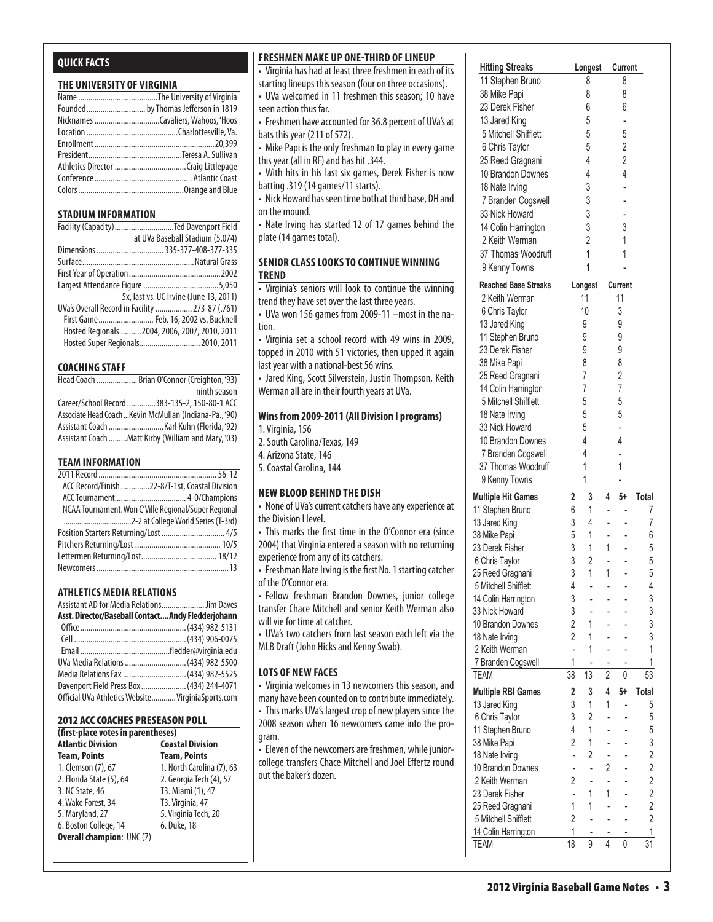## QUICK FACTS

### THE UNIVERSITY OF VIRGINIA

| | |
|---|---|
| Name | The University of Virginia |
| Founded | by Thomas Jefferson in 1819 |
| Nicknames | Cavaliers, Wahoos, 'Hoos |
| Location | Charlottesville, Va. |
| Enrollment | 20,399 |
| President | Teresa A. Sullivan |
| Athletics Director | Craig Littlepage |
| Conference | Atlantic Coast |
| Colors | Orange and Blue |

### STADIUM INFORMATION

| | |
|---|---|
| Facility (Capacity) | Ted Davenport Field at UVa Baseball Stadium (5,074) |
| Dimensions | 335-377-408-377-335 |
| Surface | Natural Grass |
| First Year of Operation | 2002 |
| Largest Attendance Figure | 5,050 |
| | 5x, last vs. UC Irvine (June 13, 2011) |
| UVa's Overall Record in Facility | 273-87 (.761) |
| First Game | Feb. 16, 2002 vs. Bucknell |
| Hosted Regionals | 2004, 2006, 2007, 2010, 2011 |
| Hosted Super Regionals | 2010, 2011 |

### COACHING STAFF

| | |
|---|---|
| Head Coach | Brian O'Connor (Creighton, '93) ninth season |
| Career/School Record | 383-135-2, 150-80-1 ACC |
| Associate Head Coach | Kevin McMullan (Indiana-Pa., '90) |
| Assistant Coach | Karl Kuhn (Florida, '92) |
| Assistant Coach | Matt Kirby (William and Mary, '03) |

### TEAM INFORMATION

| | |
|---|---|
| 2011 Record | 56-12 |
| ACC Record/Finish | 22-8/T-1st, Coastal Division |
| ACC Tournament | 4-0/Champions |
| NCAA Tournament | Won C'Ville Regional/Super Regional 2-2 at College World Series (T-3rd) |
| Position Starters Returning/Lost | 4/5 |
| Pitchers Returning/Lost | 10/5 |
| Lettermen Returning/Lost | 18/12 |
| Newcomers | 13 |

### ATHLETICS MEDIA RELATIONS

| | |
|---|---|
| Assistant AD for Media Relations | Jim Daves |
| **Asst. Director/Baseball Contact** | **Andy Fledderjohann** |
| Office | (434) 982-5131 |
| Cell | (434) 906-0075 |
| Email | fledder@virginia.edu |
| UVa Media Relations | (434) 982-5500 |
| Media Relations Fax | (434) 982-5525 |
| Davenport Field Press Box | (434) 244-4071 |
| Official UVa Athletics Website | VirginiaSports.com |

### 2012 ACC COACHES PRESEASON POLL

**(first-place votes in parentheses)**

| **Atlantic Division** | **Coastal Division** |
|---|---|
| **Team, Points** | **Team, Points** |
| 1. Clemson (7), 67 | 1. North Carolina (7), 63 |
| 2. Florida State (5), 64 | 2. Georgia Tech (4), 57 |
| 3. NC State, 46 | T3. Miami (1), 47 |
| 4. Wake Forest, 34 | T3. Virginia, 47 |
| 5. Maryland, 27 | 5. Virginia Tech, 20 |
| 6. Boston College, 14 | 6. Duke, 18 |

**Overall champion**: UNC (7)

### FRESHMEN MAKE UP ONE-THIRD OF LINEUP

- Virginia has had at least three freshmen in each of its starting lineups this season (four on three occasions).
- UVa welcomed in 11 freshmen this season; 10 have seen action thus far.
- Freshmen have accounted for 36.8 percent of UVa's at bats this year (211 of 572).
- Mike Papi is the only freshman to play in every game this year (all in RF) and has hit .344.
- With hits in his last six games, Derek Fisher is now batting .319 (14 games/11 starts).
- Nick Howard has seen time both at third base, DH and on the mound.
- Nate Irving has started 12 of 17 games behind the plate (14 games total).

### SENIOR CLASS LOOKS TO CONTINUE WINNING TREND

- Virginia's seniors will look to continue the winning trend they have set over the last three years.
- UVa won 156 games from 2009-11 –most in the nation.
- Virginia set a school record with 49 wins in 2009, topped in 2010 with 51 victories, then upped it again last year with a national-best 56 wins.
- Jared King, Scott Silverstein, Justin Thompson, Keith Werman all are in their fourth years at UVa.

**Wins from 2009-2011 (All Division I programs)**

1. Virginia, 156
2. South Carolina/Texas, 149
4. Arizona State, 146
5. Coastal Carolina, 144

### NEW BLOOD BEHIND THE DISH

- None of UVa's current catchers have any experience at the Division I level.
- This marks the first time in the O'Connor era (since 2004) that Virginia entered a season with no returning experience from any of its catchers.
- Freshman Nate Irving is the first No. 1 starting catcher of the O'Connor era.
- Fellow freshman Brandon Downes, junior college transfer Chace Mitchell and senior Keith Werman also will vie for time at catcher.
- UVa's two catchers from last season each left via the MLB Draft (John Hicks and Kenny Swab).

### LOTS OF NEW FACES

- Virginia welcomes in 13 newcomers this season, and many have been counted on to contribute immediately.
- This marks UVa's largest crop of new players since the 2008 season when 16 newcomers came into the program.
- Eleven of the newcomers are freshmen, while junior-college transfers Chace Mitchell and Joel Effertz round out the baker's dozen.

| Hitting Streaks | Longest | Current |
|---|---|---|
| 11 Stephen Bruno | 8 | 8 |
| 38 Mike Papi | 8 | 8 |
| 23 Derek Fisher | 6 | 6 |
| 13 Jared King | 5 | - |
| 5 Mitchell Shifflett | 5 | 5 |
| 6 Chris Taylor | 5 | 2 |
| 25 Reed Gragnani | 4 | 2 |
| 10 Brandon Downes | 4 | 4 |
| 18 Nate Irving | 3 | - |
| 7 Branden Cogswell | 3 | - |
| 33 Nick Howard | 3 | - |
| 14 Colin Harrington | 3 | 3 |
| 2 Keith Werman | 2 | 1 |
| 37 Thomas Woodruff | 1 | 1 |
| 9 Kenny Towns | 1 | - |

| Reached Base Streaks | Longest | Current |
|---|---|---|
| 2 Keith Werman | 11 | 11 |
| 6 Chris Taylor | 10 | 3 |
| 13 Jared King | 9 | 9 |
| 11 Stephen Bruno | 9 | 9 |
| 23 Derek Fisher | 9 | 9 |
| 38 Mike Papi | 8 | 8 |
| 25 Reed Gragnani | 7 | 2 |
| 14 Colin Harrington | 7 | 7 |
| 5 Mitchell Shifflett | 5 | 5 |
| 18 Nate Irving | 5 | 5 |
| 33 Nick Howard | 5 | - |
| 10 Brandon Downes | 4 | 4 |
| 7 Branden Cogswell | 4 | - |
| 37 Thomas Woodruff | 1 | 1 |
| 9 Kenny Towns | 1 | - |

| Multiple Hit Games | 2 | 3 | 4 | 5+ | Total |
|---|---|---|---|---|---|
| 11 Stephen Bruno | 6 | 1 | - | - | 7 |
| 13 Jared King | 3 | 4 | - | - | 7 |
| 38 Mike Papi | 5 | 1 | - | - | 6 |
| 23 Derek Fisher | 3 | 1 | 1 | - | 5 |
| 6 Chris Taylor | 3 | 2 | - | - | 5 |
| 25 Reed Gragnani | 3 | 1 | 1 | - | 5 |
| 5 Mitchell Shifflett | 4 | - | - | - | 4 |
| 14 Colin Harrington | 3 | - | - | - | 3 |
| 33 Nick Howard | 3 | - | - | - | 3 |
| 10 Brandon Downes | 2 | 1 | - | - | 3 |
| 18 Nate Irving | 2 | 1 | - | - | 3 |
| 2 Keith Werman | - | 1 | - | - | 1 |
| 7 Branden Cogswell | 1 | - | - | - | 1 |
| TEAM | 38 | 13 | 2 | 0 | 53 |

| Multiple RBI Games | 2 | 3 | 4 | 5+ | Total |
|---|---|---|---|---|---|
| 13 Jared King | 3 | 1 | 1 | - | 5 |
| 6 Chris Taylor | 3 | 2 | - | - | 5 |
| 11 Stephen Bruno | 4 | 1 | - | - | 5 |
| 38 Mike Papi | 2 | 1 | - | - | 3 |
| 18 Nate Irving | - | 2 | - | - | 2 |
| 10 Brandon Downes | - | - | 2 | - | 2 |
| 2 Keith Werman | 2 | - | - | - | 2 |
| 23 Derek Fisher | - | 1 | 1 | - | 2 |
| 25 Reed Gragnani | 1 | 1 | - | - | 2 |
| 5 Mitchell Shifflett | 2 | - | - | - | 2 |
| 14 Colin Harrington | 1 | - | - | - | 1 |
| TEAM | 18 | 9 | 4 | 0 | 31 |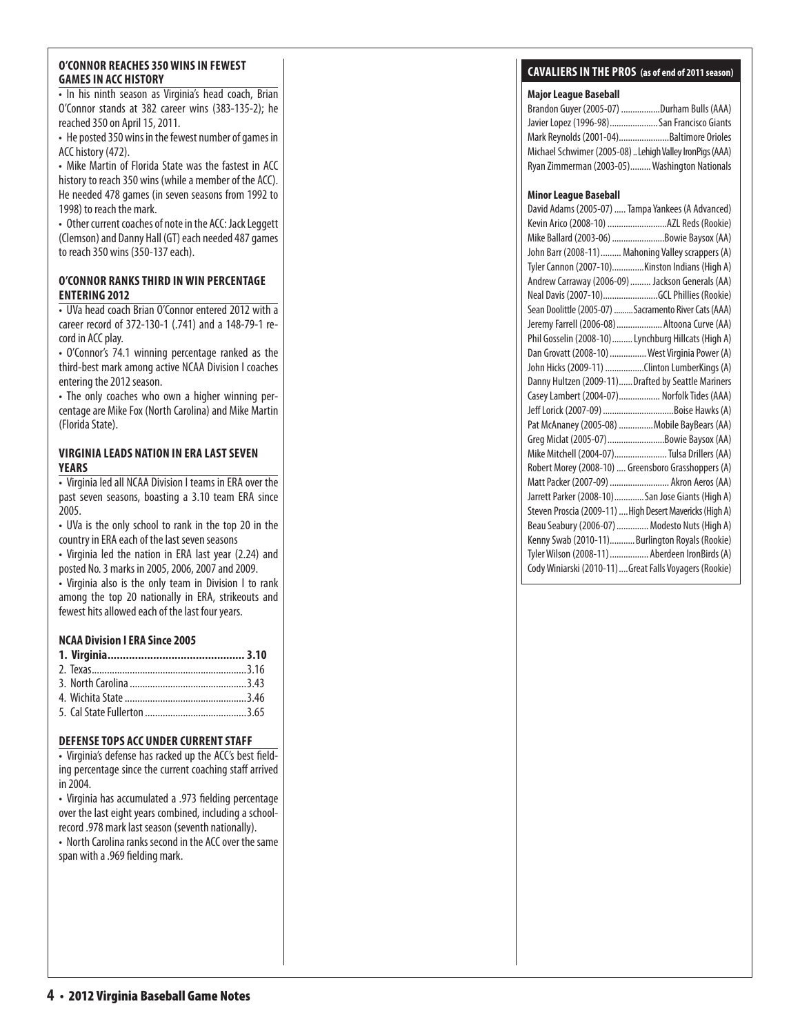### O'CONNOR REACHES 350 WINS IN FEWEST GAMES IN ACC HISTORY

- In his ninth season as Virginia's head coach, Brian O'Connor stands at 382 career wins (383-135-2); he reached 350 on April 15, 2011.
- He posted 350 wins in the fewest number of games in ACC history (472).
- Mike Martin of Florida State was the fastest in ACC history to reach 350 wins (while a member of the ACC). He needed 478 games (in seven seasons from 1992 to 1998) to reach the mark.
- Other current coaches of note in the ACC: Jack Leggett (Clemson) and Danny Hall (GT) each needed 487 games to reach 350 wins (350-137 each).

### O'CONNOR RANKS THIRD IN WIN PERCENTAGE ENTERING 2012

- UVa head coach Brian O'Connor entered 2012 with a career record of 372-130-1 (.741) and a 148-79-1 record in ACC play.
- O'Connor's 74.1 winning percentage ranked as the third-best mark among active NCAA Division I coaches entering the 2012 season.
- The only coaches who own a higher winning percentage are Mike Fox (North Carolina) and Mike Martin (Florida State).

### VIRGINIA LEADS NATION IN ERA LAST SEVEN YEARS

- Virginia led all NCAA Division I teams in ERA over the past seven seasons, boasting a 3.10 team ERA since 2005.
- UVa is the only school to rank in the top 20 in the country in ERA each of the last seven seasons
- Virginia led the nation in ERA last year (2.24) and posted No. 3 marks in 2005, 2006, 2007 and 2009.
- Virginia also is the only team in Division I to rank among the top 20 nationally in ERA, strikeouts and fewest hits allowed each of the last four years.

**NCAA Division I ERA Since 2005**

| Team | ERA |
|---|---|
| **1. Virginia** | **3.10** |
| 2. Texas | 3.16 |
| 3. North Carolina | 3.43 |
| 4. Wichita State | 3.46 |
| 5. Cal State Fullerton | 3.65 |

### DEFENSE TOPS ACC UNDER CURRENT STAFF

- Virginia's defense has racked up the ACC's best fielding percentage since the current coaching staff arrived in 2004.
- Virginia has accumulated a .973 fielding percentage over the last eight years combined, including a school-record .978 mark last season (seventh nationally).
- North Carolina ranks second in the ACC over the same span with a .969 fielding mark.

### CAVALIERS IN THE PROS (as of end of 2011 season)

**Major League Baseball**

| Player | Team |
|---|---|
| Brandon Guyer (2005-07) | Durham Bulls (AAA) |
| Javier Lopez (1996-98) | San Francisco Giants |
| Mark Reynolds (2001-04) | Baltimore Orioles |
| Michael Schwimer (2005-08) | Lehigh Valley IronPigs (AAA) |
| Ryan Zimmerman (2003-05) | Washington Nationals |

**Minor League Baseball**

| Player | Team |
|---|---|
| David Adams (2005-07) | Tampa Yankees (A Advanced) |
| Kevin Arico (2008-10) | AZL Reds (Rookie) |
| Mike Ballard (2003-06) | Bowie Baysox (AA) |
| John Barr (2008-11) | Mahoning Valley scrappers (A) |
| Tyler Cannon (2007-10) | Kinston Indians (High A) |
| Andrew Carraway (2006-09) | Jackson Generals (AA) |
| Neal Davis (2007-10) | GCL Phillies (Rookie) |
| Sean Doolittle (2005-07) | Sacramento River Cats (AAA) |
| Jeremy Farrell (2006-08) | Altoona Curve (AA) |
| Phil Gosselin (2008-10) | Lynchburg Hillcats (High A) |
| Dan Grovatt (2008-10) | West Virginia Power (A) |
| John Hicks (2009-11) | Clinton LumberKings (A) |
| Danny Hultzen (2009-11) | Drafted by Seattle Mariners |
| Casey Lambert (2004-07) | Norfolk Tides (AAA) |
| Jeff Lorick (2007-09) | Boise Hawks (A) |
| Pat McAnaney (2005-08) | Mobile BayBears (AA) |
| Greg Miclat (2005-07) | Bowie Baysox (AA) |
| Mike Mitchell (2004-07) | Tulsa Drillers (AA) |
| Robert Morey (2008-10) | Greensboro Grasshoppers (A) |
| Matt Packer (2007-09) | Akron Aeros (AA) |
| Jarrett Parker (2008-10) | San Jose Giants (High A) |
| Steven Proscia (2009-11) | High Desert Mavericks (High A) |
| Beau Seabury (2006-07) | Modesto Nuts (High A) |
| Kenny Swab (2010-11) | Burlington Royals (Rookie) |
| Tyler Wilson (2008-11) | Aberdeen IronBirds (A) |
| Cody Winiarski (2010-11) | Great Falls Voyagers (Rookie) |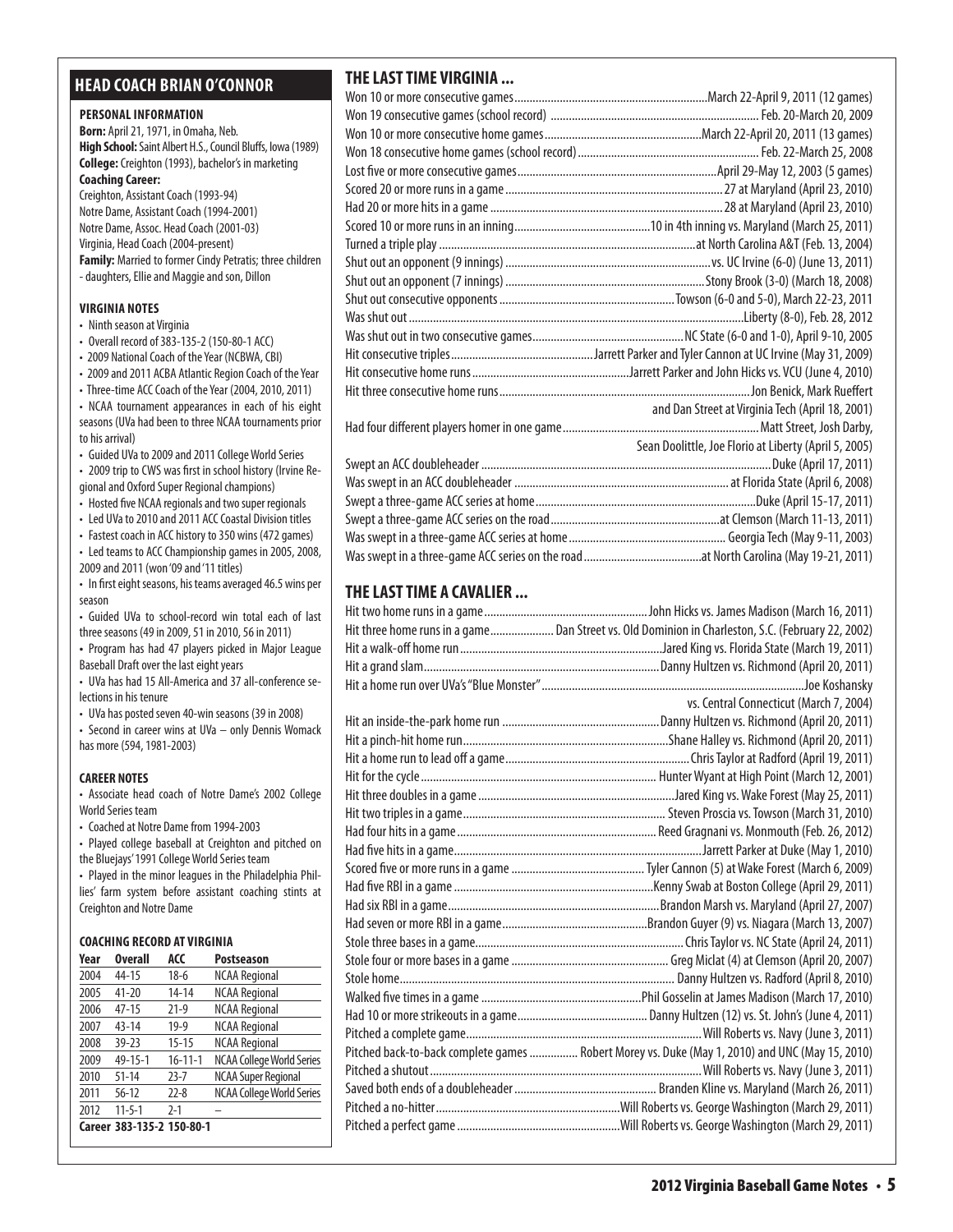## HEAD COACH BRIAN O'CONNOR

### PERSONAL INFORMATION

**Born:** April 21, 1971, in Omaha, Neb.
**High School:** Saint Albert H.S., Council Bluffs, Iowa (1989)
**College:** Creighton (1993), bachelor's in marketing
**Coaching Career:**
Creighton, Assistant Coach (1993-94)
Notre Dame, Assistant Coach (1994-2001)
Notre Dame, Assoc. Head Coach (2001-03)
Virginia, Head Coach (2004-present)
**Family:** Married to former Cindy Petratis; three children - daughters, Ellie and Maggie and son, Dillon

### VIRGINIA NOTES

- Ninth season at Virginia
- Overall record of 383-135-2 (150-80-1 ACC)
- 2009 National Coach of the Year (NCBWA, CBI)
- 2009 and 2011 ACBA Atlantic Region Coach of the Year
- Three-time ACC Coach of the Year (2004, 2010, 2011)
- NCAA tournament appearances in each of his eight seasons (UVa had been to three NCAA tournaments prior to his arrival)
- Guided UVa to 2009 and 2011 College World Series
- 2009 trip to CWS was first in school history (Irvine Regional and Oxford Super Regional champions)
- Hosted five NCAA regionals and two super regionals
- Led UVa to 2010 and 2011 ACC Coastal Division titles
- Fastest coach in ACC history to 350 wins (472 games)
- Led teams to ACC Championship games in 2005, 2008, 2009 and 2011 (won '09 and '11 titles)
- In first eight seasons, his teams averaged 46.5 wins per season
- Guided UVa to school-record win total each of last three seasons (49 in 2009, 51 in 2010, 56 in 2011)
- Program has had 47 players picked in Major League Baseball Draft over the last eight years
- UVa has had 15 All-America and 37 all-conference selections in his tenure
- UVa has posted seven 40-win seasons (39 in 2008)
- Second in career wins at UVa – only Dennis Womack has more (594, 1981-2003)

### CAREER NOTES

- Associate head coach of Notre Dame's 2002 College World Series team
- Coached at Notre Dame from 1994-2003
- Played college baseball at Creighton and pitched on the Bluejays' 1991 College World Series team
- Played in the minor leagues in the Philadelphia Phillies' farm system before assistant coaching stints at Creighton and Notre Dame

### COACHING RECORD AT VIRGINIA

| Year | Overall | ACC | Postseason |
|---|---|---|---|
| 2004 | 44-15 | 18-6 | NCAA Regional |
| 2005 | 41-20 | 14-14 | NCAA Regional |
| 2006 | 47-15 | 21-9 | NCAA Regional |
| 2007 | 43-14 | 19-9 | NCAA Regional |
| 2008 | 39-23 | 15-15 | NCAA Regional |
| 2009 | 49-15-1 | 16-11-1 | NCAA College World Series |
| 2010 | 51-14 | 23-7 | NCAA Super Regional |
| 2011 | 56-12 | 22-8 | NCAA College World Series |
| 2012 | 11-5-1 | 2-1 | – |
| **Career 383-135-2** | | **150-80-1** | |

## THE LAST TIME VIRGINIA ...

| | |
|---|---|
| Won 10 or more consecutive games | March 22-April 9, 2011 (12 games) |
| Won 19 consecutive games (school record) | Feb. 20-March 20, 2009 |
| Won 10 or more consecutive home games | March 22-April 20, 2011 (13 games) |
| Won 18 consecutive home games (school record) | Feb. 22-March 25, 2008 |
| Lost five or more consecutive games | April 29-May 12, 2003 (5 games) |
| Scored 20 or more runs in a game | 27 at Maryland (April 23, 2010) |
| Had 20 or more hits in a game | 28 at Maryland (April 23, 2010) |
| Scored 10 or more runs in an inning | 10 in 4th inning vs. Maryland (March 25, 2011) |
| Turned a triple play | at North Carolina A&T (Feb. 13, 2004) |
| Shut out an opponent (9 innings) | vs. UC Irvine (6-0) (June 13, 2011) |
| Shut out an opponent (7 innings) | Stony Brook (3-0) (March 18, 2008) |
| Shut out consecutive opponents | Towson (6-0 and 5-0), March 22-23, 2011 |
| Was shut out | Liberty (8-0), Feb. 28, 2012 |
| Was shut out in two consecutive games | NC State (6-0 and 1-0), April 9-10, 2005 |
| Hit consecutive triples | Jarrett Parker and Tyler Cannon at UC Irvine (May 31, 2009) |
| Hit consecutive home runs | Jarrett Parker and John Hicks vs. VCU (June 4, 2010) |
| Hit three consecutive home runs | Jon Benick, Mark Rueffert and Dan Street at Virginia Tech (April 18, 2001) |
| Had four different players homer in one game | Matt Street, Josh Darby, Sean Doolittle, Joe Florio at Liberty (April 5, 2005) |
| Swept an ACC doubleheader | Duke (April 17, 2011) |
| Was swept in an ACC doubleheader | at Florida State (April 6, 2008) |
| Swept a three-game ACC series at home | Duke (April 15-17, 2011) |
| Swept a three-game ACC series on the road | at Clemson (March 11-13, 2011) |
| Was swept in a three-game ACC series at home | Georgia Tech (May 9-11, 2003) |
| Was swept in a three-game ACC series on the road | at North Carolina (May 19-21, 2011) |

## THE LAST TIME A CAVALIER ...

| | |
|---|---|
| Hit two home runs in a game | John Hicks vs. James Madison (March 16, 2011) |
| Hit three home runs in a game | Dan Street vs. Old Dominion in Charleston, S.C. (February 22, 2002) |
| Hit a walk-off home run | Jared King vs. Florida State (March 19, 2011) |
| Hit a grand slam | Danny Hultzen vs. Richmond (April 20, 2011) |
| Hit a home run over UVa's "Blue Monster" | Joe Koshansky vs. Central Connecticut (March 7, 2004) |
| Hit an inside-the-park home run | Danny Hultzen vs. Richmond (April 20, 2011) |
| Hit a pinch-hit home run | Shane Halley vs. Richmond (April 20, 2011) |
| Hit a home run to lead off a game | Chris Taylor at Radford (April 19, 2011) |
| Hit for the cycle | Hunter Wyant at High Point (March 12, 2001) |
| Hit three doubles in a game | Jared King vs. Wake Forest (May 25, 2011) |
| Hit two triples in a game | Steven Proscia vs. Towson (March 31, 2010) |
| Had four hits in a game | Reed Gragnani vs. Monmouth (Feb. 26, 2012) |
| Had five hits in a game | Jarrett Parker at Duke (May 1, 2010) |
| Scored five or more runs in a game | Tyler Cannon (5) at Wake Forest (March 6, 2009) |
| Had five RBI in a game | Kenny Swab at Boston College (April 29, 2011) |
| Had six RBI in a game | Brandon Marsh vs. Maryland (April 27, 2007) |
| Had seven or more RBI in a game | Brandon Guyer (9) vs. Niagara (March 13, 2007) |
| Stole three bases in a game | Chris Taylor vs. NC State (April 24, 2011) |
| Stole four or more bases in a game | Greg Miclat (4) at Clemson (April 20, 2007) |
| Stole home | Danny Hultzen vs. Radford (April 8, 2010) |
| Walked five times in a game | Phil Gosselin at James Madison (March 17, 2010) |
| Had 10 or more strikeouts in a game | Danny Hultzen (12) vs. St. John's (June 4, 2011) |
| Pitched a complete game | Will Roberts vs. Navy (June 3, 2011) |
| Pitched back-to-back complete games | Robert Morey vs. Duke (May 1, 2010) and UNC (May 15, 2010) |
| Pitched a shutout | Will Roberts vs. Navy (June 3, 2011) |
| Saved both ends of a doubleheader | Branden Kline vs. Maryland (March 26, 2011) |
| Pitched a no-hitter | Will Roberts vs. George Washington (March 29, 2011) |
| Pitched a perfect game | Will Roberts vs. George Washington (March 29, 2011) |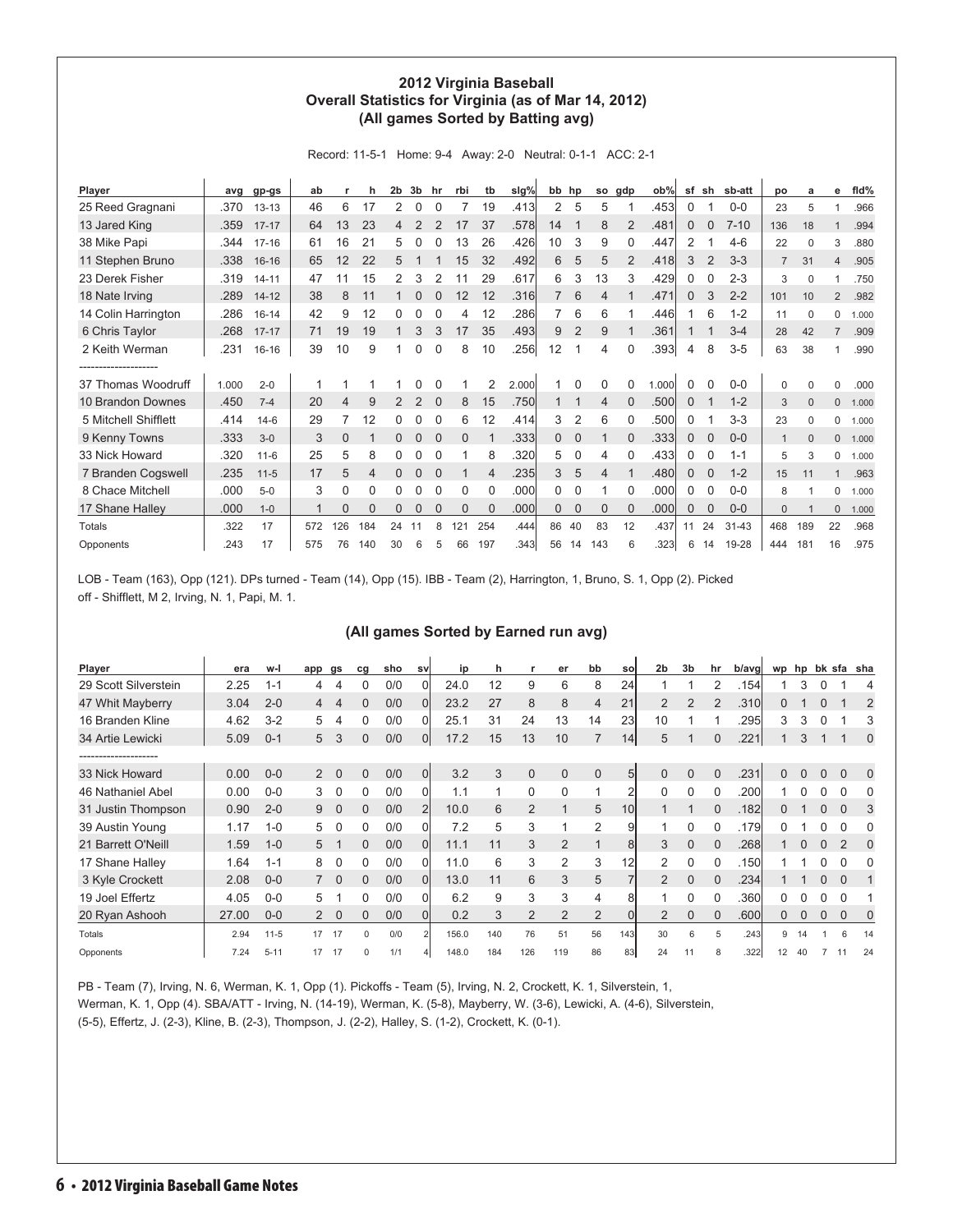## 2012 Virginia Baseball
## Overall Statistics for Virginia (as of Mar 14, 2012)
## (All games Sorted by Batting avg)

Record: 11-5-1 Home: 9-4 Away: 2-0 Neutral: 0-1-1 ACC: 2-1

| Player | avg | gp-gs | ab | r | h | 2b | 3b | hr | rbi | tb | slg% | bb | hp | so | gdp | ob% | sf | sh | sb-att | po | a | e | fld% |
|---|---|---|---|---|---|---|---|---|---|---|---|---|---|---|---|---|---|---|---|---|---|---|---|
| 25 Reed Gragnani | .370 | 13-13 | 46 | 6 | 17 | 2 | 0 | 0 | 7 | 19 | .413 | 2 | 5 | 5 | 1 | .453 | 0 | 1 | 0-0 | 23 | 5 | 1 | .966 |
| 13 Jared King | .359 | 17-17 | 64 | 13 | 23 | 4 | 2 | 2 | 17 | 37 | .578 | 14 | 1 | 8 | 2 | .481 | 0 | 0 | 7-10 | 136 | 18 | 1 | .994 |
| 38 Mike Papi | .344 | 17-16 | 61 | 16 | 21 | 5 | 0 | 0 | 13 | 26 | .426 | 10 | 3 | 9 | 0 | .447 | 2 | 1 | 4-6 | 22 | 0 | 3 | .880 |
| 11 Stephen Bruno | .338 | 16-16 | 65 | 12 | 22 | 5 | 1 | 1 | 15 | 32 | .492 | 6 | 5 | 5 | 2 | .418 | 3 | 2 | 3-3 | 7 | 31 | 4 | .905 |
| 23 Derek Fisher | .319 | 14-11 | 47 | 11 | 15 | 2 | 3 | 2 | 11 | 29 | .617 | 6 | 3 | 13 | 3 | .429 | 0 | 0 | 2-3 | 3 | 0 | 1 | .750 |
| 18 Nate Irving | .289 | 14-12 | 38 | 8 | 11 | 1 | 0 | 0 | 12 | 12 | .316 | 7 | 6 | 4 | 1 | .471 | 0 | 3 | 2-2 | 101 | 10 | 2 | .982 |
| 14 Colin Harrington | .286 | 16-14 | 42 | 9 | 12 | 0 | 0 | 0 | 4 | 12 | .286 | 7 | 6 | 6 | 1 | .446 | 1 | 6 | 1-2 | 11 | 0 | 0 | 1.000 |
| 6 Chris Taylor | .268 | 17-17 | 71 | 19 | 19 | 1 | 3 | 3 | 17 | 35 | .493 | 9 | 2 | 9 | 1 | .361 | 1 | 1 | 3-4 | 28 | 42 | 7 | .909 |
| 2 Keith Werman | .231 | 16-16 | 39 | 10 | 9 | 1 | 0 | 0 | 8 | 10 | .256 | 12 | 1 | 4 | 0 | .393 | 4 | 8 | 3-5 | 63 | 38 | 1 | .990 |
| -------------------- | | | | | | | | | | | | | | | | | | | | | | | |
| 37 Thomas Woodruff | 1.000 | 2-0 | 1 | 1 | 1 | 1 | 0 | 0 | 1 | 2 | 2.000 | 1 | 0 | 0 | 0 | 1.000 | 0 | 0 | 0-0 | 0 | 0 | 0 | .000 |
| 10 Brandon Downes | .450 | 7-4 | 20 | 4 | 9 | 2 | 2 | 0 | 8 | 15 | .750 | 1 | 1 | 4 | 0 | .500 | 0 | 1 | 1-2 | 3 | 0 | 0 | 1.000 |
| 5 Mitchell Shifflett | .414 | 14-6 | 29 | 7 | 12 | 0 | 0 | 0 | 6 | 12 | .414 | 3 | 2 | 6 | 0 | .500 | 0 | 1 | 3-3 | 23 | 0 | 0 | 1.000 |
| 9 Kenny Towns | .333 | 3-0 | 3 | 0 | 1 | 0 | 0 | 0 | 0 | 1 | .333 | 0 | 0 | 1 | 0 | .333 | 0 | 0 | 0-0 | 1 | 0 | 0 | 1.000 |
| 33 Nick Howard | .320 | 11-6 | 25 | 5 | 8 | 0 | 0 | 0 | 1 | 8 | .320 | 5 | 0 | 4 | 0 | .433 | 0 | 0 | 1-1 | 5 | 3 | 0 | 1.000 |
| 7 Branden Cogswell | .235 | 11-5 | 17 | 5 | 4 | 0 | 0 | 0 | 1 | 4 | .235 | 3 | 5 | 4 | 1 | .480 | 0 | 0 | 1-2 | 15 | 11 | 1 | .963 |
| 8 Chace Mitchell | .000 | 5-0 | 3 | 0 | 0 | 0 | 0 | 0 | 0 | 0 | .000 | 0 | 0 | 1 | 0 | .000 | 0 | 0 | 0-0 | 8 | 1 | 0 | 1.000 |
| 17 Shane Halley | .000 | 1-0 | 1 | 0 | 0 | 0 | 0 | 0 | 0 | 0 | .000 | 0 | 0 | 0 | 0 | .000 | 0 | 0 | 0-0 | 0 | 1 | 0 | 1.000 |
| Totals | .322 | 17 | 572 | 126 | 184 | 24 | 11 | 8 | 121 | 254 | .444 | 86 | 40 | 83 | 12 | .437 | 11 | 24 | 31-43 | 468 | 189 | 22 | .968 |
| Opponents | .243 | 17 | 575 | 76 | 140 | 30 | 6 | 5 | 66 | 197 | .343 | 56 | 14 | 143 | 6 | .323 | 6 | 14 | 19-28 | 444 | 181 | 16 | .975 |

LOB - Team (163), Opp (121). DPs turned - Team (14), Opp (15). IBB - Team (2), Harrington, 1, Bruno, S. 1, Opp (2). Picked off - Shifflett, M 2, Irving, N. 1, Papi, M. 1.

## (All games Sorted by Earned run avg)

| Player | era | w-l | app | gs | cg | sho | sv | ip | h | r | er | bb | so | 2b | 3b | hr | b/avg | wp | hp | bk | sfa | sha |
|---|---|---|---|---|---|---|---|---|---|---|---|---|---|---|---|---|---|---|---|---|---|---|
| 29 Scott Silverstein | 2.25 | 1-1 | 4 | 4 | 0 | 0/0 | 0 | 24.0 | 12 | 9 | 6 | 8 | 24 | 1 | 1 | 2 | .154 | 1 | 3 | 0 | 1 | 4 |
| 47 Whit Mayberry | 3.04 | 2-0 | 4 | 4 | 0 | 0/0 | 0 | 23.2 | 27 | 8 | 8 | 4 | 21 | 2 | 2 | 2 | .310 | 0 | 1 | 0 | 1 | 2 |
| 16 Branden Kline | 4.62 | 3-2 | 5 | 4 | 0 | 0/0 | 0 | 25.1 | 31 | 24 | 13 | 14 | 23 | 10 | 1 | 1 | .295 | 3 | 3 | 0 | 1 | 3 |
| 34 Artie Lewicki | 5.09 | 0-1 | 5 | 3 | 0 | 0/0 | 0 | 17.2 | 15 | 13 | 10 | 7 | 14 | 5 | 1 | 0 | .221 | 1 | 3 | 1 | 1 | 0 |
| -------------------- | | | | | | | | | | | | | | | | | | | | | | |
| 33 Nick Howard | 0.00 | 0-0 | 2 | 0 | 0 | 0/0 | 0 | 3.2 | 3 | 0 | 0 | 0 | 5 | 0 | 0 | 0 | .231 | 0 | 0 | 0 | 0 | 0 |
| 46 Nathaniel Abel | 0.00 | 0-0 | 3 | 0 | 0 | 0/0 | 0 | 1.1 | 1 | 0 | 0 | 1 | 2 | 0 | 0 | 0 | .200 | 1 | 0 | 0 | 0 | 0 |
| 31 Justin Thompson | 0.90 | 2-0 | 9 | 0 | 0 | 0/0 | 2 | 10.0 | 6 | 2 | 1 | 5 | 10 | 1 | 1 | 0 | .182 | 0 | 1 | 0 | 0 | 3 |
| 39 Austin Young | 1.17 | 1-0 | 5 | 0 | 0 | 0/0 | 0 | 7.2 | 5 | 3 | 1 | 2 | 9 | 1 | 0 | 0 | .179 | 0 | 1 | 0 | 0 | 0 |
| 21 Barrett O'Neill | 1.59 | 1-0 | 5 | 1 | 0 | 0/0 | 0 | 11.1 | 11 | 3 | 2 | 1 | 8 | 3 | 0 | 0 | .268 | 1 | 0 | 0 | 2 | 0 |
| 17 Shane Halley | 1.64 | 1-1 | 8 | 0 | 0 | 0/0 | 0 | 11.0 | 6 | 3 | 2 | 3 | 12 | 2 | 0 | 0 | .150 | 1 | 1 | 0 | 0 | 0 |
| 3 Kyle Crockett | 2.08 | 0-0 | 7 | 0 | 0 | 0/0 | 0 | 13.0 | 11 | 6 | 3 | 5 | 7 | 2 | 0 | 0 | .234 | 1 | 1 | 0 | 0 | 1 |
| 19 Joel Effertz | 4.05 | 0-0 | 5 | 1 | 0 | 0/0 | 0 | 6.2 | 9 | 3 | 3 | 4 | 8 | 1 | 0 | 0 | .360 | 0 | 0 | 0 | 0 | 1 |
| 20 Ryan Ashooh | 27.00 | 0-0 | 2 | 0 | 0 | 0/0 | 0 | 0.2 | 3 | 2 | 2 | 2 | 0 | 2 | 0 | 0 | .600 | 0 | 0 | 0 | 0 | 0 |
| Totals | 2.94 | 11-5 | 17 | 17 | 0 | 0/0 | 2 | 156.0 | 140 | 76 | 51 | 56 | 143 | 30 | 6 | 5 | .243 | 9 | 14 | 1 | 6 | 14 |
| Opponents | 7.24 | 5-11 | 17 | 17 | 0 | 1/1 | 4 | 148.0 | 184 | 126 | 119 | 86 | 83 | 24 | 11 | 8 | .322 | 12 | 40 | 7 | 11 | 24 |

PB - Team (7), Irving, N. 6, Werman, K. 1, Opp (1). Pickoffs - Team (5), Irving, N. 2, Crockett, K. 1, Silverstein, 1, Werman, K. 1, Opp (4). SBA/ATT - Irving, N. (14-19), Werman, K. (5-8), Mayberry, W. (3-6), Lewicki, A. (4-6), Silverstein, (5-5), Effertz, J. (2-3), Kline, B. (2-3), Thompson, J. (2-2), Halley, S. (1-2), Crockett, K. (0-1).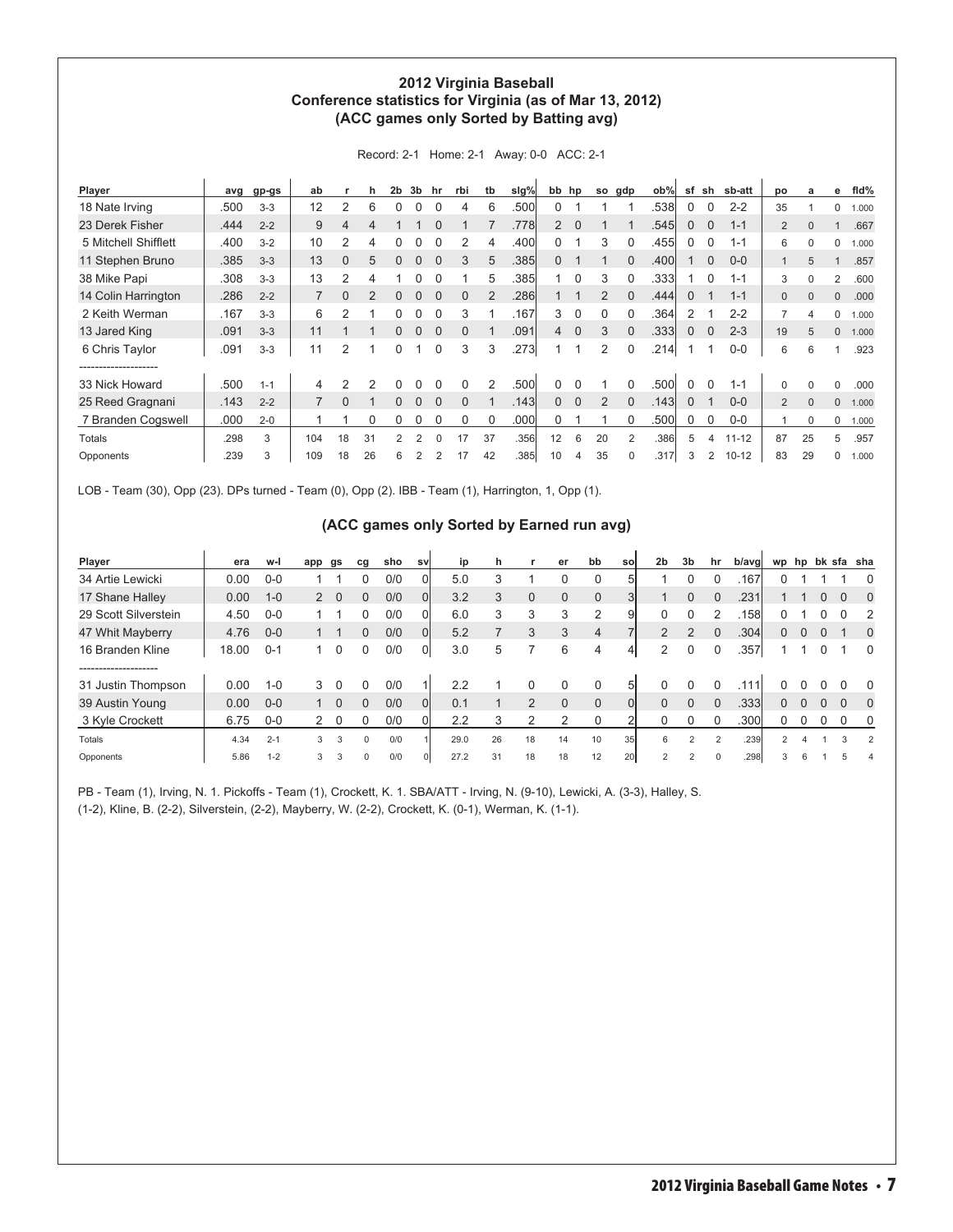## 2012 Virginia Baseball
### Conference statistics for Virginia (as of Mar 13, 2012)
### (ACC games only Sorted by Batting avg)

Record: 2-1 Home: 2-1 Away: 0-0 ACC: 2-1

| Player | avg | gp-gs | ab | r | h | 2b | 3b | hr | rbi | tb | slg% | bb | hp | so | gdp | ob% | sf | sh | sb-att | po | a | e | fld% |
|---|---|---|---|---|---|---|---|---|---|---|---|---|---|---|---|---|---|---|---|---|---|---|---|
| 18 Nate Irving | .500 | 3-3 | 12 | 2 | 6 | 0 | 0 | 0 | 4 | 6 | .500 | 0 | 1 | 1 | 1 | .538 | 0 | 0 | 2-2 | 35 | 1 | 0 | 1.000 |
| 23 Derek Fisher | .444 | 2-2 | 9 | 4 | 4 | 1 | 1 | 0 | 1 | 7 | .778 | 2 | 0 | 1 | 1 | .545 | 0 | 0 | 1-1 | 2 | 0 | 1 | .667 |
| 5 Mitchell Shifflett | .400 | 3-2 | 10 | 2 | 4 | 0 | 0 | 0 | 2 | 4 | .400 | 0 | 1 | 3 | 0 | .455 | 0 | 0 | 1-1 | 6 | 0 | 0 | 1.000 |
| 11 Stephen Bruno | .385 | 3-3 | 13 | 0 | 5 | 0 | 0 | 0 | 3 | 5 | .385 | 0 | 1 | 1 | 0 | .400 | 1 | 0 | 0-0 | 1 | 5 | 1 | .857 |
| 38 Mike Papi | .308 | 3-3 | 13 | 2 | 4 | 1 | 0 | 0 | 1 | 5 | .385 | 1 | 0 | 3 | 0 | .333 | 1 | 0 | 1-1 | 3 | 0 | 2 | .600 |
| 14 Colin Harrington | .286 | 2-2 | 7 | 0 | 2 | 0 | 0 | 0 | 0 | 2 | .286 | 1 | 1 | 2 | 0 | .444 | 0 | 1 | 1-1 | 0 | 0 | 0 | .000 |
| 2 Keith Werman | .167 | 3-3 | 6 | 2 | 1 | 0 | 0 | 0 | 3 | 1 | .167 | 3 | 0 | 0 | 0 | .364 | 2 | 1 | 2-2 | 7 | 4 | 0 | 1.000 |
| 13 Jared King | .091 | 3-3 | 11 | 1 | 1 | 0 | 0 | 0 | 0 | 1 | .091 | 4 | 0 | 3 | 0 | .333 | 0 | 0 | 2-3 | 19 | 5 | 0 | 1.000 |
| 6 Chris Taylor | .091 | 3-3 | 11 | 2 | 1 | 0 | 1 | 0 | 3 | 3 | .273 | 1 | 1 | 2 | 0 | .214 | 1 | 1 | 0-0 | 6 | 6 | 1 | .923 |
| -------------------- | | | | | | | | | | | | | | | | | | | | | | | |
| 33 Nick Howard | .500 | 1-1 | 4 | 2 | 2 | 0 | 0 | 0 | 0 | 2 | .500 | 0 | 0 | 1 | 0 | .500 | 0 | 0 | 1-1 | 0 | 0 | 0 | .000 |
| 25 Reed Gragnani | .143 | 2-2 | 7 | 0 | 1 | 0 | 0 | 0 | 0 | 1 | .143 | 0 | 0 | 2 | 0 | .143 | 0 | 1 | 0-0 | 2 | 0 | 0 | 1.000 |
| 7 Branden Cogswell | .000 | 2-0 | 1 | 1 | 0 | 0 | 0 | 0 | 0 | 0 | .000 | 0 | 1 | 1 | 0 | .500 | 0 | 0 | 0-0 | 1 | 0 | 0 | 1.000 |
| Totals | .298 | 3 | 104 | 18 | 31 | 2 | 2 | 0 | 17 | 37 | .356 | 12 | 6 | 20 | 2 | .386 | 5 | 4 | 11-12 | 87 | 25 | 5 | .957 |
| Opponents | .239 | 3 | 109 | 18 | 26 | 6 | 2 | 2 | 17 | 42 | .385 | 10 | 4 | 35 | 0 | .317 | 3 | 2 | 10-12 | 83 | 29 | 0 | 1.000 |

LOB - Team (30), Opp (23). DPs turned - Team (0), Opp (2). IBB - Team (1), Harrington, 1, Opp (1).

### (ACC games only Sorted by Earned run avg)

| Player | era | w-l | app | gs | cg | sho | sv | ip | h | r | er | bb | so | 2b | 3b | hr | b/avg | wp | hp | bk | sfa | sha |
|---|---|---|---|---|---|---|---|---|---|---|---|---|---|---|---|---|---|---|---|---|---|---|
| 34 Artie Lewicki | 0.00 | 0-0 | 1 | 1 | 0 | 0/0 | 0 | 5.0 | 3 | 1 | 0 | 0 | 5 | 1 | 0 | 0 | .167 | 0 | 1 | 1 | 1 | 0 |
| 17 Shane Halley | 0.00 | 1-0 | 2 | 0 | 0 | 0/0 | 0 | 3.2 | 3 | 0 | 0 | 0 | 3 | 1 | 0 | 0 | .231 | 1 | 1 | 0 | 0 | 0 |
| 29 Scott Silverstein | 4.50 | 0-0 | 1 | 1 | 0 | 0/0 | 0 | 6.0 | 3 | 3 | 3 | 2 | 9 | 0 | 0 | 2 | .158 | 0 | 1 | 0 | 0 | 2 |
| 47 Whit Mayberry | 4.76 | 0-0 | 1 | 1 | 0 | 0/0 | 0 | 5.2 | 7 | 3 | 3 | 4 | 7 | 2 | 2 | 0 | .304 | 0 | 0 | 0 | 1 | 0 |
| 16 Branden Kline | 18.00 | 0-1 | 1 | 0 | 0 | 0/0 | 0 | 3.0 | 5 | 7 | 6 | 4 | 4 | 2 | 0 | 0 | .357 | 1 | 1 | 0 | 1 | 0 |
| -------------------- | | | | | | | | | | | | | | | | | | | | | | |
| 31 Justin Thompson | 0.00 | 1-0 | 3 | 0 | 0 | 0/0 | 1 | 2.2 | 1 | 0 | 0 | 0 | 5 | 0 | 0 | 0 | .111 | 0 | 0 | 0 | 0 | 0 |
| 39 Austin Young | 0.00 | 0-0 | 1 | 0 | 0 | 0/0 | 0 | 0.1 | 1 | 2 | 0 | 0 | 0 | 0 | 0 | 0 | .333 | 0 | 0 | 0 | 0 | 0 |
| 3 Kyle Crockett | 6.75 | 0-0 | 2 | 0 | 0 | 0/0 | 0 | 2.2 | 3 | 2 | 2 | 0 | 2 | 0 | 0 | 0 | .300 | 0 | 0 | 0 | 0 | 0 |
| Totals | 4.34 | 2-1 | 3 | 3 | 0 | 0/0 | 1 | 29.0 | 26 | 18 | 14 | 10 | 35 | 6 | 2 | 2 | .239 | 2 | 4 | 1 | 3 | 2 |
| Opponents | 5.86 | 1-2 | 3 | 3 | 0 | 0/0 | 0 | 27.2 | 31 | 18 | 18 | 12 | 20 | 2 | 2 | 0 | .298 | 3 | 6 | 1 | 5 | 4 |

PB - Team (1), Irving, N. 1. Pickoffs - Team (1), Crockett, K. 1. SBA/ATT - Irving, N. (9-10), Lewicki, A. (3-3), Halley, S. (1-2), Kline, B. (2-2), Silverstein, (2-2), Mayberry, W. (2-2), Crockett, K. (0-1), Werman, K. (1-1).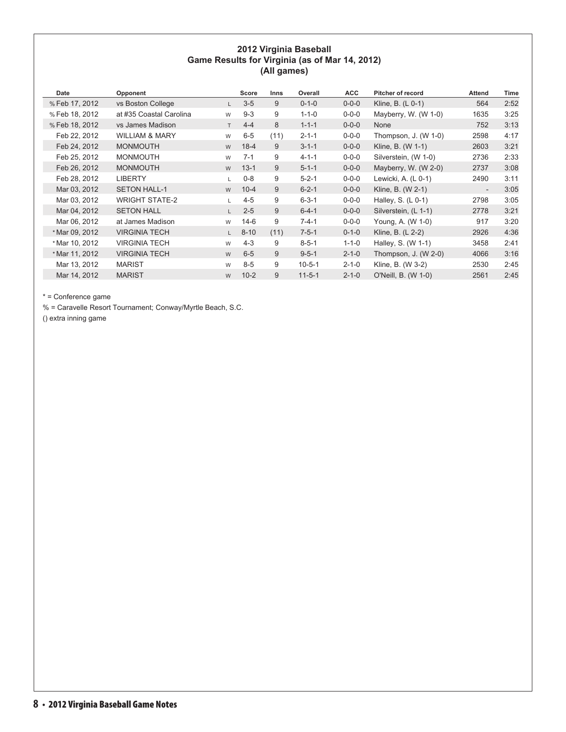## 2012 Virginia Baseball
## Game Results for Virginia (as of Mar 14, 2012)
## (All games)

| Date | Opponent | | Score | Inns | Overall | ACC | Pitcher of record | Attend | Time |
|---|---|---|---|---|---|---|---|---|---|
| % Feb 17, 2012 | vs Boston College | L | 3-5 | 9 | 0-1-0 | 0-0-0 | Kline, B. (L 0-1) | 564 | 2:52 |
| % Feb 18, 2012 | at #35 Coastal Carolina | W | 9-3 | 9 | 1-1-0 | 0-0-0 | Mayberry, W. (W 1-0) | 1635 | 3:25 |
| % Feb 18, 2012 | vs James Madison | T | 4-4 | 8 | 1-1-1 | 0-0-0 | None | 752 | 3:13 |
| Feb 22, 2012 | WILLIAM & MARY | W | 6-5 | (11) | 2-1-1 | 0-0-0 | Thompson, J. (W 1-0) | 2598 | 4:17 |
| Feb 24, 2012 | MONMOUTH | W | 18-4 | 9 | 3-1-1 | 0-0-0 | Kline, B. (W 1-1) | 2603 | 3:21 |
| Feb 25, 2012 | MONMOUTH | W | 7-1 | 9 | 4-1-1 | 0-0-0 | Silverstein, (W 1-0) | 2736 | 2:33 |
| Feb 26, 2012 | MONMOUTH | W | 13-1 | 9 | 5-1-1 | 0-0-0 | Mayberry, W. (W 2-0) | 2737 | 3:08 |
| Feb 28, 2012 | LIBERTY | L | 0-8 | 9 | 5-2-1 | 0-0-0 | Lewicki, A. (L 0-1) | 2490 | 3:11 |
| Mar 03, 2012 | SETON HALL-1 | W | 10-4 | 9 | 6-2-1 | 0-0-0 | Kline, B. (W 2-1) | - | 3:05 |
| Mar 03, 2012 | WRIGHT STATE-2 | L | 4-5 | 9 | 6-3-1 | 0-0-0 | Halley, S. (L 0-1) | 2798 | 3:05 |
| Mar 04, 2012 | SETON HALL | L | 2-5 | 9 | 6-4-1 | 0-0-0 | Silverstein, (L 1-1) | 2778 | 3:21 |
| Mar 06, 2012 | at James Madison | W | 14-6 | 9 | 7-4-1 | 0-0-0 | Young, A. (W 1-0) | 917 | 3:20 |
| * Mar 09, 2012 | VIRGINIA TECH | L | 8-10 | (11) | 7-5-1 | 0-1-0 | Kline, B. (L 2-2) | 2926 | 4:36 |
| * Mar 10, 2012 | VIRGINIA TECH | W | 4-3 | 9 | 8-5-1 | 1-1-0 | Halley, S. (W 1-1) | 3458 | 2:41 |
| * Mar 11, 2012 | VIRGINIA TECH | W | 6-5 | 9 | 9-5-1 | 2-1-0 | Thompson, J. (W 2-0) | 4066 | 3:16 |
| Mar 13, 2012 | MARIST | W | 8-5 | 9 | 10-5-1 | 2-1-0 | Kline, B. (W 3-2) | 2530 | 2:45 |
| Mar 14, 2012 | MARIST | W | 10-2 | 9 | 11-5-1 | 2-1-0 | O'Neill, B. (W 1-0) | 2561 | 2:45 |

* = Conference game

% = Caravelle Resort Tournament; Conway/Myrtle Beach, S.C.

() extra inning game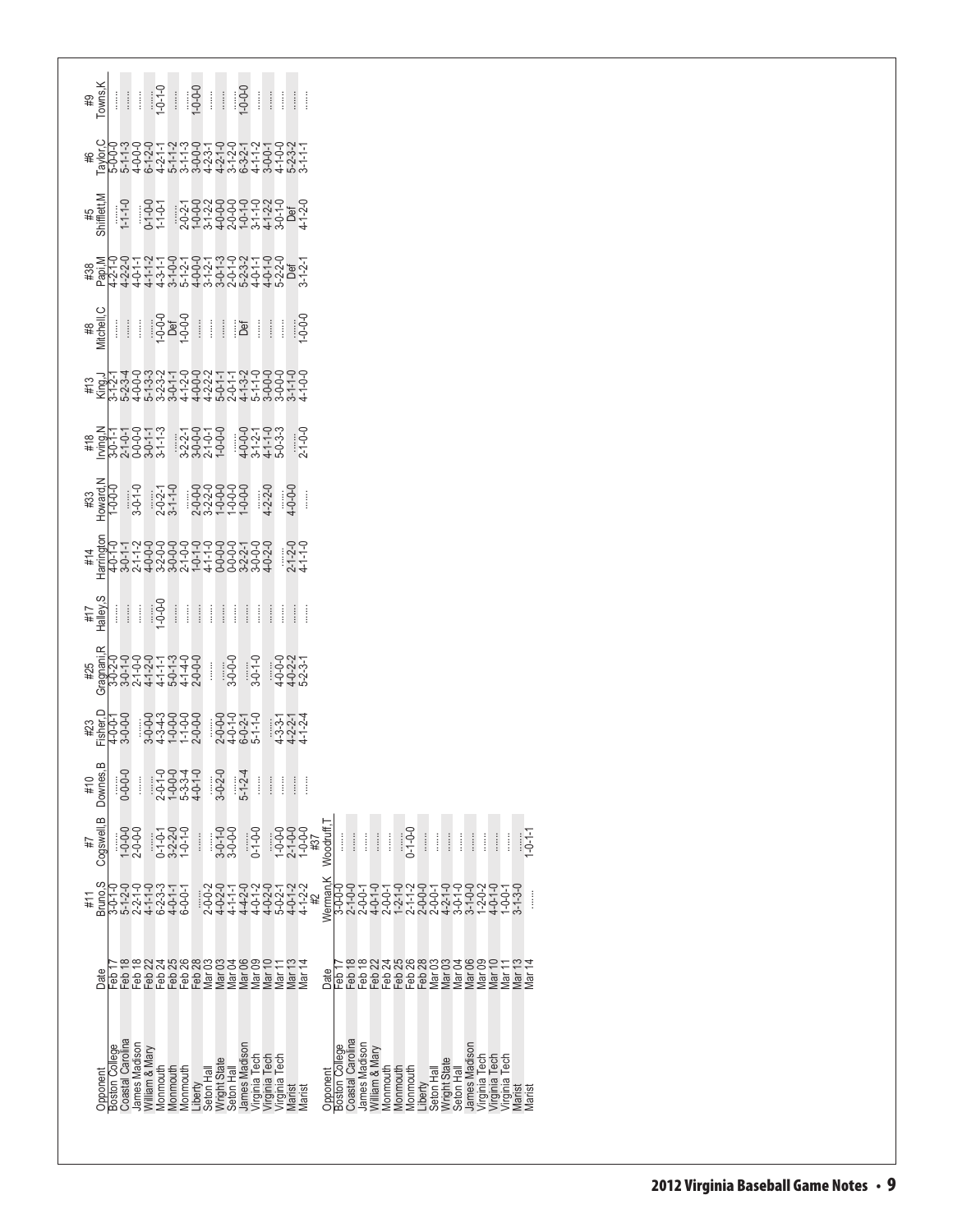| Opponent | Date | #11 Bruno,S | #7 Cogswell,B | #10 Downes,B | #23 Fisher,D | #25 Gragnani,R | #17 Halley,S | #14 Harrington | #33 Howard,N | #18 Irving,N | #13 King,J | #8 Mitchell,C | #38 Papi,M | #5 Shifflett,M | #6 Taylor,C | #9 Towns,K |
|---|---|---|---|---|---|---|---|---|---|---|---|---|---|---|---|---|
| Boston College | Feb 17 | 3-0-1-0 | ....... | 0-0-0-0 | 4-0-0-1 | 3-0-2-0 | ....... | 4-0-1-0 | 1-0-0-0 | 3-0-1-1 | 3-1-2-1 | ....... | 4-2-1-0 | ....... | 5-0-0-0 | ....... |
| Coastal Carolina | Feb 18 | 5-1-2-0 | 1-0-0-0 | ....... | 3-0-0-0 | 3-0-1-0 | ....... | 3-0-1-1 | ....... | 2-1-0-1 | 5-2-3-4 | ....... | 4-2-2-0 | 1-1-1-0 | 5-1-1-3 | ....... |
| James Madison | Feb 18 | 2-2-1-0 | 2-0-0-0 | ....... | ....... | 2-1-0-0 | ....... | 2-1-1-2 | 3-0-1-0 | 0-0-0-0 | 4-0-0-0 | ....... | 4-0-1-1 | ....... | 4-0-0-0 | ....... |
| William & Mary | Feb 22 | 4-1-1-0 | ....... | ....... | 3-0-0-0 | 4-1-2-0 | 1-0-0-0 | 4-0-0-0 | ....... | 3-0-1-1 | 5-1-3-3 | ....... | 4-1-1-2 | 0-1-0-0 | 6-1-2-0 | 1-0-1-0 |
| Monmouth | Feb 24 | 6-2-3-3 | 0-1-0-1 | 2-0-1-0 | 4-3-4-3 | 4-1-1-1 | ....... | 3-2-0-0 | 2-0-2-1 | 3-1-1-3 | 3-2-3-2 | 1-0-0-0 | 4-3-1-1 | 1-1-0-1 | 4-2-1-1 | ....... |
| Monmouth | Feb 25 | 4-0-1-1 | 3-2-2-0 | 1-0-0-0 | 1-0-0-0 | 5-0-1-3 | ....... | 3-0-0-0 | 3-1-1-0 | ....... | 3-0-1-1 | Def | 3-1-0-0 | ....... | 5-1-1-2 | ....... |
| Monmouth | Feb 26 | 6-0-0-1 | 1-0-1-0 | 5-3-3-4 | 1-1-0-0 | 4-1-4-0 | ....... | 2-1-0-0 | ....... | 3-2-2-1 | 4-1-2-0 | 1-0-0-0 | 5-1-2-1 | 2-0-2-1 | 3-1-1-3 | ....... |
| Liberty | Feb 28 | ....... | ....... | 4-0-1-0 | 2-0-0-0 | 2-0-0-0 | ....... | 1-0-1-0 | 2-0-0-0 | 3-0-0-0 | 4-0-0-0 | ....... | 4-0-0-0 | 1-0-0-0 | 3-0-0-0 | 1-0-0-0 |
| Seton Hall | Mar 03 | 2-0-0-2 | ....... | ....... | ....... | ....... | ....... | 4-1-1-0 | 3-2-2-0 | 2-1-0-1 | 4-2-2-2 | ....... | 3-1-2-1 | 3-1-2-2 | 4-2-3-1 | ....... |
| Wright State | Mar 03 | 4-0-2-0 | 3-0-1-0 | 3-0-2-0 | 2-0-0-0 | ....... | ....... | 0-0-0-0 | 1-0-0-0 | 1-0-0-0 | 5-0-1-1 | ....... | 3-0-1-3 | 4-0-0-0 | 4-2-1-0 | ....... |
| Seton Hall | Mar 04 | 4-1-1-1 | 3-0-0-0 | ....... | 4-0-1-0 | 3-0-0-0 | ....... | 0-0-0-0 | 1-0-0-0 | ....... | 2-0-1-1 | ....... | 2-0-1-0 | 2-0-0-0 | 3-1-2-0 | ....... |
| James Madison | Mar 06 | 4-4-2-0 | ....... | 5-1-2-4 | 6-0-2-1 | ....... | ....... | 3-2-2-1 | 1-0-0-0 | 4-0-0-0 | 4-1-3-2 | Def | 5-2-3-2 | 1-0-1-0 | 6-3-2-1 | 1-0-0-0 |
| Virginia Tech | Mar 09 | 4-0-1-2 | 0-1-0-0 | ....... | 5-1-1-0 | 3-0-1-0 | ....... | 3-0-0-0 | ....... | 3-1-2-1 | 5-1-1-0 | ....... | 4-0-1-1 | 3-1-1-0 | 4-1-1-2 | ....... |
| Virginia Tech | Mar 10 | 4-0-2-0 | ....... | ....... | ....... | ....... | ....... | 4-0-2-0 | 4-2-2-0 | 4-1-1-0 | 3-0-0-0 | ....... | 4-0-1-0 | 4-1-2-2 | 3-0-0-1 | ....... |
| Virginia Tech | Mar 11 | 5-0-2-1 | 1-0-0-0 | ....... | 4-3-3-1 | 4-0-0-0 | ....... | ....... | ....... | 5-0-3-3 | 3-0-0-0 | ....... | 5-2-2-0 | 3-0-1-0 | 4-1-0-0 | ....... |
| Marist | Mar 13 | 4-0-1-2 | 2-1-0-0 | ....... | 4-2-2-1 | 4-0-2-2 | ....... | 2-1-2-0 | 4-0-0-0 | ....... | 3-1-1-0 | ....... | Def | Def | 5-2-3-2 | ....... |
| Marist | Mar 14 | 4-1-2-2 | 1-0-0-0 | ....... | 4-1-2-4 | 5-2-3-1 | ....... | 4-1-1-0 | ....... | 2-1-0-0 | 4-1-0-0 | 1-0-0-0 | 3-1-2-1 | 4-1-2-0 | 3-1-1-1 | ....... |

| Opponent | Date | #2 Werman,K | #37 Woodruff,T |
|---|---|---|---|
| Boston College | Feb 17 | 3-0-0-0 | ....... |
| Coastal Carolina | Feb 18 | 2-1-0-0 | ....... |
| James Madison | Feb 18 | 2-0-0-1 | ....... |
| William & Mary | Feb 22 | 4-0-1-0 | ....... |
| Monmouth | Feb 24 | 2-0-0-1 | ....... |
| Monmouth | Feb 25 | 1-2-1-0 | ....... |
| Monmouth | Feb 26 | 2-1-1-2 | 0-1-0-0 |
| Liberty | Feb 28 | 2-0-0-0 | ....... |
| Seton Hall | Mar 03 | 2-0-0-1 | ....... |
| Wright State | Mar 03 | 4-2-1-0 | ....... |
| Seton Hall | Mar 04 | 3-0-1-0 | ....... |
| James Madison | Mar 06 | 3-1-0-0 | ....... |
| Virginia Tech | Mar 09 | 1-2-0-2 | ....... |
| Virginia Tech | Mar 10 | 4-0-1-0 | ....... |
| Virginia Tech | Mar 11 | 1-0-0-1 | ....... |
| Marist | Mar 13 | 3-1-3-0 | ....... |
| Marist | Mar 14 | ....... | 1-0-1-1 |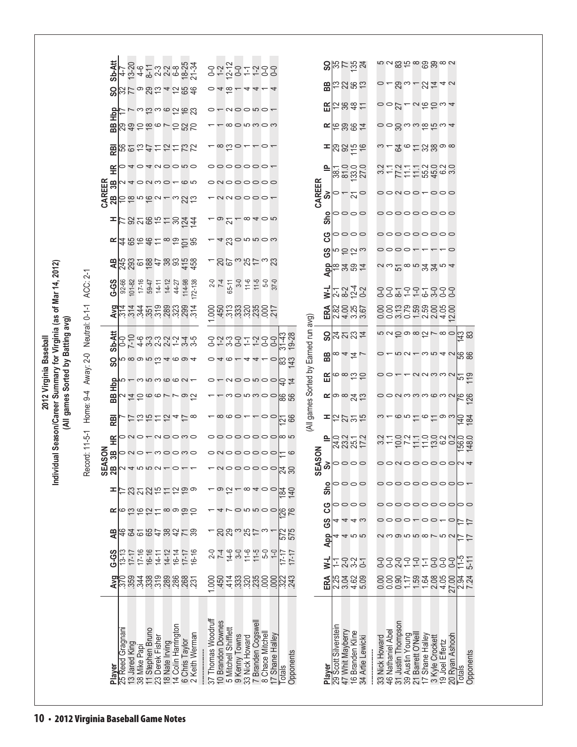# 2012 Virginia Baseball

## Individual Season/Career Summary for Virginia (as of Mar 14, 2012)

### (All games Sorted by Batting avg)

Record: 11-5-1 Home: 9-4 Away: 2-0 Neutral: 0-1-1 ACC: 2-1

| Player | SEASON Avg | G-GS | AB | R | H | 2B | 3B | HR | RBI | BB | Hbp | SO | Sb-Att | CAREER Avg | G-GS | AB | R | H | 2B | 3B | HR | RBI | BB | Hbp | SO | Sb-Att |
|---|---|---|---|---|---|---|---|---|---|---|---|---|---|---|---|---|---|---|---|---|---|---|---|---|---|---|
| 25 Reed Gragnani | .370 | 13-13 | 46 | 6 | 17 | 2 | 0 | 0 | 7 | 2 | 5 | 5 | 0-0 | .314 | 92-66 | 245 | 44 | 77 | 10 | 2 | 2 | 56 | 29 | 17 | 32 | 4-7 |
| 13 Jared King | .359 | 17-17 | 64 | 13 | 23 | 4 | 2 | 2 | 17 | 14 | 1 | 8 | 7-10 | .314 | 101-82 | 293 | 65 | 92 | 18 | 4 | 4 | 61 | 49 | 7 | 77 | 13-20 |
| 38 Mike Papi | .344 | 17-16 | 61 | 16 | 21 | 5 | 0 | 0 | 13 | 10 | 3 | 9 | 4-6 | .344 | 17-16 | 61 | 16 | 21 | 5 | 0 | 0 | 13 | 10 | 3 | 9 | 4-6 |
| 11 Stephen Bruno | .338 | 16-16 | 65 | 12 | 22 | 5 | 1 | 1 | 15 | 6 | 5 | 5 | 3-3 | .351 | 59-47 | 188 | 46 | 66 | 16 | 2 | 4 | 47 | 18 | 13 | 29 | 8-11 |
| 23 Derek Fisher | .319 | 14-11 | 47 | 11 | 15 | 2 | 3 | 2 | 11 | 6 | 3 | 13 | 2-3 | .319 | 14-11 | 47 | 11 | 15 | 2 | 3 | 2 | 11 | 6 | 3 | 13 | 2-3 |
| 18 Nate Irving | .289 | 14-12 | 38 | 8 | 11 | 1 | 0 | 0 | 12 | 7 | 6 | 4 | 2-2 | .289 | 14-12 | 38 | 8 | 11 | 1 | 0 | 0 | 12 | 7 | 6 | 4 | 2-2 |
| 14 Colin Harrington | .286 | 16-14 | 42 | 9 | 12 | 0 | 0 | 0 | 4 | 7 | 6 | 6 | 1-2 | .323 | 44-27 | 93 | 19 | 30 | 3 | 1 | 0 | 11 | 10 | 12 | 12 | 6-8 |
| 6 Chris Taylor | .268 | 17-17 | 71 | 19 | 19 | 1 | 3 | 3 | 17 | 9 | 2 | 9 | 3-4 | .299 | 114-98 | 415 | 101 | 124 | 22 | 6 | 5 | 73 | 52 | 16 | 65 | 18-25 |
| 2 Keith Werman | .231 | 16-16 | 39 | 10 | 9 | 1 | 0 | 0 | 8 | 12 | 1 | 4 | 3-5 | .314 | 172-138 | 458 | 95 | 144 | 13 | 5 | 0 | 72 | 70 | 23 | 46 | 21-34 |
| 37 Thomas Woodruff | 1.000 | 2-0 | 1 | 1 | 1 | 1 | 0 | 0 | 1 | 1 | 0 | 0 | 0-0 | 1.000 | 2-0 | 1 | 1 | 1 | 1 | 0 | 0 | 1 | 1 | 0 | 0 | 0-0 |
| 10 Brandon Downes | .450 | 7-4 | 20 | 4 | 9 | 2 | 0 | 0 | 8 | 1 | 1 | 4 | 1-2 | .450 | 7-4 | 20 | 4 | 9 | 2 | 0 | 0 | 8 | 1 | 1 | 4 | 1-2 |
| 5 Mitchell Shifflett | .414 | 14-6 | 29 | 7 | 12 | 0 | 0 | 0 | 6 | 3 | 2 | 6 | 3-3 | .313 | 65-11 | 67 | 23 | 21 | 2 | 0 | 0 | 13 | 8 | 2 | 18 | 12-12 |
| 9 Kenny Towns | .333 | 3-0 | 3 | 0 | 1 | 0 | 0 | 0 | 0 | 0 | 0 | 1 | 0-0 | .333 | 3-0 | 3 | 0 | 1 | 0 | 0 | 0 | 0 | 0 | 0 | 1 | 0-0 |
| 33 Nick Howard | .320 | 11-6 | 25 | 5 | 8 | 0 | 0 | 0 | 1 | 5 | 0 | 4 | 1-1 | .320 | 11-6 | 25 | 5 | 8 | 0 | 0 | 0 | 1 | 5 | 0 | 4 | 1-1 |
| 7 Branden Cogswell | .235 | 11-5 | 17 | 5 | 4 | 0 | 0 | 0 | 1 | 3 | 5 | 4 | 1-2 | .235 | 11-5 | 17 | 5 | 4 | 0 | 0 | 0 | 1 | 3 | 5 | 4 | 1-2 |
| 8 Chace Mitchell | .000 | 5-0 | 3 | 0 | 0 | 0 | 0 | 0 | 0 | 0 | 0 | 1 | 0-0 | .000 | 5-0 | 3 | 0 | 0 | 0 | 0 | 0 | 0 | 0 | 0 | 1 | 0-0 |
| 17 Shane Halley | .000 | 1-0 | 1 | 0 | 0 | 0 | 0 | 0 | 0 | 0 | 0 | 0 | 0-0 | .217 | 37-0 | 23 | 3 | 5 | 1 | 0 | 1 | 1 | 3 | 1 | 4 | 0-0 |
| Totals | .322 | 17-17 | 572 | 126 | 184 | 24 | 11 | 8 | 121 | 86 | 40 | 83 | 31-43 | | | | | | | | | | | | | |
| Opponents | .243 | 17-17 | 575 | 76 | 140 | 30 | 6 | 5 | 66 | 56 | 14 | 143 | 19-28 | | | | | | | | | | | | | |

### (All games Sorted by Earned run avg)

| Player | SEASON ERA | W-L | App | GS | CG | Sho | Sv | IP | H | R | ER | BB | SO | CAREER ERA | W-L | App | GS | CG | Sho | Sv | IP | H | R | ER | BB | SO |
|---|---|---|---|---|---|---|---|---|---|---|---|---|---|---|---|---|---|---|---|---|---|---|---|---|---|---|
| 29 Scott Silverstein | 2.25 | 1-1 | 4 | 4 | 0 | 0 | 0 | 24.0 | 12 | 9 | 6 | 8 | 24 | 2.82 | 2-1 | 18 | 5 | 0 | 0 | 0 | 38.1 | 29 | 16 | 12 | 13 | 35 |
| 47 Whit Mayberry | 3.04 | 2-0 | 4 | 4 | 0 | 0 | 0 | 23.2 | 27 | 8 | 8 | 4 | 22 | 4.00 | 8-2 | 34 | 10 | 0 | 0 | 1 | 81.0 | 92 | 39 | 36 | 22 | 77 |
| 16 Branden Kline | 4.62 | 3-2 | 5 | 4 | 0 | 0 | 0 | 25.1 | 31 | 24 | 13 | 14 | 23 | 3.25 | 12-4 | 59 | 12 | 0 | 0 | 21 | 133.0 | 115 | 66 | 48 | 56 | 135 |
| 34 Artie Lewicki | 5.09 | 0-1 | 5 | 3 | 0 | 0 | 0 | 17.2 | 15 | 13 | 10 | 7 | 14 | 3.67 | 0-2 | 14 | 3 | 0 | 0 | 0 | 27.0 | 16 | 14 | 11 | 13 | 24 |
| 33 Nick Howard | 0.00 | 0-0 | 2 | 0 | 0 | 0 | 0 | 3.2 | 3 | 0 | 0 | 0 | 5 | 0.00 | 0-0 | 2 | 0 | 0 | 0 | 0 | 3.2 | 3 | 0 | 0 | 0 | 5 |
| 46 Nathaniel Abel | 0.00 | 0-0 | 3 | 0 | 0 | 0 | 0 | 1.1 | 1 | 0 | 0 | 1 | 2 | 0.00 | 0-0 | 3 | 0 | 0 | 0 | 0 | 1.1 | 1 | 0 | 0 | 1 | 2 |
| 31 Justin Thompson | 0.90 | 2-0 | 9 | 0 | 0 | 0 | 2 | 10.0 | 6 | 2 | 1 | 5 | 10 | 3.13 | 8-1 | 51 | 0 | 0 | 0 | 2 | 77.2 | 64 | 30 | 27 | 29 | 83 |
| 39 Austin Young | 1.17 | 1-0 | 5 | 0 | 0 | 0 | 0 | 7.2 | 5 | 3 | 1 | 2 | 9 | 0.79 | 1-0 | 8 | 0 | 0 | 0 | 0 | 11.1 | 6 | 3 | 1 | 3 | 15 |
| 21 Barrett O'Neill | 1.59 | 1-0 | 5 | 1 | 0 | 0 | 0 | 11.1 | 11 | 3 | 2 | 1 | 8 | 1.59 | 1-0 | 5 | 1 | 0 | 0 | 0 | 11.1 | 11 | 3 | 2 | 1 | 8 |
| 17 Shane Halley | 1.64 | 1-1 | 8 | 0 | 0 | 0 | 0 | 11.0 | 6 | 3 | 2 | 3 | 12 | 2.59 | 6-1 | 34 | 1 | 0 | 0 | 1 | 55.2 | 32 | 18 | 16 | 22 | 69 |
| 3 Kyle Crockett | 2.08 | 0-0 | 7 | 0 | 0 | 0 | 0 | 13.0 | 11 | 6 | 3 | 5 | 7 | 2.00 | 3-0 | 34 | 1 | 0 | 0 | 0 | 45.0 | 38 | 15 | 10 | 14 | 39 |
| 19 Joel Effertz | 4.05 | 0-0 | 5 | 1 | 0 | 0 | 0 | 6.2 | 9 | 3 | 3 | 4 | 8 | 4.05 | 0-0 | 5 | 1 | 0 | 0 | 0 | 6.2 | 9 | 3 | 3 | 4 | 8 |
| 20 Ryan Ashooh | 27.00 | 0-0 | 2 | 0 | 0 | 0 | 0 | 0.2 | 3 | 2 | 2 | 2 | 0 | 12.00 | 0-0 | 4 | 0 | 0 | 0 | 0 | 3.0 | 8 | 4 | 4 | 2 | 2 |
| Totals | 2.94 | 11-5 | 17 | 17 | 0 | 0 | 2 | 156.0 | 140 | 76 | 51 | 56 | 143 | | | | | | | | | | | | | |
| Opponents | 7.24 | 5-11 | 17 | 17 | 0 | 1 | 4 | 148.0 | 184 | 126 | 119 | 86 | 83 | | | | | | | | | | | | | |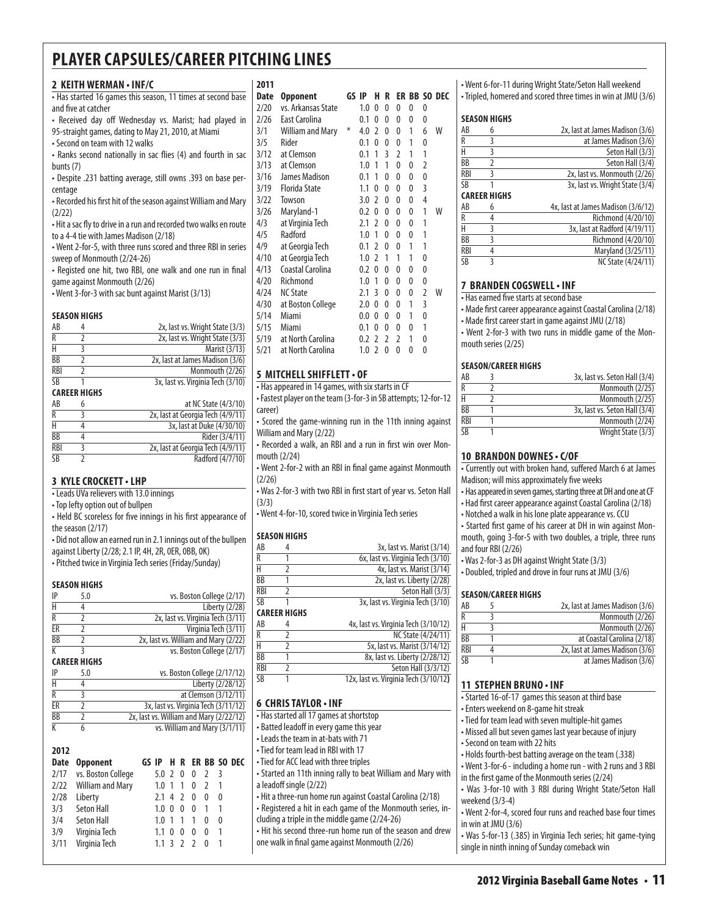# PLAYER CAPSULES/CAREER PITCHING LINES

## 2 KEITH WERMAN • INF/C

- Has started 16 games this season, 11 times at second base and five at catcher
- Received day off Wednesday vs. Marist; had played in 95-straight games, dating to May 21, 2010, at Miami
- Second on team with 12 walks
- Ranks second nationally in sac flies (4) and fourth in sac bunts (7)
- Despite .231 batting average, still owns .393 on base percentage
- Recorded his first hit of the season against William and Mary (2/22)
- Hit a sac fly to drive in a run and recorded two walks en route to a 4-4 tie with James Madison (2/18)
- Went 2-for-5, with three runs scored and three RBI in series sweep of Monmouth (2/24-26)
- Registed one hit, two RBI, one walk and one run in final game against Monmouth (2/26)
- Went 3-for-3 with sac bunt against Marist (3/13)

**SEASON HIGHS**

| | | |
|---|---|---|
| AB | 4 | 2x, last vs. Wright State (3/3) |
| R | 2 | 2x, last vs. Wright State (3/3) |
| H | 3 | Marist (3/13) |
| BB | 2 | 2x, last at James Madison (3/6) |
| RBI | 2 | Monmouth (2/26) |
| SB | 1 | 3x, last vs. Virginia Tech (3/10) |

**CAREER HIGHS**

| | | |
|---|---|---|
| AB | 6 | at NC State (4/3/10) |
| R | 3 | 2x, last at Georgia Tech (4/9/11) |
| H | 4 | 3x, last at Duke (4/30/10) |
| BB | 4 | Rider (3/4/11) |
| RBI | 3 | 2x, last at Georgia Tech (4/9/11) |
| SB | 2 | Radford (4/7/10) |

## 3 KYLE CROCKETT • LHP

- Leads UVa relievers with 13.0 innings
- Top lefty option out of bullpen
- Held BC scoreless for five innings in his first appearance of the season (2/17)
- Did not allow an earned run in 2.1 innings out of the bullpen against Liberty (2/28; 2.1 IP, 4H, 2R, 0ER, 0BB, 0K)
- Pitched twice in Virginia Tech series (Friday/Sunday)

**SEASON HIGHS**

| | | |
|---|---|---|
| IP | 5.0 | vs. Boston College (2/17) |
| H | 4 | Liberty (2/28) |
| R | 2 | 2x, last vs. Virginia Tech (3/11) |
| ER | 2 | Virginia Tech (3/11) |
| BB | 2 | 2x, last vs. William and Mary (2/22) |
| K | 3 | vs. Boston College (2/17) |

**CAREER HIGHS**

| | | |
|---|---|---|
| IP | 5.0 | vs. Boston College (2/17/12) |
| H | 4 | Liberty (2/28/12) |
| R | 3 | at Clemson (3/12/11) |
| ER | 2 | 3x, last vs. Virginia Tech (3/11/12) |
| BB | 2 | 2x, last vs. William and Mary (2/22/12) |
| K | 6 | vs. William and Mary (3/1/11) |

**2012**

| Date | Opponent | GS | IP | H | R | ER | BB | SO | DEC |
|---|---|---|---|---|---|---|---|---|---|
| 2/17 | vs. Boston College | | 5.0 | 2 | 0 | 0 | 2 | 3 | |
| 2/22 | William and Mary | | 1.0 | 1 | 1 | 0 | 2 | 1 | |
| 2/28 | Liberty | | 2.1 | 4 | 2 | 0 | 0 | 0 | |
| 3/3 | Seton Hall | | 1.0 | 0 | 0 | 0 | 1 | 1 | |
| 3/4 | Seton Hall | | 1.0 | 1 | 1 | 1 | 0 | 0 | |
| 3/9 | Virginia Tech | | 1.1 | 0 | 0 | 0 | 0 | 1 | |
| 3/11 | Virginia Tech | | 1.1 | 3 | 2 | 2 | 0 | 1 | |

**2011**

| Date | Opponent | GS | IP | H | R | ER | BB | SO | DEC |
|---|---|---|---|---|---|---|---|---|---|
| 2/20 | vs. Arkansas State | | 1.0 | 0 | 0 | 0 | 0 | 0 | |
| 2/26 | East Carolina | | 0.1 | 0 | 0 | 0 | 0 | 0 | |
| 3/1 | William and Mary | * | 4.0 | 2 | 0 | 0 | 1 | 6 | W |
| 3/5 | Rider | | 0.1 | 0 | 0 | 0 | 1 | 0 | |
| 3/12 | at Clemson | | 0.1 | 1 | 3 | 2 | 1 | 1 | |
| 3/13 | at Clemson | | 1.0 | 1 | 1 | 0 | 0 | 2 | |
| 3/16 | James Madison | | 0.1 | 1 | 0 | 0 | 0 | 0 | |
| 3/19 | Florida State | | 1.1 | 0 | 0 | 0 | 0 | 3 | |
| 3/22 | Towson | | 3.0 | 2 | 0 | 0 | 0 | 4 | |
| 3/26 | Maryland-1 | | 0.2 | 0 | 0 | 0 | 0 | 1 | W |
| 4/3 | at Virginia Tech | | 2.1 | 2 | 0 | 0 | 0 | 1 | |
| 4/5 | Radford | | 1.0 | 1 | 0 | 0 | 0 | 1 | |
| 4/9 | at Georgia Tech | | 0.1 | 2 | 0 | 0 | 1 | 1 | |
| 4/10 | at Georgia Tech | | 1.0 | 2 | 1 | 1 | 1 | 0 | |
| 4/13 | Coastal Carolina | | 0.2 | 0 | 0 | 0 | 0 | 0 | |
| 4/20 | Richmond | | 1.0 | 1 | 0 | 0 | 0 | 0 | |
| 4/24 | NC State | | 2.1 | 3 | 0 | 0 | 0 | 2 | W |
| 4/30 | at Boston College | | 2.0 | 0 | 0 | 0 | 1 | 3 | |
| 5/14 | Miami | | 0.0 | 0 | 0 | 0 | 1 | 0 | |
| 5/15 | Miami | | 0.1 | 0 | 0 | 0 | 0 | 1 | |
| 5/19 | at North Carolina | | 0.2 | 2 | 2 | 2 | 1 | 0 | |
| 5/21 | at North Carolina | | 1.0 | 2 | 0 | 0 | 0 | 0 | |

## 5 MITCHELL SHIFFLETT • OF

- Has appeared in 14 games, with six starts in CF
- Fastest player on the team (3-for-3 in SB attempts; 12-for-12 career)
- Scored the game-winning run in the 11th inning against William and Mary (2/22)
- Recorded a walk, an RBI and a run in first win over Monmouth (2/24)
- Went 2-for-2 with an RBI in final game against Monmouth (2/26)
- Was 2-for-3 with two RBI in first start of year vs. Seton Hall (3/3)
- Went 4-for-10, scored twice in Virginia Tech series

**SEASON HIGHS**

| | | |
|---|---|---|
| AB | 4 | 3x, last vs. Marist (3/14) |
| R | 1 | 6x, last vs. Virginia Tech (3/10) |
| H | 2 | 4x, last vs. Marist (3/14) |
| BB | 1 | 2x, last vs. Liberty (2/28) |
| RBI | 2 | Seton Hall (3/3) |
| SB | 1 | 3x, last vs. Virginia Tech (3/10) |

**CAREER HIGHS**

| | | |
|---|---|---|
| AB | 4 | 4x, last vs. Virginia Tech (3/10/12) |
| R | 2 | NC State (4/24/11) |
| H | 2 | 5x, last vs. Marist (3/14/12) |
| BB | 1 | 8x, last vs. Liberty (2/28/12) |
| RBI | 2 | Seton Hall (3/3/12) |
| SB | 1 | 12x, last vs. Virginia Tech (3/10/12) |

## 6 CHRIS TAYLOR • INF

- Has started all 17 games at shortstop
- Batted leadoff in every game this year
- Leads the team in at-bats with 71
- Tied for team lead in RBI with 17
- Tied for ACC lead with three triples
- Started an 11th inning rally to beat William and Mary with a leadoff single (2/22)
- Hit a three-run home run against Coastal Carolina (2/18)
- Registered a hit in each game of the Monmouth series, including a triple in the middle game (2/24-26)
- Hit his second three-run home run of the season and drew one walk in final game against Monmouth (2/26)
- Went 6-for-11 during Wright State/Seton Hall weekend
- Tripled, homered and scored three times in win at JMU (3/6)

**SEASON HIGHS**

| | | |
|---|---|---|
| AB | 6 | 2x, last at James Madison (3/6) |
| R | 3 | at James Madison (3/6) |
| H | 3 | Seton Hall (3/3) |
| BB | 2 | Seton Hall (3/4) |
| RBI | 3 | 2x, last vs. Monmouth (2/26) |
| SB | 1 | 3x, last vs. Wright State (3/4) |

**CAREER HIGHS**

| | | |
|---|---|---|
| AB | 6 | 4x, last at James Madison (3/6/12) |
| R | 4 | Richmond (4/20/10) |
| H | 3 | 3x, last at Radford (4/19/11) |
| BB | 3 | Richmond (4/20/10) |
| RBI | 4 | Maryland (3/25/11) |
| SB | 3 | NC State (4/24/11) |

## 7 BRANDEN COGSWELL • INF

- Has earned five starts at second base
- Made first career appearance against Coastal Carolina (2/18)
- Made first career start in game against JMU (2/18)
- Went 2-for-3 with two runs in middle game of the Monmouth series (2/25)

**SEASON/CAREER HIGHS**

| | | |
|---|---|---|
| AB | 3 | 3x, last vs. Seton Hall (3/4) |
| R | 2 | Monmouth (2/25) |
| H | 2 | Monmouth (2/25) |
| BB | 1 | 3x, last vs. Seton Hall (3/4) |
| RBI | 1 | Monmouth (2/24) |
| SB | 1 | Wright State (3/3) |

## 10 BRANDON DOWNES • C/OF

- Currently out with broken hand, suffered March 6 at James Madison; will miss approximately five weeks
- Has appeared in seven games, starting three at DH and one at CF
- Had first career appearance against Coastal Carolina (2/18)
- Notched a walk in his lone plate appearance vs. CCU
- Started first game of his career at DH in win against Monmouth, going 3-for-5 with two doubles, a triple, three runs and four RBI (2/26)
- Was 2-for-3 as DH against Wright State (3/3)
- Doubled, tripled and drove in four runs at JMU (3/6)

**SEASON/CAREER HIGHS**

| | | |
|---|---|---|
| AB | 5 | 2x, last at James Madison (3/6) |
| R | 3 | Monmouth (2/26) |
| H | 3 | Monmouth (2/26) |
| BB | 1 | at Coastal Carolina (2/18) |
| RBI | 4 | 2x, last at James Madison (3/6) |
| SB | 1 | at James Madison (3/6) |

## 11 STEPHEN BRUNO • INF

- Started 16-of-17 games this season at third base
- Enters weekend on 8-game hit streak
- Tied for team lead with seven multiple-hit games
- Missed all but seven games last year because of injury
- Second on team with 22 hits
- Holds fourth-best batting average on the team (.338)
- Went 3-for-6 - including a home run - with 2 runs and 3 RBI in the first game of the Monmouth series (2/24)
- Was 3-for-10 with 3 RBI during Wright State/Seton Hall weekend (3/3-4)
- Went 2-for-4, scored four runs and reached base four times in win at JMU (3/6)
- Was 5-for-13 (.385) in Virginia Tech series; hit game-tying single in ninth inning of Sunday comeback win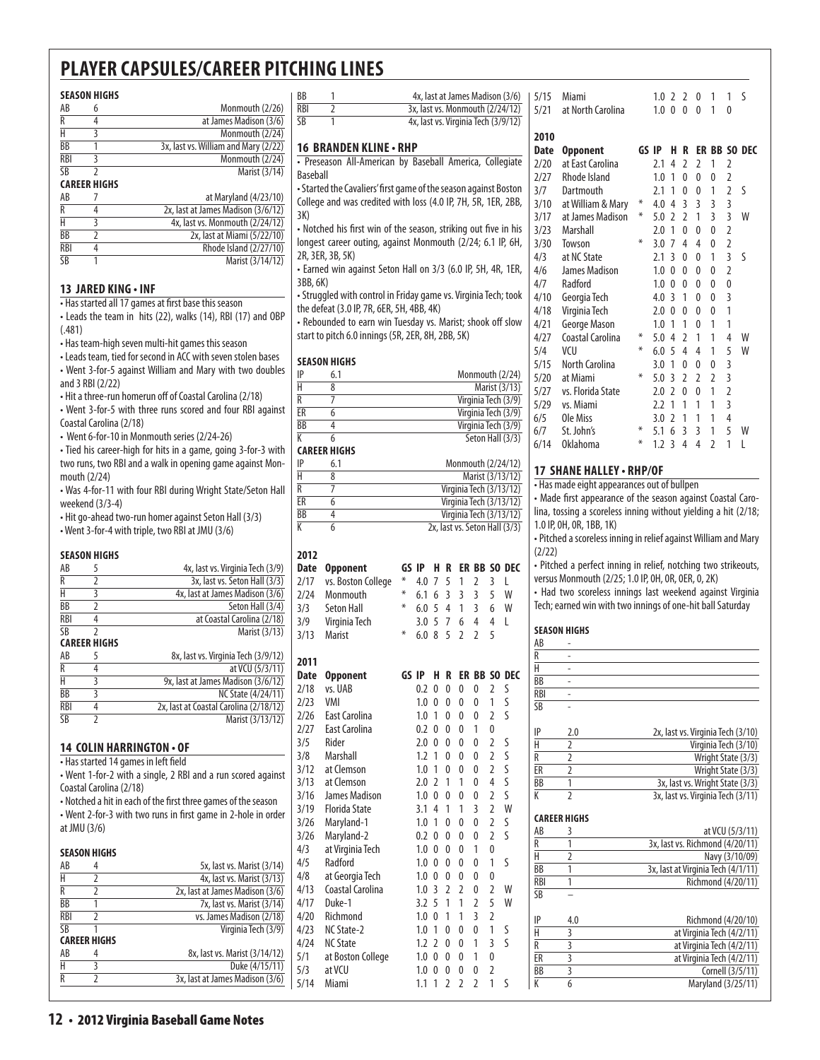# PLAYER CAPSULES/CAREER PITCHING LINES

**SEASON HIGHS**

| | | |
|---|---|---|
| AB | 6 | Monmouth (2/26) |
| R | 4 | at James Madison (3/6) |
| H | 3 | Monmouth (2/24) |
| BB | 1 | 3x, last vs. William and Mary (2/22) |
| RBI | 3 | Monmouth (2/24) |
| SB | 2 | Marist (3/14) |

**CAREER HIGHS**

| | | |
|---|---|---|
| AB | 7 | at Maryland (4/23/10) |
| R | 4 | 2x, last at James Madison (3/6/12) |
| H | 3 | 4x, last vs. Monmouth (2/24/12) |
| BB | 2 | 2x, last at Miami (5/22/10) |
| RBI | 4 | Rhode Island (2/27/10) |
| SB | 1 | Marist (3/14/12) |

## 13 JARED KING • INF

- Has started all 17 games at first base this season
- Leads the team in hits (22), walks (14), RBI (17) and OBP (.481)
- Has team-high seven multi-hit games this season
- Leads team, tied for second in ACC with seven stolen bases
- Went 3-for-5 against William and Mary with two doubles and 3 RBI (2/22)
- Hit a three-run homerun off of Coastal Carolina (2/18)
- Went 3-for-5 with three runs scored and four RBI against Coastal Carolina (2/18)
- Went 6-for-10 in Monmouth series (2/24-26)
- Tied his career-high for hits in a game, going 3-for-3 with two runs, two RBI and a walk in opening game against Monmouth (2/24)
- Was 4-for-11 with four RBI during Wright State/Seton Hall weekend (3/3-4)
- Hit go-ahead two-run homer against Seton Hall (3/3)
- Went 3-for-4 with triple, two RBI at JMU (3/6)

**SEASON HIGHS**

| | | |
|---|---|---|
| AB | 5 | 4x, last vs. Virginia Tech (3/9) |
| R | 2 | 3x, last vs. Seton Hall (3/3) |
| H | 3 | 4x, last at James Madison (3/6) |
| BB | 2 | Seton Hall (3/4) |
| RBI | 4 | at Coastal Carolina (2/18) |
| SB | 2 | Marist (3/13) |

**CAREER HIGHS**

| | | |
|---|---|---|
| AB | 5 | 8x, last vs. Virginia Tech (3/9/12) |
| R | 4 | at VCU (5/3/11) |
| H | 3 | 9x, last at James Madison (3/6/12) |
| BB | 3 | NC State (4/24/11) |
| RBI | 4 | 2x, last at Coastal Carolina (2/18/12) |
| SB | 2 | Marist (3/13/12) |

## 14 COLIN HARRINGTON • OF

- Has started 14 games in left field
- Went 1-for-2 with a single, 2 RBI and a run scored against Coastal Carolina (2/18)
- Notched a hit in each of the first three games of the season
- Went 2-for-3 with two runs in first game in 2-hole in order at JMU (3/6)

**SEASON HIGHS**

| | | |
|---|---|---|
| AB | 4 | 5x, last vs. Marist (3/14) |
| H | 2 | 4x, last vs. Marist (3/13) |
| R | 2 | 2x, last at James Madison (3/6) |
| BB | 1 | 7x, last vs. Marist (3/14) |
| RBI | 2 | vs. James Madison (2/18) |
| SB | 1 | Virginia Tech (3/9) |

**CAREER HIGHS**

| | | |
|---|---|---|
| AB | 4 | 8x, last vs. Marist (3/14/12) |
| H | 3 | Duke (4/15/11) |
| R | 2 | 3x, last at James Madison (3/6) |
| BB | 1 | 4x, last at James Madison (3/6) |
| RBI | 2 | 3x, last vs. Monmouth (2/24/12) |
| SB | 1 | 4x, last vs. Virginia Tech (3/9/12) |

## 16 BRANDEN KLINE • RHP

- Preseason All-American by Baseball America, Collegiate Baseball
- Started the Cavaliers' first game of the season against Boston College and was credited with loss (4.0 IP, 7H, 5R, 1ER, 2BB, 3K)
- Notched his first win of the season, striking out five in his longest career outing, against Monmouth (2/24; 6.1 IP, 6H, 2R, 3ER, 3B, 5K)
- Earned win against Seton Hall on 3/3 (6.0 IP, 5H, 4R, 1ER, 3BB, 6K)
- Struggled with control in Friday game vs. Virginia Tech; took the defeat (3.0 IP, 7R, 6ER, 5H, 4BB, 4K)
- Rebounded to earn win Tuesday vs. Marist; shook off slow start to pitch 6.0 innings (5R, 2ER, 8H, 2BB, 5K)

**SEASON HIGHS**

| | | |
|---|---|---|
| IP | 6.1 | Monmouth (2/24) |
| H | 8 | Marist (3/13) |
| R | 7 | Virginia Tech (3/9) |
| ER | 6 | Virginia Tech (3/9) |
| BB | 4 | Virginia Tech (3/9) |
| K | 6 | Seton Hall (3/3) |

**CAREER HIGHS**

| | | |
|---|---|---|
| IP | 6.1 | Monmouth (2/24/12) |
| H | 8 | Marist (3/13/12) |
| R | 7 | Virginia Tech (3/13/12) |
| ER | 6 | Virginia Tech (3/13/12) |
| BB | 4 | Virginia Tech (3/13/12) |
| K | 6 | 2x, last vs. Seton Hall (3/3) |

**2012**

| Date | Opponent | GS | IP | H | R | ER | BB | SO | DEC |
|---|---|---|---|---|---|---|---|---|---|
| 2/17 | vs. Boston College | * | 4.0 | 7 | 5 | 1 | 2 | 3 | L |
| 2/24 | Monmouth | * | 6.1 | 6 | 3 | 3 | 3 | 5 | W |
| 3/3 | Seton Hall | * | 6.0 | 5 | 4 | 1 | 3 | 6 | W |
| 3/9 | Virginia Tech | | 3.0 | 5 | 7 | 6 | 4 | 4 | L |
| 3/13 | Marist | * | 6.0 | 8 | 5 | 2 | 2 | 5 | |

**2011**

| Date | Opponent | GS | IP | H | R | ER | BB | SO | DEC |
|---|---|---|---|---|---|---|---|---|---|
| 2/18 | vs. UAB | | 0.2 | 0 | 0 | 0 | 0 | 2 | S |
| 2/23 | VMI | | 1.0 | 0 | 0 | 0 | 0 | 1 | S |
| 2/26 | East Carolina | | 1.0 | 1 | 0 | 0 | 0 | 2 | S |
| 2/27 | East Carolina | | 0.2 | 0 | 0 | 0 | 1 | 0 | |
| 3/5 | Rider | | 2.0 | 0 | 0 | 0 | 0 | 2 | S |
| 3/8 | Marshall | | 1.2 | 1 | 0 | 0 | 0 | 2 | S |
| 3/12 | at Clemson | | 1.0 | 1 | 0 | 0 | 0 | 2 | S |
| 3/13 | at Clemson | | 2.0 | 2 | 1 | 1 | 0 | 4 | S |
| 3/16 | James Madison | | 1.0 | 0 | 0 | 0 | 0 | 2 | S |
| 3/19 | Florida State | | 3.1 | 4 | 1 | 1 | 3 | 2 | W |
| 3/26 | Maryland-1 | | 1.0 | 1 | 0 | 0 | 0 | 2 | S |
| 3/26 | Maryland-2 | | 0.2 | 0 | 0 | 0 | 0 | 2 | S |
| 4/3 | at Virginia Tech | | 1.0 | 0 | 0 | 0 | 1 | 0 | |
| 4/5 | Radford | | 1.0 | 0 | 0 | 0 | 0 | 1 | S |
| 4/8 | at Georgia Tech | | 1.0 | 0 | 0 | 0 | 0 | 0 | |
| 4/13 | Coastal Carolina | | 1.0 | 3 | 2 | 2 | 0 | 2 | W |
| 4/17 | Duke-1 | | 3.2 | 5 | 1 | 1 | 2 | 5 | W |
| 4/20 | Richmond | | 1.0 | 0 | 1 | 1 | 3 | 2 | |
| 4/23 | NC State-2 | | 1.0 | 1 | 0 | 0 | 0 | 1 | S |
| 4/24 | NC State | | 1.2 | 2 | 0 | 0 | 1 | 3 | S |
| 5/1 | at Boston College | | 1.0 | 0 | 0 | 0 | 1 | 0 | |
| 5/3 | at VCU | | 1.0 | 0 | 0 | 0 | 0 | 2 | |
| 5/14 | Miami | | 1.1 | 1 | 2 | 2 | 2 | 1 | S |
| 5/15 | Miami | | 1.0 | 2 | 2 | 0 | 1 | 1 | S |
| 5/21 | at North Carolina | | 1.0 | 0 | 0 | 0 | 1 | 0 | |

**2010**

| Date | Opponent | GS | IP | H | R | ER | BB | SO | DEC |
|---|---|---|---|---|---|---|---|---|---|
| 2/20 | at East Carolina | | 2.1 | 4 | 2 | 2 | 1 | 2 | |
| 2/27 | Rhode Island | | 1.0 | 1 | 0 | 0 | 0 | 2 | |
| 3/7 | Dartmouth | | 2.1 | 1 | 0 | 0 | 1 | 2 | S |
| 3/10 | at William & Mary | * | 4.0 | 4 | 3 | 3 | 3 | 3 | |
| 3/17 | at James Madison | * | 5.0 | 2 | 2 | 1 | 3 | 3 | W |
| 3/23 | Marshall | | 2.0 | 1 | 0 | 0 | 0 | 2 | |
| 3/30 | Towson | * | 3.0 | 7 | 4 | 4 | 0 | 2 | |
| 4/3 | at NC State | | 2.1 | 3 | 0 | 0 | 1 | 3 | S |
| 4/6 | James Madison | | 1.0 | 0 | 0 | 0 | 0 | 2 | |
| 4/7 | Radford | | 1.0 | 0 | 0 | 0 | 0 | 0 | |
| 4/10 | Georgia Tech | | 4.0 | 3 | 1 | 0 | 0 | 3 | |
| 4/18 | Virginia Tech | | 2.0 | 0 | 0 | 0 | 0 | 1 | |
| 4/21 | George Mason | | 1.0 | 1 | 1 | 0 | 1 | 1 | |
| 4/27 | Coastal Carolina | * | 5.0 | 4 | 2 | 1 | 1 | 4 | W |
| 5/4 | VCU | * | 6.0 | 5 | 4 | 4 | 1 | 5 | W |
| 5/15 | North Carolina | | 3.0 | 1 | 0 | 0 | 0 | 3 | |
| 5/20 | at Miami | * | 5.0 | 3 | 2 | 2 | 2 | 3 | |
| 5/27 | vs. Florida State | | 2.0 | 2 | 0 | 0 | 1 | 2 | |
| 5/29 | vs. Miami | | 2.2 | 1 | 1 | 1 | 1 | 3 | |
| 6/5 | Ole Miss | | 3.0 | 2 | 1 | 1 | 1 | 4 | |
| 6/7 | St. John's | * | 5.1 | 6 | 3 | 3 | 1 | 5 | W |
| 6/14 | Oklahoma | * | 1.2 | 3 | 4 | 4 | 2 | 1 | L |

## 17 SHANE HALLEY • RHP/OF

- Has made eight appearances out of bullpen
- Made first appearance of the season against Coastal Carolina, tossing a scoreless inning without yielding a hit (2/18; 1.0 IP, 0H, 0R, 1BB, 1K)
- Pitched a scoreless inning in relief against William and Mary (2/22)
- Pitched a perfect inning in relief, notching two strikeouts, versus Monmouth (2/25; 1.0 IP, 0H, 0R, 0ER, 0, 2K)
- Had two scoreless innings last weekend against Virginia Tech; earned win with two innings of one-hit ball Saturday

**SEASON HIGHS**

| | | |
|---|---|---|
| AB | - | |
| R | - | |
| H | - | |
| BB | - | |
| RBI | - | |
| SB | - | |
| | | |
| IP | 2.0 | 2x, last vs. Virginia Tech (3/10) |
| H | 2 | Virginia Tech (3/10) |
| R | 2 | Wright State (3/3) |
| ER | 2 | Wright State (3/3) |
| BB | 1 | 3x, last vs. Wright State (3/3) |
| K | 2 | 3x, last vs. Virginia Tech (3/11) |

**CAREER HIGHS**

| | | |
|---|---|---|
| AB | 3 | at VCU (5/3/11) |
| R | 1 | 3x, last vs. Richmond (4/20/11) |
| H | 2 | Navy (3/10/09) |
| BB | 1 | 3x, last at Virginia Tech (4/1/11) |
| RBI | 1 | Richmond (4/20/11) |
| SB | – | |
| | | |
| IP | 4.0 | Richmond (4/20/10) |
| H | 3 | at Virginia Tech (4/2/11) |
| R | 3 | at Virginia Tech (4/2/11) |
| ER | 3 | at Virginia Tech (4/2/11) |
| BB | 3 | Cornell (3/5/11) |
| K | 6 | Maryland (3/25/11) |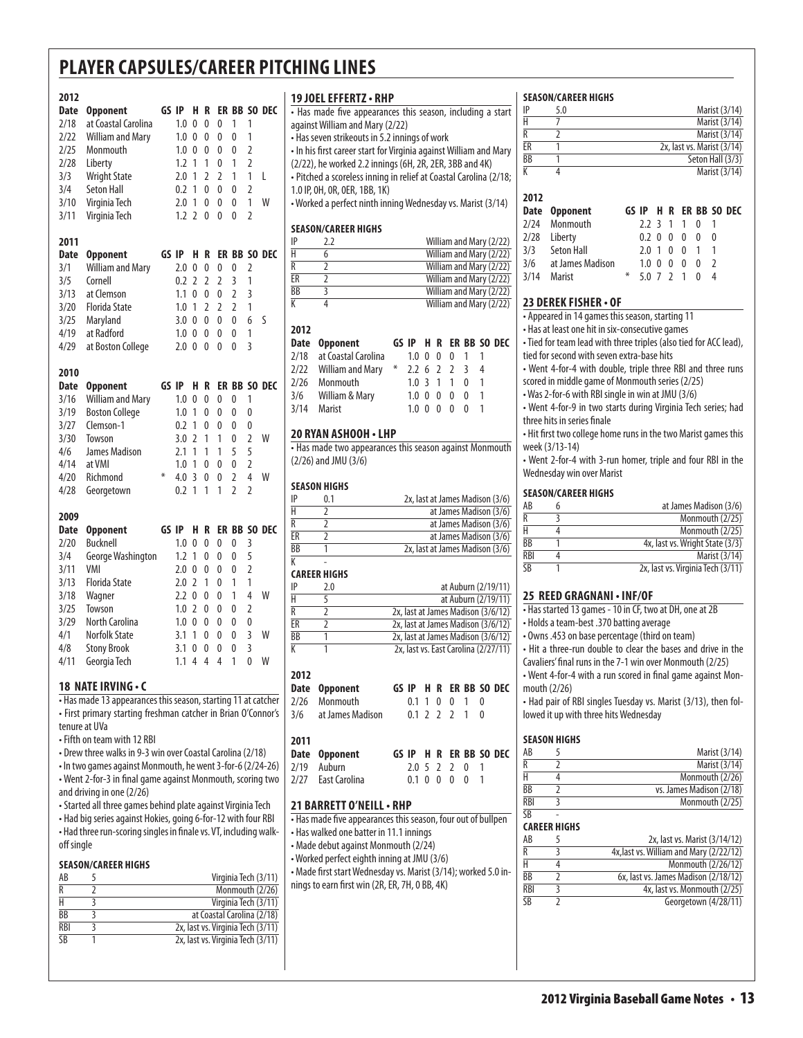# PLAYER CAPSULES/CAREER PITCHING LINES

**2012**

| Date | Opponent | GS | IP | H | R | ER | BB | SO | DEC |
|---|---|---|---|---|---|---|---|---|---|
| 2/18 | at Coastal Carolina | | 1.0 | 0 | 0 | 0 | 1 | 1 | |
| 2/22 | William and Mary | | 1.0 | 0 | 0 | 0 | 0 | 1 | |
| 2/25 | Monmouth | | 1.0 | 0 | 0 | 0 | 0 | 2 | |
| 2/28 | Liberty | | 1.2 | 1 | 1 | 0 | 1 | 2 | |
| 3/3 | Wright State | | 2.0 | 1 | 2 | 2 | 1 | 1 | L |
| 3/4 | Seton Hall | | 0.2 | 1 | 0 | 0 | 0 | 2 | |
| 3/10 | Virginia Tech | | 2.0 | 1 | 0 | 0 | 0 | 1 | W |
| 3/11 | Virginia Tech | | 1.2 | 2 | 0 | 0 | 0 | 2 | |

**2011**

| Date | Opponent | GS | IP | H | R | ER | BB | SO | DEC |
|---|---|---|---|---|---|---|---|---|---|
| 3/1 | William and Mary | | 2.0 | 0 | 0 | 0 | 0 | 2 | |
| 3/5 | Cornell | | 0.2 | 2 | 2 | 2 | 3 | 1 | |
| 3/13 | at Clemson | | 1.1 | 0 | 0 | 0 | 2 | 3 | |
| 3/20 | Florida State | | 1.0 | 1 | 2 | 2 | 2 | 1 | |
| 3/25 | Maryland | | 3.0 | 0 | 0 | 0 | 0 | 6 | S |
| 4/19 | at Radford | | 1.0 | 0 | 0 | 0 | 0 | 1 | |
| 4/29 | at Boston College | | 2.0 | 0 | 0 | 0 | 0 | 3 | |

**2010**

| Date | Opponent | GS | IP | H | R | ER | BB | SO | DEC |
|---|---|---|---|---|---|---|---|---|---|
| 3/16 | William and Mary | | 1.0 | 0 | 0 | 0 | 0 | 1 | |
| 3/19 | Boston College | | 1.0 | 1 | 0 | 0 | 0 | 0 | |
| 3/27 | Clemson-1 | | 0.2 | 1 | 0 | 0 | 0 | 0 | |
| 3/30 | Towson | | 3.0 | 2 | 1 | 1 | 0 | 2 | W |
| 4/6 | James Madison | | 2.1 | 1 | 1 | 1 | 5 | 5 | |
| 4/14 | at VMI | | 1.0 | 1 | 0 | 0 | 0 | 2 | |
| 4/20 | Richmond | * | 4.0 | 3 | 0 | 0 | 2 | 4 | W |
| 4/28 | Georgetown | | 0.2 | 1 | 1 | 1 | 2 | 2 | |

**2009**

| Date | Opponent | GS | IP | H | R | ER | BB | SO | DEC |
|---|---|---|---|---|---|---|---|---|---|
| 2/20 | Bucknell | | 1.0 | 0 | 0 | 0 | 0 | 3 | |
| 3/4 | George Washington | | 1.2 | 1 | 0 | 0 | 0 | 5 | |
| 3/11 | VMI | | 2.0 | 0 | 0 | 0 | 0 | 5 | |
| 3/13 | Florida State | | 2.0 | 2 | 1 | 0 | 1 | 1 | |
| 3/18 | Wagner | | 2.2 | 0 | 0 | 0 | 1 | 4 | W |
| 3/25 | Towson | | 1.0 | 2 | 0 | 0 | 0 | 2 | |
| 3/29 | North Carolina | | 1.0 | 0 | 0 | 0 | 0 | 0 | |
| 4/1 | Norfolk State | | 3.1 | 1 | 0 | 0 | 0 | 3 | W |
| 4/8 | Stony Brook | | 3.1 | 0 | 0 | 0 | 0 | 3 | |
| 4/11 | Georgia Tech | | 1.1 | 4 | 4 | 4 | 1 | 0 | W |

## 18 NATE IRVING • C

- Has made 13 appearances this season, starting 11 at catcher
- First primary starting freshman catcher in Brian O'Connor's tenure at UVa
- Fifth on team with 12 RBI
- Drew three walks in 9-3 win over Coastal Carolina (2/18)
- In two games against Monmouth, he went 3-for-6 (2/24-26)
- Went 2-for-3 in final game against Monmouth, scoring two and driving in one (2/26)
- Started all three games behind plate against Virginia Tech
- Had big series against Hokies, going 6-for-12 with four RBI
- Had three run-scoring singles in finale vs. VT, including walk-off single

**SEASON/CAREER HIGHS**

| | | |
|---|---|---|
| AB | 5 | Virginia Tech (3/11) |
| R | 2 | Monmouth (2/26) |
| H | 3 | Virginia Tech (3/11) |
| BB | 3 | at Coastal Carolina (2/18) |
| RBI | 3 | 2x, last vs. Virginia Tech (3/11) |
| SB | 1 | 2x, last vs. Virginia Tech (3/11) |

## 19 JOEL EFFERTZ • RHP

- Has made five appearances this season, including a start against William and Mary (2/22)
- Has seven strikeouts in 5.2 innings of work
- In his first career start for Virginia against William and Mary (2/22), he worked 2.2 innings (6H, 2R, 2ER, 3BB and 4K)
- Pitched a scoreless inning in relief at Coastal Carolina (2/18; 1.0 IP, 0H, 0R, 0ER, 1BB, 1K)
- Worked a perfect ninth inning Wednesday vs. Marist (3/14)

**SEASON/CAREER HIGHS**

| | | |
|---|---|---|
| IP | 2.2 | William and Mary (2/22) |
| H | 6 | William and Mary (2/22) |
| R | 2 | William and Mary (2/22) |
| ER | 2 | William and Mary (2/22) |
| BB | 3 | William and Mary (2/22) |
| K | 4 | William and Mary (2/22) |

**2012**

| Date | Opponent | GS | IP | H | R | ER | BB | SO | DEC |
|---|---|---|---|---|---|---|---|---|---|
| 2/18 | at Coastal Carolina | | 1.0 | 0 | 0 | 0 | 1 | 1 | |
| 2/22 | William and Mary | * | 2.2 | 6 | 2 | 2 | 3 | 4 | |
| 2/26 | Monmouth | | 1.0 | 3 | 1 | 1 | 0 | 1 | |
| 3/6 | William & Mary | | 1.0 | 0 | 0 | 0 | 0 | 1 | |
| 3/14 | Marist | | 1.0 | 0 | 0 | 0 | 0 | 1 | |

## 20 RYAN ASHOOH • LHP

- Has made two appearances this season against Monmouth (2/26) and JMU (3/6)

**SEASON HIGHS**

| | | |
|---|---|---|
| IP | 0.1 | 2x, last at James Madison (3/6) |
| H | 2 | at James Madison (3/6) |
| R | 2 | at James Madison (3/6) |
| ER | 2 | at James Madison (3/6) |
| BB | 1 | 2x, last at James Madison (3/6) |
| K | - | |

**CAREER HIGHS**

| | | |
|---|---|---|
| IP | 2.0 | at Auburn (2/19/11) |
| H | 5 | at Auburn (2/19/11) |
| R | 2 | 2x, last at James Madison (3/6/12) |
| ER | 2 | 2x, last at James Madison (3/6/12) |
| BB | 1 | 2x, last at James Madison (3/6/12) |
| K | 1 | 2x, last vs. East Carolina (2/27/11) |

**2012**

| Date | Opponent | GS | IP | H | R | ER | BB | SO | DEC |
|---|---|---|---|---|---|---|---|---|---|
| 2/26 | Monmouth | | 0.1 | 1 | 0 | 0 | 1 | 0 | |
| 3/6 | at James Madison | | 0.1 | 2 | 2 | 2 | 1 | 0 | |

**2011**

| Date | Opponent | GS | IP | H | R | ER | BB | SO | DEC |
|---|---|---|---|---|---|---|---|---|---|
| 2/19 | Auburn | | 2.0 | 5 | 2 | 2 | 0 | 1 | |
| 2/27 | East Carolina | | 0.1 | 0 | 0 | 0 | 0 | 1 | |

## 21 BARRETT O'NEILL • RHP

- Has made five appearances this season, four out of bullpen
- Has walked one batter in 11.1 innings
- Made debut against Monmouth (2/24)
- Worked perfect eighth inning at JMU (3/6)
- Made first start Wednesday vs. Marist (3/14); worked 5.0 innings to earn first win (2R, ER, 7H, 0 BB, 4K)

**SEASON/CAREER HIGHS**

| | | |
|---|---|---|
| IP | 5.0 | Marist (3/14) |
| H | 7 | Marist (3/14) |
| R | 2 | Marist (3/14) |
| ER | 1 | 2x, last vs. Marist (3/14) |
| BB | 1 | Seton Hall (3/3) |
| K | 4 | Marist (3/14) |

**2012**

| Date | Opponent | GS | IP | H | R | ER | BB | SO | DEC |
|---|---|---|---|---|---|---|---|---|---|
| 2/24 | Monmouth | | 2.2 | 3 | 1 | 1 | 0 | 1 | |
| 2/28 | Liberty | | 0.2 | 0 | 0 | 0 | 0 | 0 | |
| 3/3 | Seton Hall | | 2.0 | 1 | 0 | 0 | 1 | 1 | |
| 3/6 | at James Madison | | 1.0 | 0 | 0 | 0 | 0 | 2 | |
| 3/14 | Marist | * | 5.0 | 7 | 2 | 1 | 0 | 4 | |

## 23 DEREK FISHER • OF

- Appeared in 14 games this season, starting 11
- Has at least one hit in six-consecutive games
- Tied for team lead with three triples (also tied for ACC lead), tied for second with seven extra-base hits
- Went 4-for-4 with double, triple three RBI and three runs scored in middle game of Monmouth series (2/25)
- Was 2-for-6 with RBI single in win at JMU (3/6)
- Went 4-for-9 in two starts during Virginia Tech series; had three hits in series finale
- Hit first two college home runs in the two Marist games this week (3/13-14)
- Went 2-for-4 with 3-run homer, triple and four RBI in the Wednesday win over Marist

**SEASON/CAREER HIGHS**

| | | |
|---|---|---|
| AB | 6 | at James Madison (3/6) |
| R | 3 | Monmouth (2/25) |
| H | 4 | Monmouth (2/25) |
| BB | 1 | 4x, last vs. Wright State (3/3) |
| RBI | 4 | Marist (3/14) |
| SB | 1 | 2x, last vs. Virginia Tech (3/11) |

## 25 REED GRAGNANI • INF/OF

- Has started 13 games - 10 in CF, two at DH, one at 2B
- Holds a team-best .370 batting average
- Owns .453 on base percentage (third on team)
- Hit a three-run double to clear the bases and drive in the Cavaliers' final runs in the 7-1 win over Monmouth (2/25)
- Went 4-for-4 with a run scored in final game against Monmouth (2/26)
- Had pair of RBI singles Tuesday vs. Marist (3/13), then followed it up with three hits Wednesday

**SEASON HIGHS**

| | | |
|---|---|---|
| AB | 5 | Marist (3/14) |
| R | 2 | Marist (3/14) |
| H | 4 | Monmouth (2/26) |
| BB | 2 | vs. James Madison (2/18) |
| RBI | 3 | Monmouth (2/25) |
| SB | - | |

**CAREER HIGHS**

| | | |
|---|---|---|
| AB | 5 | 2x, last vs. Marist (3/14/12) |
| R | 3 | 4x,last vs. William and Mary (2/22/12) |
| H | 4 | Monmouth (2/26/12) |
| BB | 2 | 6x, last vs. James Madison (2/18/12) |
| RBI | 3 | 4x, last vs. Monmouth (2/25) |
| SB | 2 | Georgetown (4/28/11) |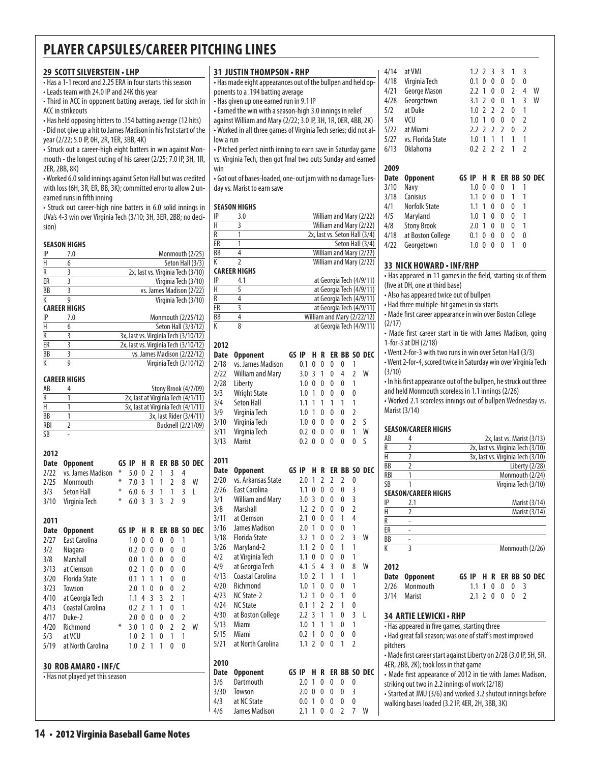# PLAYER CAPSULES/CAREER PITCHING LINES

## 29 SCOTT SILVERSTEIN • LHP

- Has a 1-1 record and 2.25 ERA in four starts this season
- Leads team with 24.0 IP and 24K this year
- Third in ACC in opponent batting average, tied for sixth in ACC in strikeouts
- Has held opposing hitters to .154 batting average (12 hits)
- Did not give up a hit to James Madison in his first start of the year (2/22; 5.0 IP, 0H, 2R, 1ER, 3BB, 4K)
- Struck out a career-high eight batters in win against Monmouth - the longest outing of his career (2/25; 7.0 IP, 3H, 1R, 2ER, 2BB, 8K)
- Worked 6.0 solid innings against Seton Hall but was credited with loss (6H, 3R, ER, BB, 3K); committed error to allow 2 unearned runs in fifth inning
- Struck out career-high nine batters in 6.0 solid innings in UVa's 4-3 win over Virginia Tech (3/10; 3H, 3ER, 2BB; no decision)

### SEASON HIGHS

| | | |
|---|---|---|
| IP | 7.0 | Monmouth (2/25) |
| H | 6 | Seton Hall (3/3) |
| R | 3 | 2x, last vs. Virginia Tech (3/10) |
| ER | 3 | Virginia Tech (3/10) |
| BB | 3 | vs. James Madison (2/22) |
| K | 9 | Virginia Tech (3/10) |

### CAREER HIGHS

| | | |
|---|---|---|
| IP | 7.0 | Monmouth (2/25/12) |
| H | 6 | Seton Hall (3/3/12) |
| R | 3 | 3x, last vs. Virginia Tech (3/10/12) |
| ER | 3 | 2x, last vs. Virginia Tech (3/10/12) |
| BB | 3 | vs. James Madison (2/22/12) |
| K | 9 | Virginia Tech (3/10/12) |

### CAREER HIGHS

| | | |
|---|---|---|
| AB | 4 | Stony Brook (4/7/09) |
| R | 1 | 2x, last at Virginia Tech (4/1/11) |
| H | 1 | 5x, last at Virginia Tech (4/1/11) |
| BB | 1 | 3x, last Rider (3/4/11) |
| RBI | 2 | Bucknell (2/21/09) |
| SB | - | |

### 2012

| Date | Opponent | GS | IP | H | R | ER | BB | SO | DEC |
|---|---|---|---|---|---|---|---|---|---|
| 2/22 | vs. James Madison | * | 5.0 | 0 | 2 | 1 | 3 | 4 | |
| 2/25 | Monmouth | * | 7.0 | 3 | 1 | 1 | 2 | 8 | W |
| 3/3 | Seton Hall | * | 6.0 | 6 | 3 | 1 | 1 | 3 | L |
| 3/10 | Virginia Tech | * | 6.0 | 3 | 3 | 3 | 2 | 9 | |

### 2011

| Date | Opponent | GS | IP | H | R | ER | BB | SO | DEC |
|---|---|---|---|---|---|---|---|---|---|
| 2/27 | East Carolina | | 1.0 | 0 | 0 | 0 | 0 | 1 | |
| 3/2 | Niagara | | 0.2 | 0 | 0 | 0 | 0 | 0 | |
| 3/8 | Marshall | | 0.0 | 1 | 0 | 0 | 0 | 0 | |
| 3/13 | at Clemson | | 0.2 | 1 | 0 | 0 | 0 | 0 | |
| 3/20 | Florida State | | 0.1 | 1 | 1 | 1 | 0 | 0 | |
| 3/23 | Towson | | 2.0 | 1 | 0 | 0 | 0 | 2 | |
| 4/10 | at Georgia Tech | | 1.1 | 4 | 3 | 3 | 2 | 1 | |
| 4/13 | Coastal Carolina | | 0.2 | 2 | 1 | 1 | 0 | 1 | |
| 4/17 | Duke-2 | | 2.0 | 0 | 0 | 0 | 0 | 2 | |
| 4/20 | Richmond | * | 3.0 | 1 | 0 | 0 | 2 | 2 | W |
| 5/3 | at VCU | | 1.0 | 2 | 1 | 0 | 1 | 1 | |
| 5/19 | at North Carolina | | 1.0 | 2 | 1 | 1 | 0 | 0 | |

## 30 ROB AMARO • INF/C

- Has not played yet this season

## 31 JUSTIN THOMPSON • RHP

- Has made eight appearances out of the bullpen and held opponents to a .194 batting average
- Has given up one earned run in 9.1 IP
- Earned the win with a season-high 3.0 innings in relief against William and Mary (2/22; 3.0 IP, 3H, 1R, 0ER, 4BB, 2K)
- Worked in all three games of Virginia Tech series; did not allow a run
- Pitched perfect ninth inning to earn save in Saturday game vs. Virginia Tech, then got final two outs Sunday and earned win
- Got out of bases-loaded, one-out jam with no damage Tuesday vs. Marist to earn save

### SEASON HIGHS

| | | |
|---|---|---|
| IP | 3.0 | William and Mary (2/22) |
| H | 3 | William and Mary (2/22) |
| R | 1 | 2x, last vs. Seton Hall (3/4) |
| ER | 1 | Seton Hall (3/4) |
| BB | 4 | William and Mary (2/22) |
| K | 2 | William and Mary (2/22) |

### CAREER HIGHS

| | | |
|---|---|---|
| IP | 4.1 | at Georgia Tech (4/9/11) |
| H | 5 | at Georgia Tech (4/9/11) |
| R | 4 | at Georgia Tech (4/9/11) |
| ER | 3 | at Georgia Tech (4/9/11) |
| BB | 4 | William and Mary (2/22/12) |
| K | 8 | at Georgia Tech (4/9/11) |

### 2012

| Date | Opponent | GS | IP | H | R | ER | BB | SO | DEC |
|---|---|---|---|---|---|---|---|---|---|
| 2/18 | vs. James Madison | | 0.1 | 0 | 0 | 0 | 0 | 1 | |
| 2/22 | William and Mary | | 3.0 | 3 | 1 | 0 | 4 | 2 | W |
| 2/28 | Liberty | | 1.0 | 0 | 0 | 0 | 0 | 1 | |
| 3/3 | Wright State | | 1.0 | 1 | 0 | 0 | 0 | 0 | |
| 3/4 | Seton Hall | | 1.1 | 1 | 1 | 1 | 1 | 1 | |
| 3/9 | Virginia Tech | | 1.0 | 1 | 0 | 0 | 0 | 2 | |
| 3/10 | Virginia Tech | | 1.0 | 0 | 0 | 0 | 0 | 2 | S |
| 3/11 | Virginia Tech | | 0.2 | 0 | 0 | 0 | 0 | 1 | W |
| 3/13 | Marist | | 0.2 | 0 | 0 | 0 | 0 | 0 | S |

### 2011

| Date | Opponent | GS | IP | H | R | ER | BB | SO | DEC |
|---|---|---|---|---|---|---|---|---|---|
| 2/20 | vs. Arkansas State | | 2.0 | 1 | 2 | 2 | 2 | 0 | |
| 2/26 | East Carolina | | 1.1 | 0 | 0 | 0 | 0 | 3 | |
| 3/1 | William and Mary | | 3.0 | 3 | 0 | 0 | 0 | 3 | |
| 3/8 | Marshall | | 1.2 | 2 | 0 | 0 | 0 | 2 | |
| 3/11 | at Clemson | | 2.1 | 0 | 0 | 0 | 1 | 4 | |
| 3/16 | James Madison | | 2.0 | 1 | 0 | 0 | 0 | 1 | |
| 3/18 | Florida State | | 3.2 | 1 | 0 | 0 | 2 | 3 | W |
| 3/26 | Maryland-2 | | 1.1 | 2 | 0 | 0 | 1 | 1 | |
| 4/2 | at Virginia Tech | | 1.1 | 0 | 0 | 0 | 0 | 1 | |
| 4/9 | at Georgia Tech | | 4.1 | 5 | 4 | 3 | 0 | 8 | W |
| 4/13 | Coastal Carolina | | 1.0 | 2 | 1 | 1 | 1 | 1 | |
| 4/20 | Richmond | | 1.0 | 1 | 0 | 0 | 0 | 1 | |
| 4/23 | NC State-2 | | 1.2 | 1 | 0 | 0 | 1 | 0 | |
| 4/24 | NC State | | 0.1 | 1 | 2 | 2 | 1 | 0 | |
| 4/30 | at Boston College | | 2.2 | 3 | 1 | 1 | 0 | 3 | L |
| 5/13 | Miami | | 1.0 | 1 | 1 | 1 | 0 | 1 | |
| 5/15 | Miami | | 0.2 | 1 | 0 | 0 | 0 | 0 | |
| 5/21 | at North Carolina | | 1.1 | 2 | 0 | 0 | 1 | 2 | |

### 2010

| Date | Opponent | GS | IP | H | R | ER | BB | SO | DEC |
|---|---|---|---|---|---|---|---|---|---|
| 3/6 | Dartmouth | | 2.0 | 1 | 0 | 0 | 0 | 0 | |
| 3/30 | Towson | | 2.0 | 0 | 0 | 0 | 0 | 3 | |
| 4/3 | at NC State | | 0.0 | 1 | 0 | 0 | 0 | 0 | |
| 4/6 | James Madison | | 2.1 | 1 | 0 | 0 | 2 | 7 | W |
| 4/14 | at VMI | | 1.2 | 2 | 3 | 3 | 1 | 3 | |
| 4/18 | Virginia Tech | | 0.1 | 0 | 0 | 0 | 0 | 0 | |
| 4/21 | George Mason | | 2.2 | 1 | 0 | 0 | 2 | 4 | W |
| 4/28 | Georgetown | | 3.1 | 2 | 0 | 0 | 1 | 3 | W |
| 5/2 | at Duke | | 1.0 | 2 | 2 | 2 | 0 | 1 | |
| 5/4 | VCU | | 1.0 | 1 | 0 | 0 | 0 | 2 | |
| 5/22 | at Miami | | 2.2 | 2 | 2 | 2 | 0 | 2 | |
| 5/27 | vs. Florida State | | 1.0 | 1 | 1 | 1 | 1 | 1 | |
| 6/13 | Oklahoma | | 0.2 | 2 | 2 | 2 | 1 | 2 | |

### 2009

| Date | Opponent | GS | IP | H | R | ER | BB | SO | DEC |
|---|---|---|---|---|---|---|---|---|---|
| 3/10 | Navy | | 1.0 | 0 | 0 | 0 | 1 | 1 | |
| 3/18 | Canisius | | 1.1 | 0 | 0 | 0 | 1 | 1 | |
| 4/1 | Norfolk State | | 1.1 | 1 | 0 | 0 | 0 | 1 | |
| 4/5 | Maryland | | 1.0 | 1 | 0 | 0 | 0 | 1 | |
| 4/8 | Stony Brook | | 2.0 | 1 | 0 | 0 | 0 | 1 | |
| 4/18 | at Boston College | | 0.1 | 0 | 0 | 0 | 0 | 0 | |
| 4/22 | Georgetown | | 1.0 | 0 | 0 | 0 | 1 | 0 | |

## 33 NICK HOWARD • INF/RHP

- Has appeared in 11 games in the field, starting six of them (five at DH, one at third base)
- Also has appeared twice out of bullpen
- Had three multiple-hit games in six starts
- Made first career appearance in win over Boston College (2/17)
- Made first career start in tie with James Madison, going 1-for-3 at DH (2/18)
- Went 2-for-3 with two runs in win over Seton Hall (3/3)
- Went 2-for-4, scored twice in Saturday win over Virginia Tech (3/10)
- In his first appearance out of the bullpen, he struck out three and held Monmouth scoreless in 1.1 innings (2/26)
- Worked 2.1 scoreless innings out of bullpen Wednesday vs. Marist (3/14)

### SEASON/CAREER HIGHS

| | | |
|---|---|---|
| AB | 4 | 2x, last vs. Marist (3/13) |
| R | 2 | 2x, last vs. Virginia Tech (3/10) |
| H | 2 | 3x, last vs. Virginia Tech (3/10) |
| BB | 2 | Liberty (2/28) |
| RBI | 1 | Monmouth (2/24) |
| SB | 1 | Virginia Tech (3/10) |

### SEASON/CAREER HIGHS

| | | |
|---|---|---|
| IP | 2.1 | Marist (3/14) |
| H | 2 | Marist (3/14) |
| R | - | |
| ER | - | |
| BB | - | |
| K | 3 | Monmouth (2/26) |

### 2012

| Date | Opponent | GS | IP | H | R | ER | BB | SO | DEC |
|---|---|---|---|---|---|---|---|---|---|
| 2/26 | Monmouth | | 1.1 | 1 | 0 | 0 | 0 | 3 | |
| 3/14 | Marist | | 2.1 | 2 | 0 | 0 | 0 | 2 | |

## 34 ARTIE LEWICKI • RHP

- Has appeared in five games, starting three
- Had great fall season; was one of staff's most improved pitchers
- Made first career start against Liberty on 2/28 (3.0 IP, 5H, 5R, 4ER, 2BB, 2K); took loss in that game
- Made first appearance of 2012 in tie with James Madison, striking out two in 2.2 innings of work (2/18)
- Started at JMU (3/6) and worked 3.2 shutout innings before walking bases loaded (3.2 IP, 4ER, 2H, 3BB, 3K)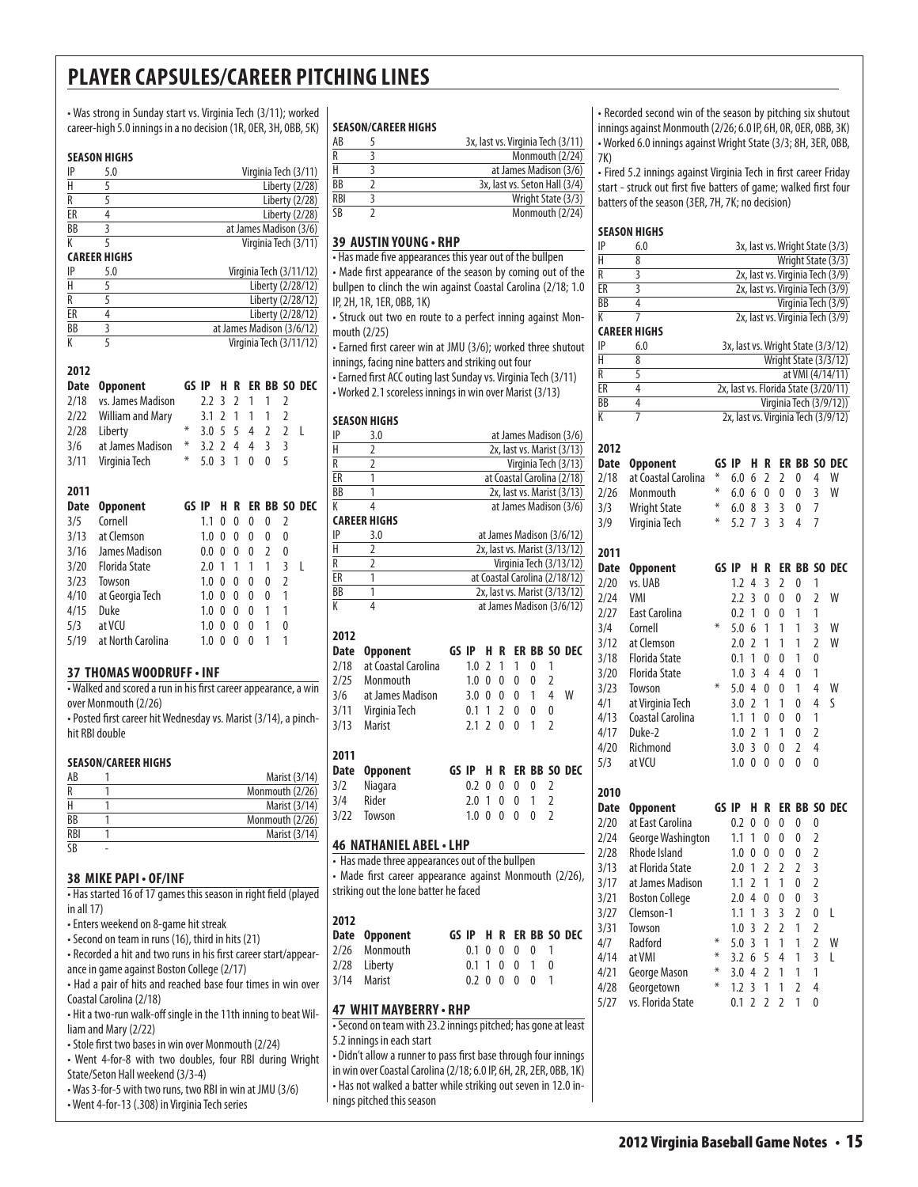# PLAYER CAPSULES/CAREER PITCHING LINES

• Was strong in Sunday start vs. Virginia Tech (3/11); worked career-high 5.0 innings in a no decision (1R, 0ER, 3H, 0BB, 5K)

**SEASON HIGHS**

| | | |
|---|---|---|
| IP | 5.0 | Virginia Tech (3/11) |
| H | 5 | Liberty (2/28) |
| R | 5 | Liberty (2/28) |
| ER | 4 | Liberty (2/28) |
| BB | 3 | at James Madison (3/6) |
| K | 5 | Virginia Tech (3/11) |

**CAREER HIGHS**

| | | |
|---|---|---|
| IP | 5.0 | Virginia Tech (3/11/12) |
| H | 5 | Liberty (2/28/12) |
| R | 5 | Liberty (2/28/12) |
| ER | 4 | Liberty (2/28/12) |
| BB | 3 | at James Madison (3/6/12) |
| K | 5 | Virginia Tech (3/11/12) |

**2012**

| Date | Opponent | GS | IP | H | R | ER | BB | SO | DEC |
|---|---|---|---|---|---|---|---|---|---|
| 2/18 | vs. James Madison | | 2.2 | 3 | 2 | 1 | 1 | 2 | |
| 2/22 | William and Mary | | 3.1 | 2 | 1 | 1 | 1 | 2 | |
| 2/28 | Liberty | * | 3.0 | 5 | 5 | 4 | 2 | 2 | L |
| 3/6 | at James Madison | * | 3.2 | 2 | 4 | 4 | 3 | 3 | |
| 3/11 | Virginia Tech | * | 5.0 | 3 | 1 | 0 | 0 | 5 | |

**2011**

| Date | Opponent | GS | IP | H | R | ER | BB | SO | DEC |
|---|---|---|---|---|---|---|---|---|---|
| 3/5 | Cornell | | 1.1 | 0 | 0 | 0 | 0 | 2 | |
| 3/13 | at Clemson | | 1.0 | 0 | 0 | 0 | 0 | 0 | |
| 3/16 | James Madison | | 0.0 | 0 | 0 | 0 | 2 | 0 | |
| 3/20 | Florida State | | 2.0 | 1 | 1 | 1 | 1 | 3 | L |
| 3/23 | Towson | | 1.0 | 0 | 0 | 0 | 0 | 2 | |
| 4/10 | at Georgia Tech | | 1.0 | 0 | 0 | 0 | 0 | 1 | |
| 4/15 | Duke | | 1.0 | 0 | 0 | 0 | 1 | 1 | |
| 5/3 | at VCU | | 1.0 | 0 | 0 | 0 | 1 | 0 | |
| 5/19 | at North Carolina | | 1.0 | 0 | 0 | 0 | 1 | 1 | |

## 37 THOMAS WOODRUFF • INF

• Walked and scored a run in his first career appearance, a win over Monmouth (2/26)
• Posted first career hit Wednesday vs. Marist (3/14), a pinch-hit RBI double

**SEASON/CAREER HIGHS**

| | | |
|---|---|---|
| AB | 1 | Marist (3/14) |
| R | 1 | Monmouth (2/26) |
| H | 1 | Marist (3/14) |
| BB | 1 | Monmouth (2/26) |
| RBI | 1 | Marist (3/14) |
| SB | - | |

## 38 MIKE PAPI • OF/INF

• Has started 16 of 17 games this season in right field (played in all 17)
• Enters weekend on 8-game hit streak
• Second on team in runs (16), third in hits (21)
• Recorded a hit and two runs in his first career start/appearance in game against Boston College (2/17)
• Had a pair of hits and reached base four times in win over Coastal Carolina (2/18)
• Hit a two-run walk-off single in the 11th inning to beat William and Mary (2/22)
• Stole first two bases in win over Monmouth (2/24)
• Went 4-for-8 with two doubles, four RBI during Wright State/Seton Hall weekend (3/3-4)
• Was 3-for-5 with two runs, two RBI in win at JMU (3/6)
• Went 4-for-13 (.308) in Virginia Tech series

**SEASON/CAREER HIGHS**

| | | |
|---|---|---|
| AB | 5 | 3x, last vs. Virginia Tech (3/11) |
| R | 3 | Monmouth (2/24) |
| H | 3 | at James Madison (3/6) |
| BB | 2 | 3x, last vs. Seton Hall (3/4) |
| RBI | 3 | Wright State (3/3) |
| SB | 2 | Monmouth (2/24) |

## 39 AUSTIN YOUNG • RHP

• Has made five appearances this year out of the bullpen
• Made first appearance of the season by coming out of the bullpen to clinch the win against Coastal Carolina (2/18; 1.0 IP, 2H, 1R, 1ER, 0BB, 1K)
• Struck out two en route to a perfect inning against Monmouth (2/25)
• Earned first career win at JMU (3/6); worked three shutout innings, facing nine batters and striking out four
• Earned first ACC outing last Sunday vs. Virginia Tech (3/11)
• Worked 2.1 scoreless innings in win over Marist (3/13)

**SEASON HIGHS**

| | | |
|---|---|---|
| IP | 3.0 | at James Madison (3/6) |
| H | 2 | 2x, last vs. Marist (3/13) |
| R | 2 | Virginia Tech (3/13) |
| ER | 1 | at Coastal Carolina (2/18) |
| BB | 1 | 2x, last vs. Marist (3/13) |
| K | 4 | at James Madison (3/6) |

**CAREER HIGHS**

| | | |
|---|---|---|
| IP | 3.0 | at James Madison (3/6/12) |
| H | 2 | 2x, last vs. Marist (3/13/12) |
| R | 2 | Virginia Tech (3/13/12) |
| ER | 1 | at Coastal Carolina (2/18/12) |
| BB | 1 | 2x, last vs. Marist (3/13/12) |
| K | 4 | at James Madison (3/6/12) |

**2012**

| Date | Opponent | GS | IP | H | R | ER | BB | SO | DEC |
|---|---|---|---|---|---|---|---|---|---|
| 2/18 | at Coastal Carolina | | 1.0 | 2 | 1 | 1 | 0 | 1 | |
| 2/25 | Monmouth | | 1.0 | 0 | 0 | 0 | 0 | 2 | |
| 3/6 | at James Madison | | 3.0 | 0 | 0 | 0 | 1 | 4 | W |
| 3/11 | Virginia Tech | | 0.1 | 1 | 2 | 0 | 0 | 0 | |
| 3/13 | Marist | | 2.1 | 2 | 0 | 0 | 1 | 2 | |

**2011**

| Date | Opponent | GS | IP | H | R | ER | BB | SO | DEC |
|---|---|---|---|---|---|---|---|---|---|
| 3/2 | Niagara | | 0.2 | 0 | 0 | 0 | 0 | 2 | |
| 3/4 | Rider | | 2.0 | 1 | 0 | 0 | 1 | 2 | |
| 3/22 | Towson | | 1.0 | 0 | 0 | 0 | 0 | 2 | |

## 46 NATHANIEL ABEL • LHP

• Has made three appearances out of the bullpen
• Made first career appearance against Monmouth (2/26), striking out the lone batter he faced

**2012**

| Date | Opponent | GS | IP | H | R | ER | BB | SO | DEC |
|---|---|---|---|---|---|---|---|---|---|
| 2/26 | Monmouth | | 0.1 | 0 | 0 | 0 | 0 | 1 | |
| 2/28 | Liberty | | 0.1 | 1 | 0 | 0 | 1 | 0 | |
| 3/14 | Marist | | 0.2 | 0 | 0 | 0 | 0 | 1 | |

## 47 WHIT MAYBERRY • RHP

• Second on team with 23.2 innings pitched; has gone at least 5.2 innings in each start
• Didn't allow a runner to pass first base through four innings in win over Coastal Carolina (2/18; 6.0 IP, 6H, 2R, 2ER, 0BB, 1K)
• Has not walked a batter while striking out seven in 12.0 innings pitched this season
• Recorded second win of the season by pitching six shutout innings against Monmouth (2/26; 6.0 IP, 6H, 0R, 0ER, 0BB, 3K)
• Worked 6.0 innings against Wright State (3/3; 8H, 3ER, 0BB, 7K)
• Fired 5.2 innings against Virginia Tech in first career Friday start - struck out first five batters of game; walked first four batters of the season (3ER, 7H, 7K; no decision)

**SEASON HIGHS**

| | | |
|---|---|---|
| IP | 6.0 | 3x, last vs. Wright State (3/3) |
| H | 8 | Wright State (3/3) |
| R | 3 | 2x, last vs. Virginia Tech (3/9) |
| ER | 3 | 2x, last vs. Virginia Tech (3/9) |
| BB | 4 | Virginia Tech (3/9) |
| K | 7 | 2x, last vs. Virginia Tech (3/9) |

**CAREER HIGHS**

| | | |
|---|---|---|
| IP | 6.0 | 3x, last vs. Wright State (3/3/12) |
| H | 8 | Wright State (3/3/12) |
| R | 5 | at VMI (4/14/11) |
| ER | 4 | 2x, last vs. Florida State (3/20/11) |
| BB | 4 | Virginia Tech (3/9/12)) |
| K | 7 | 2x, last vs. Virginia Tech (3/9/12) |

**2012**

| Date | Opponent | GS | IP | H | R | ER | BB | SO | DEC |
|---|---|---|---|---|---|---|---|---|---|
| 2/18 | at Coastal Carolina | * | 6.0 | 6 | 2 | 2 | 0 | 4 | W |
| 2/26 | Monmouth | * | 6.0 | 6 | 0 | 0 | 0 | 3 | W |
| 3/3 | Wright State | * | 6.0 | 8 | 3 | 3 | 0 | 7 | |
| 3/9 | Virginia Tech | * | 5.2 | 7 | 3 | 3 | 4 | 7 | |

**2011**

| Date | Opponent | GS | IP | H | R | ER | BB | SO | DEC |
|---|---|---|---|---|---|---|---|---|---|
| 2/20 | vs. UAB | | 1.2 | 4 | 3 | 2 | 0 | 1 | |
| 2/24 | VMI | | 2.2 | 3 | 0 | 0 | 0 | 2 | W |
| 2/27 | East Carolina | | 0.2 | 1 | 0 | 0 | 1 | 1 | |
| 3/4 | Cornell | * | 5.0 | 6 | 1 | 1 | 1 | 3 | W |
| 3/12 | at Clemson | | 2.0 | 2 | 1 | 1 | 1 | 2 | W |
| 3/18 | Florida State | | 0.1 | 1 | 0 | 0 | 1 | 0 | |
| 3/20 | Florida State | | 1.0 | 3 | 4 | 4 | 0 | 1 | |
| 3/23 | Towson | * | 5.0 | 4 | 0 | 0 | 1 | 4 | W |
| 4/1 | at Virginia Tech | | 3.0 | 2 | 1 | 1 | 0 | 4 | S |
| 4/13 | Coastal Carolina | | 1.1 | 1 | 0 | 0 | 0 | 1 | |
| 4/17 | Duke-2 | | 1.0 | 2 | 1 | 1 | 0 | 2 | |
| 4/20 | Richmond | | 3.0 | 3 | 0 | 0 | 2 | 4 | |
| 5/3 | at VCU | | 1.0 | 0 | 0 | 0 | 0 | 0 | |

**2010**

| Date | Opponent | GS | IP | H | R | ER | BB | SO | DEC |
|---|---|---|---|---|---|---|---|---|---|
| 2/20 | at East Carolina | | 0.2 | 0 | 0 | 0 | 0 | 0 | |
| 2/24 | George Washington | | 1.1 | 1 | 0 | 0 | 0 | 2 | |
| 2/28 | Rhode Island | | 1.0 | 0 | 0 | 0 | 0 | 2 | |
| 3/13 | at Florida State | | 2.0 | 1 | 2 | 2 | 2 | 3 | |
| 3/17 | at James Madison | | 1.1 | 2 | 1 | 1 | 0 | 2 | |
| 3/21 | Boston College | | 2.0 | 4 | 0 | 0 | 0 | 3 | |
| 3/27 | Clemson-1 | | 1.1 | 1 | 3 | 3 | 2 | 0 | L |
| 3/31 | Towson | | 1.0 | 3 | 2 | 2 | 1 | 2 | |
| 4/7 | Radford | * | 5.0 | 3 | 1 | 1 | 1 | 2 | W |
| 4/14 | at VMI | * | 3.2 | 6 | 5 | 4 | 1 | 3 | L |
| 4/21 | George Mason | * | 3.0 | 4 | 2 | 1 | 1 | 1 | |
| 4/28 | Georgetown | * | 1.2 | 3 | 1 | 1 | 2 | 4 | |
| 5/27 | vs. Florida State | | 0.1 | 2 | 2 | 2 | 1 | 0 | |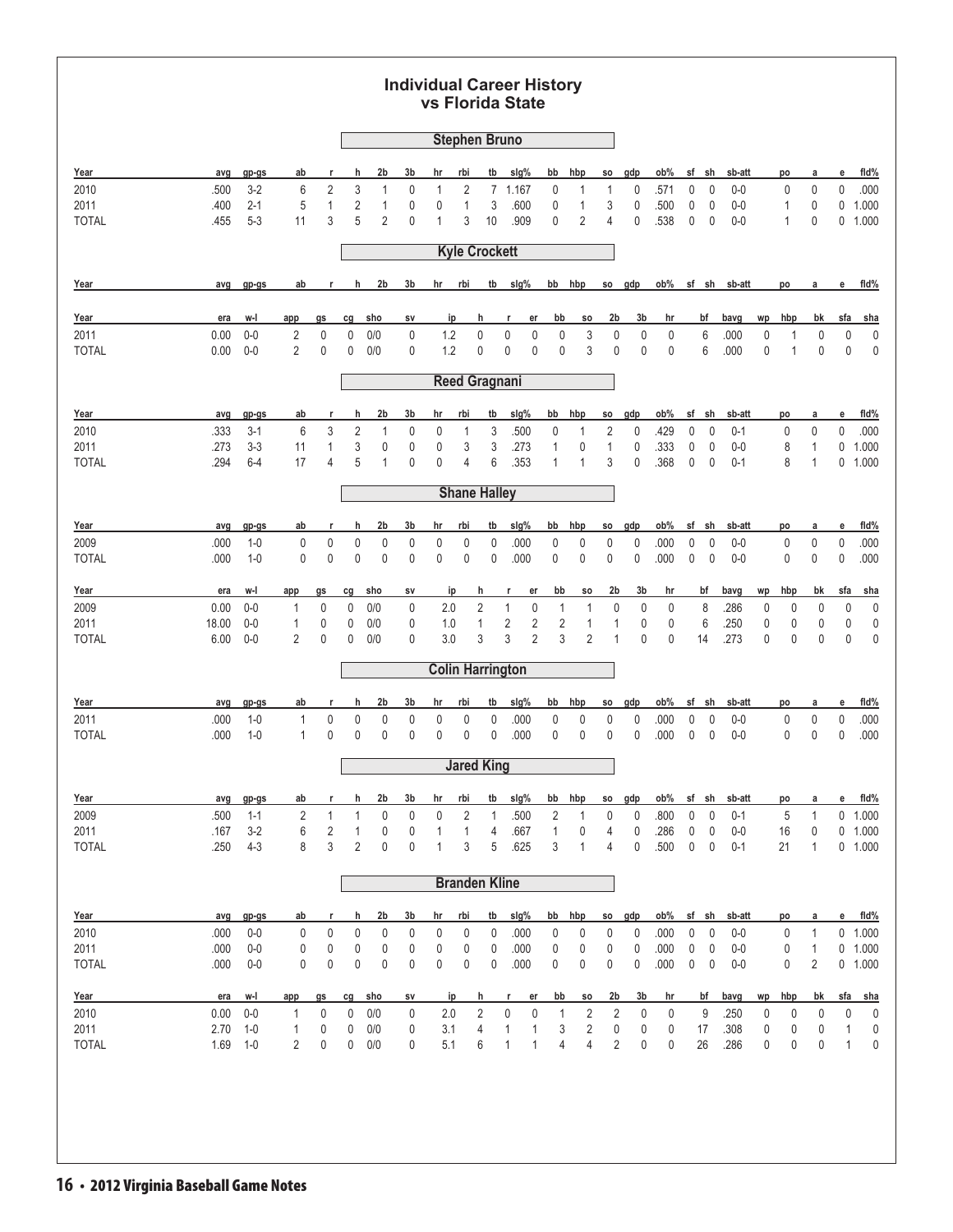# Individual Career History
## vs Florida State

### Stephen Bruno

| Year | avg | gp-gs | ab | r | h | 2b | 3b | hr | rbi | tb | slg% | bb | hbp | so | gdp | ob% | sf | sh | sb-att | po | a | e | fld% |
|---|---|---|---|---|---|---|---|---|---|---|---|---|---|---|---|---|---|---|---|---|---|---|---|
| 2010 | .500 | 3-2 | 6 | 2 | 3 | 1 | 0 | 1 | 2 | 7 | 1.167 | 0 | 1 | 1 | 0 | .571 | 0 | 0 | 0-0 | 0 | 0 | 0 | .000 |
| 2011 | .400 | 2-1 | 5 | 1 | 2 | 1 | 0 | 0 | 1 | 3 | .600 | 0 | 1 | 3 | 0 | .500 | 0 | 0 | 0-0 | 1 | 0 | 0 | 1.000 |
| TOTAL | .455 | 5-3 | 11 | 3 | 5 | 2 | 0 | 1 | 3 | 10 | .909 | 0 | 2 | 4 | 0 | .538 | 0 | 0 | 0-0 | 1 | 0 | 0 | 1.000 |

### Kyle Crockett

| Year | avg | gp-gs | ab | r | h | 2b | 3b | hr | rbi | tb | slg% | bb | hbp | so | gdp | ob% | sf | sh | sb-att | po | a | e | fld% |
|---|---|---|---|---|---|---|---|---|---|---|---|---|---|---|---|---|---|---|---|---|---|---|---|

| Year | era | w-l | app | gs | cg | sho | sv | ip | h | r | er | bb | so | 2b | 3b | hr | bf | bavg | wp | hbp | bk | sfa | sha |
|---|---|---|---|---|---|---|---|---|---|---|---|---|---|---|---|---|---|---|---|---|---|---|---|
| 2011 | 0.00 | 0-0 | 2 | 0 | 0 | 0/0 | 0 | 1.2 | 0 | 0 | 0 | 0 | 3 | 0 | 0 | 0 | 6 | .000 | 0 | 1 | 0 | 0 | 0 |
| TOTAL | 0.00 | 0-0 | 2 | 0 | 0 | 0/0 | 0 | 1.2 | 0 | 0 | 0 | 0 | 3 | 0 | 0 | 0 | 6 | .000 | 0 | 1 | 0 | 0 | 0 |

### Reed Gragnani

| Year | avg | gp-gs | ab | r | h | 2b | 3b | hr | rbi | tb | slg% | bb | hbp | so | gdp | ob% | sf | sh | sb-att | po | a | e | fld% |
|---|---|---|---|---|---|---|---|---|---|---|---|---|---|---|---|---|---|---|---|---|---|---|---|
| 2010 | .333 | 3-1 | 6 | 3 | 2 | 1 | 0 | 0 | 1 | 3 | .500 | 0 | 1 | 2 | 0 | .429 | 0 | 0 | 0-1 | 0 | 0 | 0 | .000 |
| 2011 | .273 | 3-3 | 11 | 1 | 3 | 0 | 0 | 0 | 3 | 3 | .273 | 1 | 0 | 1 | 0 | .333 | 0 | 0 | 0-0 | 8 | 1 | 0 | 1.000 |
| TOTAL | .294 | 6-4 | 17 | 4 | 5 | 1 | 0 | 0 | 4 | 6 | .353 | 1 | 1 | 3 | 0 | .368 | 0 | 0 | 0-1 | 8 | 1 | 0 | 1.000 |

### Shane Halley

| Year | avg | gp-gs | ab | r | h | 2b | 3b | hr | rbi | tb | slg% | bb | hbp | so | gdp | ob% | sf | sh | sb-att | po | a | e | fld% |
|---|---|---|---|---|---|---|---|---|---|---|---|---|---|---|---|---|---|---|---|---|---|---|---|
| 2009 | .000 | 1-0 | 0 | 0 | 0 | 0 | 0 | 0 | 0 | 0 | .000 | 0 | 0 | 0 | 0 | .000 | 0 | 0 | 0-0 | 0 | 0 | 0 | .000 |
| TOTAL | .000 | 1-0 | 0 | 0 | 0 | 0 | 0 | 0 | 0 | 0 | .000 | 0 | 0 | 0 | 0 | .000 | 0 | 0 | 0-0 | 0 | 0 | 0 | .000 |

| Year | era | w-l | app | gs | cg | sho | sv | ip | h | r | er | bb | so | 2b | 3b | hr | bf | bavg | wp | hbp | bk | sfa | sha |
|---|---|---|---|---|---|---|---|---|---|---|---|---|---|---|---|---|---|---|---|---|---|---|---|
| 2009 | 0.00 | 0-0 | 1 | 0 | 0 | 0/0 | 0 | 2.0 | 2 | 1 | 0 | 1 | 1 | 0 | 0 | 0 | 8 | .286 | 0 | 0 | 0 | 0 | 0 |
| 2011 | 18.00 | 0-0 | 1 | 0 | 0 | 0/0 | 0 | 1.0 | 1 | 2 | 2 | 2 | 1 | 1 | 0 | 0 | 6 | .250 | 0 | 0 | 0 | 0 | 0 |
| TOTAL | 6.00 | 0-0 | 2 | 0 | 0 | 0/0 | 0 | 3.0 | 3 | 3 | 2 | 3 | 2 | 1 | 0 | 0 | 14 | .273 | 0 | 0 | 0 | 0 | 0 |

### Colin Harrington

| Year | avg | gp-gs | ab | r | h | 2b | 3b | hr | rbi | tb | slg% | bb | hbp | so | gdp | ob% | sf | sh | sb-att | po | a | e | fld% |
|---|---|---|---|---|---|---|---|---|---|---|---|---|---|---|---|---|---|---|---|---|---|---|---|
| 2011 | .000 | 1-0 | 1 | 0 | 0 | 0 | 0 | 0 | 0 | 0 | .000 | 0 | 0 | 0 | 0 | .000 | 0 | 0 | 0-0 | 0 | 0 | 0 | .000 |
| TOTAL | .000 | 1-0 | 1 | 0 | 0 | 0 | 0 | 0 | 0 | 0 | .000 | 0 | 0 | 0 | 0 | .000 | 0 | 0 | 0-0 | 0 | 0 | 0 | .000 |

### Jared King

| Year | avg | gp-gs | ab | r | h | 2b | 3b | hr | rbi | tb | slg% | bb | hbp | so | gdp | ob% | sf | sh | sb-att | po | a | e | fld% |
|---|---|---|---|---|---|---|---|---|---|---|---|---|---|---|---|---|---|---|---|---|---|---|---|
| 2009 | .500 | 1-1 | 2 | 1 | 1 | 0 | 0 | 0 | 2 | 1 | .500 | 2 | 1 | 0 | 0 | .800 | 0 | 0 | 0-1 | 5 | 1 | 0 | 1.000 |
| 2011 | .167 | 3-2 | 6 | 2 | 1 | 0 | 0 | 1 | 1 | 4 | .667 | 1 | 0 | 4 | 0 | .286 | 0 | 0 | 0-0 | 16 | 0 | 0 | 1.000 |
| TOTAL | .250 | 4-3 | 8 | 3 | 2 | 0 | 0 | 1 | 3 | 5 | .625 | 3 | 1 | 4 | 0 | .500 | 0 | 0 | 0-1 | 21 | 1 | 0 | 1.000 |

### Branden Kline

| Year | avg | gp-gs | ab | r | h | 2b | 3b | hr | rbi | tb | slg% | bb | hbp | so | gdp | ob% | sf | sh | sb-att | po | a | e | fld% |
|---|---|---|---|---|---|---|---|---|---|---|---|---|---|---|---|---|---|---|---|---|---|---|---|
| 2010 | .000 | 0-0 | 0 | 0 | 0 | 0 | 0 | 0 | 0 | 0 | .000 | 0 | 0 | 0 | 0 | .000 | 0 | 0 | 0-0 | 0 | 1 | 0 | 1.000 |
| 2011 | .000 | 0-0 | 0 | 0 | 0 | 0 | 0 | 0 | 0 | 0 | .000 | 0 | 0 | 0 | 0 | .000 | 0 | 0 | 0-0 | 0 | 1 | 0 | 1.000 |
| TOTAL | .000 | 0-0 | 0 | 0 | 0 | 0 | 0 | 0 | 0 | 0 | .000 | 0 | 0 | 0 | 0 | .000 | 0 | 0 | 0-0 | 0 | 2 | 0 | 1.000 |

| Year | era | w-l | app | gs | cg | sho | sv | ip | h | r | er | bb | so | 2b | 3b | hr | bf | bavg | wp | hbp | bk | sfa | sha |
|---|---|---|---|---|---|---|---|---|---|---|---|---|---|---|---|---|---|---|---|---|---|---|---|
| 2010 | 0.00 | 0-0 | 1 | 0 | 0 | 0/0 | 0 | 2.0 | 2 | 0 | 0 | 1 | 2 | 2 | 0 | 0 | 9 | .250 | 0 | 0 | 0 | 0 | 0 |
| 2011 | 2.70 | 1-0 | 1 | 0 | 0 | 0/0 | 0 | 3.1 | 4 | 1 | 1 | 3 | 2 | 0 | 0 | 0 | 17 | .308 | 0 | 0 | 0 | 1 | 0 |
| TOTAL | 1.69 | 1-0 | 2 | 0 | 0 | 0/0 | 0 | 5.1 | 6 | 1 | 1 | 4 | 4 | 2 | 0 | 0 | 26 | .286 | 0 | 0 | 0 | 1 | 0 |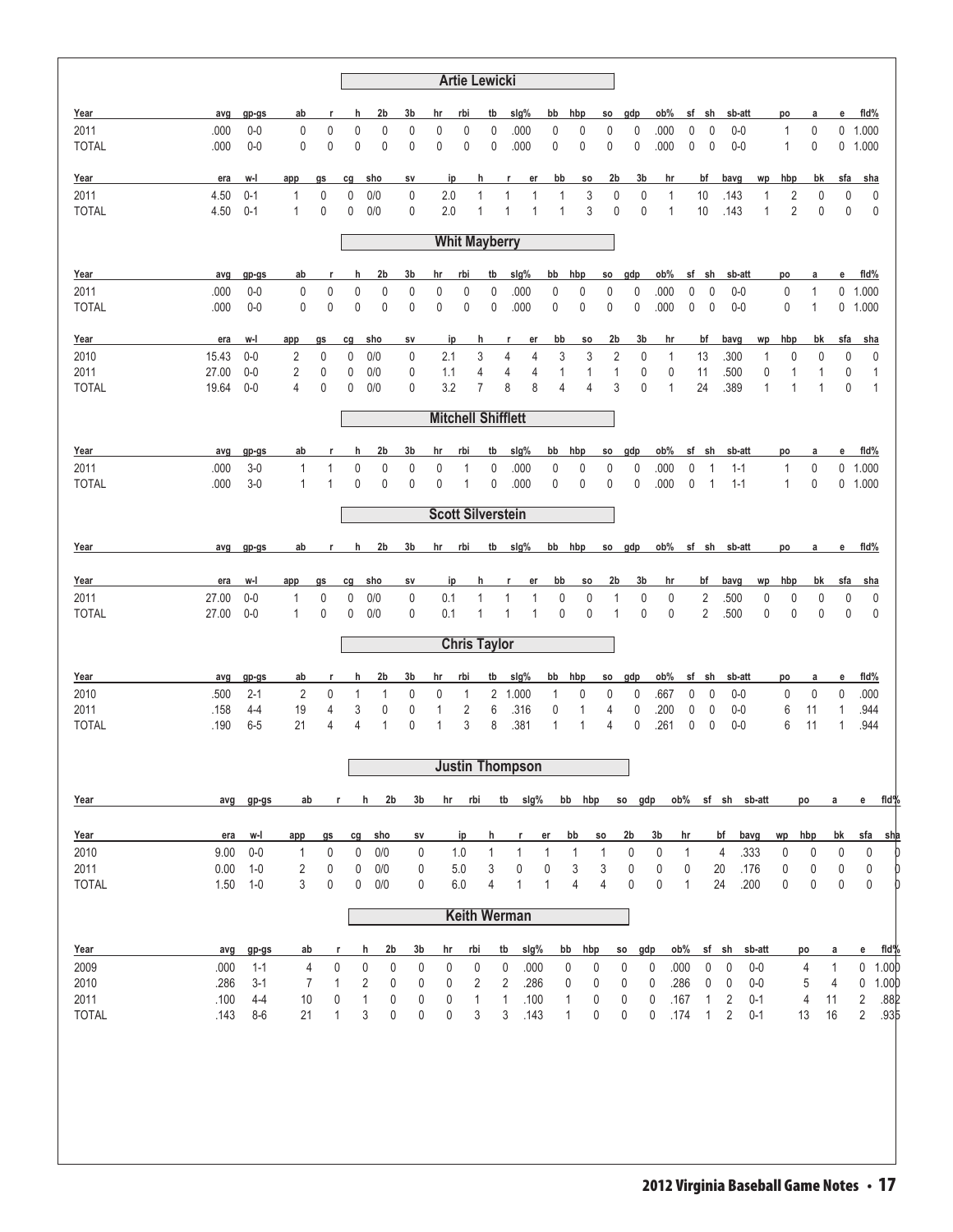## Artie Lewicki

| Year | avg | gp-gs | ab | r | h | 2b | 3b | hr | rbi | tb | slg% | bb | hbp | so | gdp | ob% | sf | sh | sb-att | po | a | e | fld% |
|---|---|---|---|---|---|---|---|---|---|---|---|---|---|---|---|---|---|---|---|---|---|---|---|
| 2011 | .000 | 0-0 | 0 | 0 | 0 | 0 | 0 | 0 | 0 | 0 | .000 | 0 | 0 | 0 | 0 | .000 | 0 | 0 | 0-0 | 1 | 0 | 0 | 1.000 |
| TOTAL | .000 | 0-0 | 0 | 0 | 0 | 0 | 0 | 0 | 0 | 0 | .000 | 0 | 0 | 0 | 0 | .000 | 0 | 0 | 0-0 | 1 | 0 | 0 | 1.000 |

| Year | era | w-l | app | gs | cg | sho | sv | ip | h | r | er | bb | so | 2b | 3b | hr | bf | bavg | wp | hbp | bk | sfa | sha |
|---|---|---|---|---|---|---|---|---|---|---|---|---|---|---|---|---|---|---|---|---|---|---|---|
| 2011 | 4.50 | 0-1 | 1 | 0 | 0 | 0/0 | 0 | 2.0 | 1 | 1 | 1 | 1 | 3 | 0 | 0 | 1 | 10 | .143 | 1 | 2 | 0 | 0 | 0 |
| TOTAL | 4.50 | 0-1 | 1 | 0 | 0 | 0/0 | 0 | 2.0 | 1 | 1 | 1 | 1 | 3 | 0 | 0 | 1 | 10 | .143 | 1 | 2 | 0 | 0 | 0 |

## Whit Mayberry

| Year | avg | gp-gs | ab | r | h | 2b | 3b | hr | rbi | tb | slg% | bb | hbp | so | gdp | ob% | sf | sh | sb-att | po | a | e | fld% |
|---|---|---|---|---|---|---|---|---|---|---|---|---|---|---|---|---|---|---|---|---|---|---|---|
| 2011 | .000 | 0-0 | 0 | 0 | 0 | 0 | 0 | 0 | 0 | 0 | .000 | 0 | 0 | 0 | 0 | .000 | 0 | 0 | 0-0 | 0 | 1 | 0 | 1.000 |
| TOTAL | .000 | 0-0 | 0 | 0 | 0 | 0 | 0 | 0 | 0 | 0 | .000 | 0 | 0 | 0 | 0 | .000 | 0 | 0 | 0-0 | 0 | 1 | 0 | 1.000 |

| Year | era | w-l | app | gs | cg | sho | sv | ip | h | r | er | bb | so | 2b | 3b | hr | bf | bavg | wp | hbp | bk | sfa | sha |
|---|---|---|---|---|---|---|---|---|---|---|---|---|---|---|---|---|---|---|---|---|---|---|---|
| 2010 | 15.43 | 0-0 | 2 | 0 | 0 | 0/0 | 0 | 2.1 | 3 | 4 | 4 | 3 | 3 | 2 | 0 | 1 | 13 | .300 | 1 | 0 | 0 | 0 | 0 |
| 2011 | 27.00 | 0-0 | 2 | 0 | 0 | 0/0 | 0 | 1.1 | 4 | 4 | 4 | 1 | 1 | 1 | 0 | 0 | 11 | .500 | 0 | 1 | 1 | 0 | 1 |
| TOTAL | 19.64 | 0-0 | 4 | 0 | 0 | 0/0 | 0 | 3.2 | 7 | 8 | 8 | 4 | 4 | 3 | 0 | 1 | 24 | .389 | 1 | 1 | 1 | 0 | 1 |

## Mitchell Shifflett

| Year | avg | gp-gs | ab | r | h | 2b | 3b | hr | rbi | tb | slg% | bb | hbp | so | gdp | ob% | sf | sh | sb-att | po | a | e | fld% |
|---|---|---|---|---|---|---|---|---|---|---|---|---|---|---|---|---|---|---|---|---|---|---|---|
| 2011 | .000 | 3-0 | 1 | 1 | 0 | 0 | 0 | 0 | 1 | 0 | .000 | 0 | 0 | 0 | 0 | .000 | 0 | 1 | 1-1 | 1 | 0 | 0 | 1.000 |
| TOTAL | .000 | 3-0 | 1 | 1 | 0 | 0 | 0 | 0 | 1 | 0 | .000 | 0 | 0 | 0 | 0 | .000 | 0 | 1 | 1-1 | 1 | 0 | 0 | 1.000 |

## Scott Silverstein

| Year | avg | gp-gs | ab | r | h | 2b | 3b | hr | rbi | tb | slg% | bb | hbp | so | gdp | ob% | sf | sh | sb-att | po | a | e | fld% |
|---|---|---|---|---|---|---|---|---|---|---|---|---|---|---|---|---|---|---|---|---|---|---|---|

| Year | era | w-l | app | gs | cg | sho | sv | ip | h | r | er | bb | so | 2b | 3b | hr | bf | bavg | wp | hbp | bk | sfa | sha |
|---|---|---|---|---|---|---|---|---|---|---|---|---|---|---|---|---|---|---|---|---|---|---|---|
| 2011 | 27.00 | 0-0 | 1 | 0 | 0 | 0/0 | 0 | 0.1 | 1 | 1 | 1 | 0 | 0 | 1 | 0 | 0 | 2 | .500 | 0 | 0 | 0 | 0 | 0 |
| TOTAL | 27.00 | 0-0 | 1 | 0 | 0 | 0/0 | 0 | 0.1 | 1 | 1 | 1 | 0 | 0 | 1 | 0 | 0 | 2 | .500 | 0 | 0 | 0 | 0 | 0 |

## Chris Taylor

| Year | avg | gp-gs | ab | r | h | 2b | 3b | hr | rbi | tb | slg% | bb | hbp | so | gdp | ob% | sf | sh | sb-att | po | a | e | fld% |
|---|---|---|---|---|---|---|---|---|---|---|---|---|---|---|---|---|---|---|---|---|---|---|---|
| 2010 | .500 | 2-1 | 2 | 0 | 1 | 1 | 0 | 0 | 1 | 2 | 1.000 | 1 | 0 | 0 | 0 | .667 | 0 | 0 | 0-0 | 0 | 0 | 0 | .000 |
| 2011 | .158 | 4-4 | 19 | 4 | 3 | 0 | 0 | 1 | 2 | 6 | .316 | 0 | 1 | 4 | 0 | .200 | 0 | 0 | 0-0 | 6 | 11 | 1 | .944 |
| TOTAL | .190 | 6-5 | 21 | 4 | 4 | 1 | 0 | 1 | 3 | 8 | .381 | 1 | 1 | 4 | 0 | .261 | 0 | 0 | 0-0 | 6 | 11 | 1 | .944 |

## Justin Thompson

| Year | avg | gp-gs | ab | r | h | 2b | 3b | hr | rbi | tb | slg% | bb | hbp | so | gdp | ob% | sf | sh | sb-att | po | a | e | fld% |
|---|---|---|---|---|---|---|---|---|---|---|---|---|---|---|---|---|---|---|---|---|---|---|---|

| Year | era | w-l | app | gs | cg | sho | sv | ip | h | r | er | bb | so | 2b | 3b | hr | bf | bavg | wp | hbp | bk | sfa | sha |
|---|---|---|---|---|---|---|---|---|---|---|---|---|---|---|---|---|---|---|---|---|---|---|---|
| 2010 | 9.00 | 0-0 | 1 | 0 | 0 | 0/0 | 0 | 1.0 | 1 | 1 | 1 | 1 | 1 | 0 | 0 | 1 | 4 | .333 | 0 | 0 | 0 | 0 | 0 |
| 2011 | 0.00 | 1-0 | 2 | 0 | 0 | 0/0 | 0 | 5.0 | 3 | 0 | 0 | 3 | 3 | 0 | 0 | 0 | 20 | .176 | 0 | 0 | 0 | 0 | 0 |
| TOTAL | 1.50 | 1-0 | 3 | 0 | 0 | 0/0 | 0 | 6.0 | 4 | 1 | 1 | 4 | 4 | 0 | 0 | 1 | 24 | .200 | 0 | 0 | 0 | 0 | 0 |

## Keith Werman

| Year | avg | gp-gs | ab | r | h | 2b | 3b | hr | rbi | tb | slg% | bb | hbp | so | gdp | ob% | sf | sh | sb-att | po | a | e | fld% |
|---|---|---|---|---|---|---|---|---|---|---|---|---|---|---|---|---|---|---|---|---|---|---|---|
| 2009 | .000 | 1-1 | 4 | 0 | 0 | 0 | 0 | 0 | 0 | 0 | .000 | 0 | 0 | 0 | 0 | .000 | 0 | 0 | 0-0 | 4 | 1 | 0 | 1.000 |
| 2010 | .286 | 3-1 | 7 | 1 | 2 | 0 | 0 | 0 | 2 | 2 | .286 | 0 | 0 | 0 | 0 | .286 | 0 | 0 | 0-0 | 5 | 4 | 0 | 1.000 |
| 2011 | .100 | 4-4 | 10 | 0 | 1 | 0 | 0 | 0 | 1 | 1 | .100 | 1 | 0 | 0 | 0 | .167 | 1 | 2 | 0-1 | 4 | 11 | 2 | .882 |
| TOTAL | .143 | 8-6 | 21 | 1 | 3 | 0 | 0 | 0 | 3 | 3 | .143 | 1 | 0 | 0 | 0 | .174 | 1 | 2 | 0-1 | 13 | 16 | 2 | .935 |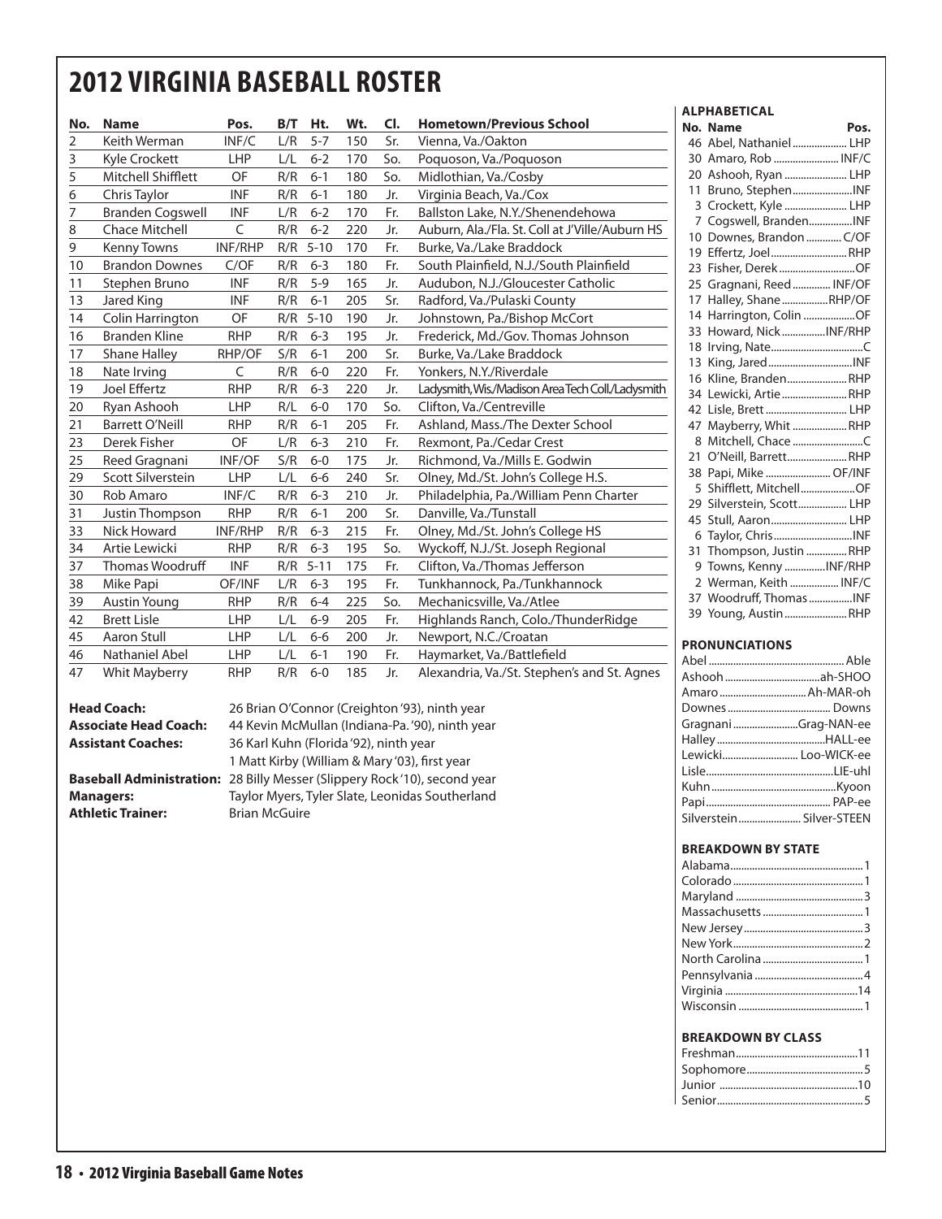# 2012 VIRGINIA BASEBALL ROSTER

| No. | Name | Pos. | B/T | Ht. | Wt. | Cl. | Hometown/Previous School |
|---|---|---|---|---|---|---|---|
| 2 | Keith Werman | INF/C | L/R | 5-7 | 150 | Sr. | Vienna, Va./Oakton |
| 3 | Kyle Crockett | LHP | L/L | 6-2 | 170 | So. | Poquoson, Va./Poquoson |
| 5 | Mitchell Shifflett | OF | R/R | 6-1 | 180 | So. | Midlothian, Va./Cosby |
| 6 | Chris Taylor | INF | R/R | 6-1 | 180 | Jr. | Virginia Beach, Va./Cox |
| 7 | Branden Cogswell | INF | L/R | 6-2 | 170 | Fr. | Ballston Lake, N.Y./Shenendehowa |
| 8 | Chace Mitchell | C | R/R | 6-2 | 220 | Jr. | Auburn, Ala./Fla. St. Coll at J'Ville/Auburn HS |
| 9 | Kenny Towns | INF/RHP | R/R | 5-10 | 170 | Fr. | Burke, Va./Lake Braddock |
| 10 | Brandon Downes | C/OF | R/R | 6-3 | 180 | Fr. | South Plainfield, N.J./South Plainfield |
| 11 | Stephen Bruno | INF | R/R | 5-9 | 165 | Jr. | Audubon, N.J./Gloucester Catholic |
| 13 | Jared King | INF | R/R | 6-1 | 205 | Sr. | Radford, Va./Pulaski County |
| 14 | Colin Harrington | OF | R/R | 5-10 | 190 | Jr. | Johnstown, Pa./Bishop McCort |
| 16 | Branden Kline | RHP | R/R | 6-3 | 195 | Jr. | Frederick, Md./Gov. Thomas Johnson |
| 17 | Shane Halley | RHP/OF | S/R | 6-1 | 200 | Sr. | Burke, Va./Lake Braddock |
| 18 | Nate Irving | C | R/R | 6-0 | 220 | Fr. | Yonkers, N.Y./Riverdale |
| 19 | Joel Effertz | RHP | R/R | 6-3 | 220 | Jr. | Ladysmith, Wis./Madison Area Tech Coll./Ladysmith |
| 20 | Ryan Ashooh | LHP | R/L | 6-0 | 170 | So. | Clifton, Va./Centreville |
| 21 | Barrett O'Neill | RHP | R/R | 6-1 | 205 | Fr. | Ashland, Mass./The Dexter School |
| 23 | Derek Fisher | OF | L/R | 6-3 | 210 | Fr. | Rexmont, Pa./Cedar Crest |
| 25 | Reed Gragnani | INF/OF | S/R | 6-0 | 175 | Jr. | Richmond, Va./Mills E. Godwin |
| 29 | Scott Silverstein | LHP | L/L | 6-6 | 240 | Sr. | Olney, Md./St. John's College H.S. |
| 30 | Rob Amaro | INF/C | R/R | 6-3 | 210 | Jr. | Philadelphia, Pa./William Penn Charter |
| 31 | Justin Thompson | RHP | R/R | 6-1 | 200 | Sr. | Danville, Va./Tunstall |
| 33 | Nick Howard | INF/RHP | R/R | 6-3 | 215 | Fr. | Olney, Md./St. John's College HS |
| 34 | Artie Lewicki | RHP | R/R | 6-3 | 195 | So. | Wyckoff, N.J./St. Joseph Regional |
| 37 | Thomas Woodruff | INF | R/R | 5-11 | 175 | Fr. | Clifton, Va./Thomas Jefferson |
| 38 | Mike Papi | OF/INF | L/R | 6-3 | 195 | Fr. | Tunkhannock, Pa./Tunkhannock |
| 39 | Austin Young | RHP | R/R | 6-4 | 225 | So. | Mechanicsville, Va./Atlee |
| 42 | Brett Lisle | LHP | L/L | 6-9 | 205 | Fr. | Highlands Ranch, Colo./ThunderRidge |
| 45 | Aaron Stull | LHP | L/L | 6-6 | 200 | Jr. | Newport, N.C./Croatan |
| 46 | Nathaniel Abel | LHP | L/L | 6-1 | 190 | Fr. | Haymarket, Va./Battlefield |
| 47 | Whit Mayberry | RHP | R/R | 6-0 | 185 | Jr. | Alexandria, Va./St. Stephen's and St. Agnes |

**Head Coach:** 26 Brian O'Connor (Creighton '93), ninth year
**Associate Head Coach:** 44 Kevin McMullan (Indiana-Pa. '90), ninth year
**Assistant Coaches:** 36 Karl Kuhn (Florida '92), ninth year
1 Matt Kirby (William & Mary '03), first year
**Baseball Administration:** 28 Billy Messer (Slippery Rock '10), second year
**Managers:** Taylor Myers, Tyler Slate, Leonidas Southerland
**Athletic Trainer:** Brian McGuire

### ALPHABETICAL

| No. | Name | Pos. |
|---|---|---|
| 46 | Abel, Nathaniel | LHP |
| 30 | Amaro, Rob | INF/C |
| 20 | Ashooh, Ryan | LHP |
| 11 | Bruno, Stephen | INF |
| 3 | Crockett, Kyle | LHP |
| 7 | Cogswell, Branden | INF |
| 10 | Downes, Brandon | C/OF |
| 19 | Effertz, Joel | RHP |
| 23 | Fisher, Derek | OF |
| 25 | Gragnani, Reed | INF/OF |
| 17 | Halley, Shane | RHP/OF |
| 14 | Harrington, Colin | OF |
| 33 | Howard, Nick | INF/RHP |
| 18 | Irving, Nate | C |
| 13 | King, Jared | INF |
| 16 | Kline, Branden | RHP |
| 34 | Lewicki, Artie | RHP |
| 42 | Lisle, Brett | LHP |
| 47 | Mayberry, Whit | RHP |
| 8 | Mitchell, Chace | C |
| 21 | O'Neill, Barrett | RHP |
| 38 | Papi, Mike | OF/INF |
| 5 | Shifflett, Mitchell | OF |
| 29 | Silverstein, Scott | LHP |
| 45 | Stull, Aaron | LHP |
| 6 | Taylor, Chris | INF |
| 31 | Thompson, Justin | RHP |
| 9 | Towns, Kenny | INF/RHP |
| 2 | Werman, Keith | INF/C |
| 37 | Woodruff, Thomas | INF |
| 39 | Young, Austin | RHP |

### PRONUNCIATIONS

| | |
|---|---|
| Abel | Able |
| Ashooh | ah-SHOO |
| Amaro | Ah-MAR-oh |
| Downes | Downs |
| Gragnani | Grag-NAN-ee |
| Halley | HALL-ee |
| Lewicki | Loo-WICK-ee |
| Lisle | LIE-uhl |
| Kuhn | Kyoon |
| Papi | PAP-ee |
| Silverstein | Silver-STEEN |

### BREAKDOWN BY STATE

| | |
|---|---|
| Alabama | 1 |
| Colorado | 1 |
| Maryland | 3 |
| Massachusetts | 1 |
| New Jersey | 3 |
| New York | 2 |
| North Carolina | 1 |
| Pennsylvania | 4 |
| Virginia | 14 |
| Wisconsin | 1 |

### BREAKDOWN BY CLASS

| | |
|---|---|
| Freshman | 11 |
| Sophomore | 5 |
| Junior | 10 |
| Senior | 5 |